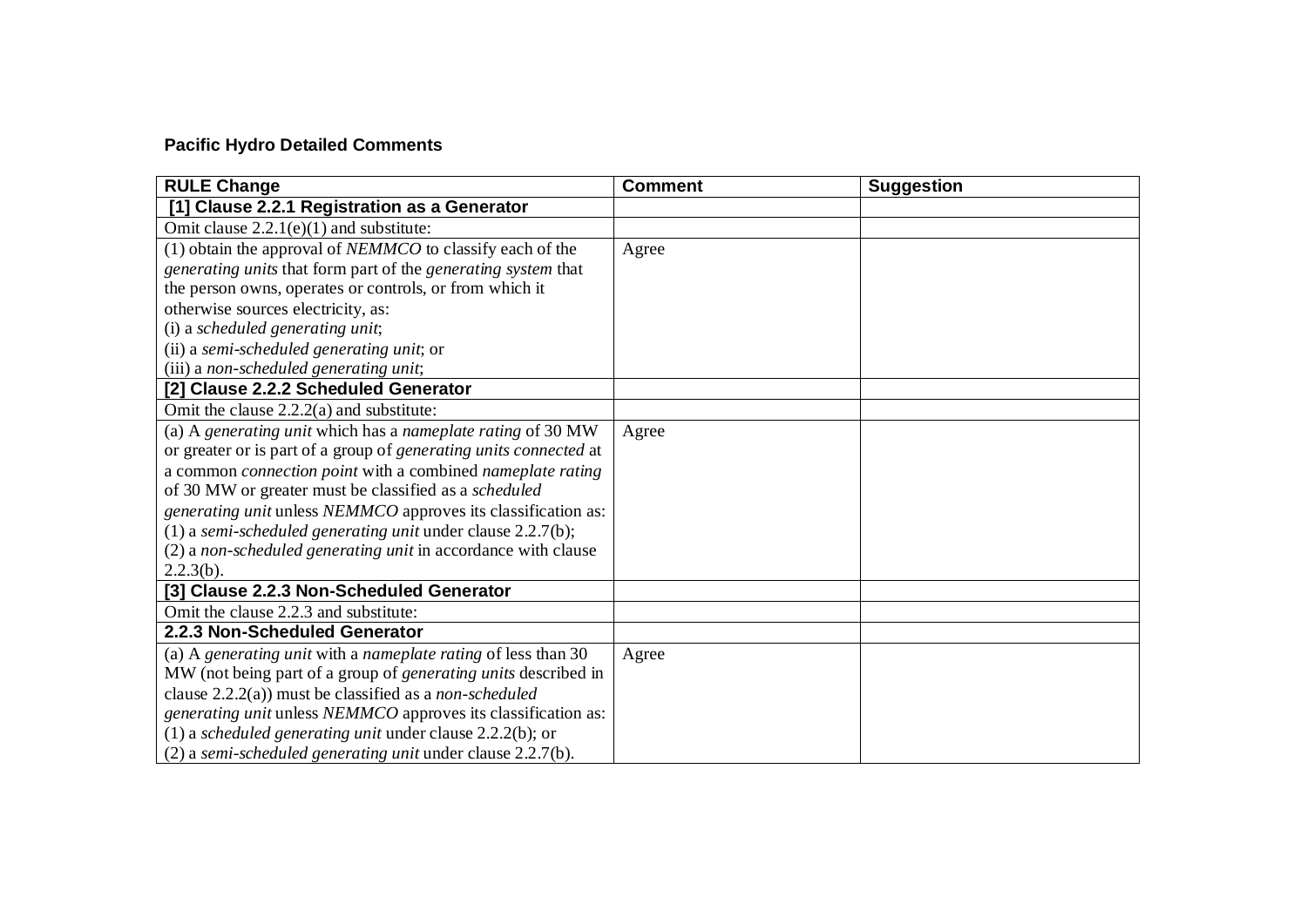**Pacific Hydro Detailed Comments**

| RULE Change | Comment | Suggestion |
| --- | --- | --- |
| **[1] Clause 2.2.1 Registration as a Generator** | | |
| Omit clause 2.2.1(e)(1) and substitute: | | |
| (1) obtain the approval of *NEMMCO* to classify each of the *generating units* that form part of the *generating system* that the person owns, operates or controls, or from which it otherwise sources electricity, as:<br>(i) a *scheduled generating unit*;<br>(ii) a *semi-scheduled generating unit*; or<br>(iii) a *non-scheduled generating unit*; | Agree | |
| **[2] Clause 2.2.2 Scheduled Generator** | | |
| Omit the clause 2.2.2(a) and substitute: | | |
| (a) A *generating unit* which has a *nameplate rating* of 30 MW or greater or is part of a group of *generating units connected* at a common *connection point* with a combined *nameplate rating* of 30 MW or greater must be classified as a *scheduled generating unit* unless *NEMMCO* approves its classification as:<br>(1) a *semi-scheduled generating unit* under clause 2.2.7(b);<br>(2) a *non-scheduled generating unit* in accordance with clause 2.2.3(b). | Agree | |
| **[3] Clause 2.2.3 Non-Scheduled Generator** | | |
| Omit the clause 2.2.3 and substitute: | | |
| **2.2.3 Non-Scheduled Generator** | | |
| (a) A *generating unit* with a *nameplate rating* of less than 30 MW (not being part of a group of *generating units* described in clause 2.2.2(a)) must be classified as a *non-scheduled generating unit* unless *NEMMCO* approves its classification as:<br>(1) a *scheduled generating unit* under clause 2.2.2(b); or<br>(2) a *semi-scheduled generating unit* under clause 2.2.7(b). | Agree | |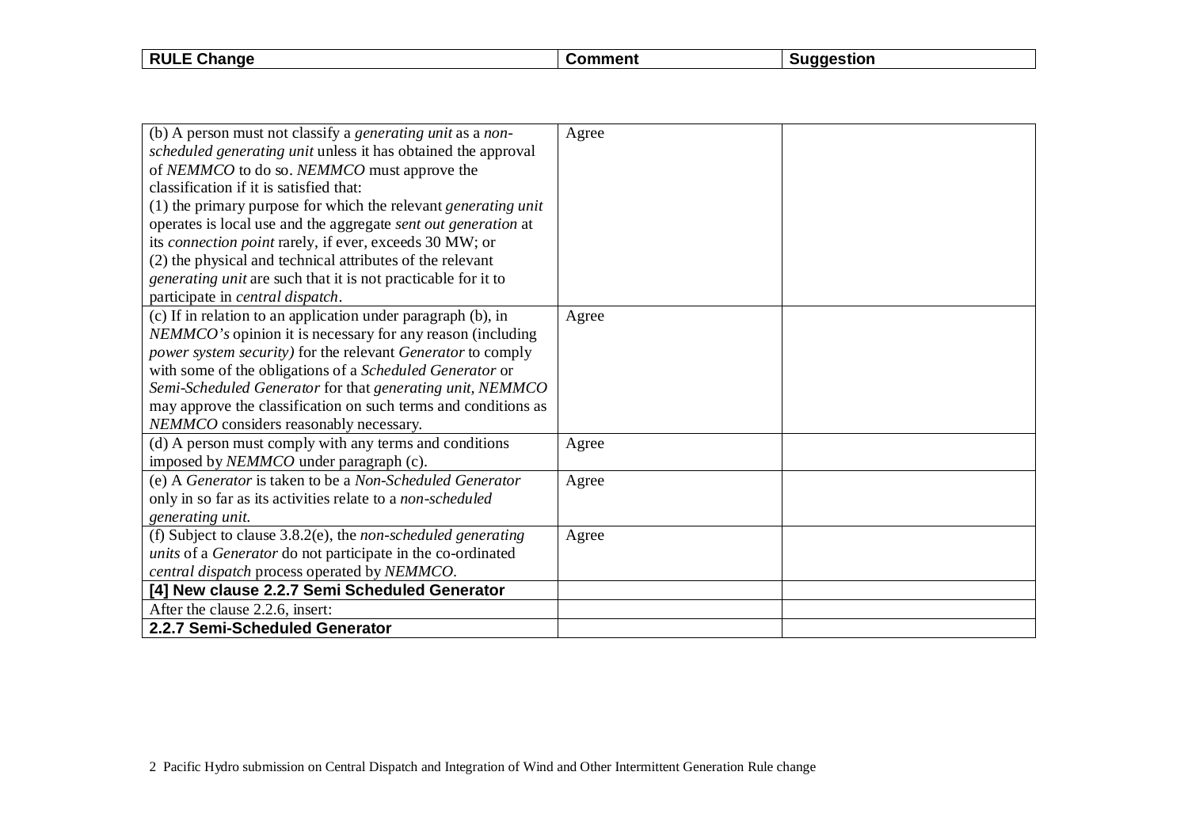| RULE Change | Comment | Suggestion |
|---|---|---|
| (b) A person must not classify a *generating unit* as a *non-scheduled generating unit* unless it has obtained the approval of *NEMMCO* to do so. *NEMMCO* must approve the classification if it is satisfied that:<br>(1) the primary purpose for which the relevant *generating unit* operates is local use and the aggregate *sent out generation* at its *connection point* rarely, if ever, exceeds 30 MW; or<br>(2) the physical and technical attributes of the relevant *generating unit* are such that it is not practicable for it to participate in *central dispatch*. | Agree | |
| (c) If in relation to an application under paragraph (b), in *NEMMCO's* opinion it is necessary for any reason (including *power system security)* for the relevant *Generator* to comply with some of the obligations of a *Scheduled Generator* or *Semi-Scheduled Generator* for that *generating unit*, *NEMMCO* may approve the classification on such terms and conditions as *NEMMCO* considers reasonably necessary. | Agree | |
| (d) A person must comply with any terms and conditions imposed by *NEMMCO* under paragraph (c). | Agree | |
| (e) A *Generator* is taken to be a *Non-Scheduled Generator* only in so far as its activities relate to a *non-scheduled generating unit.* | Agree | |
| (f) Subject to clause 3.8.2(e), the *non-scheduled generating units* of a *Generator* do not participate in the co-ordinated *central dispatch* process operated by *NEMMCO*. | Agree | |
| **[4] New clause 2.2.7 Semi Scheduled Generator** | | |
| After the clause 2.2.6, insert: | | |
| **2.2.7 Semi-Scheduled Generator** | | |

2 Pacific Hydro submission on Central Dispatch and Integration of Wind and Other Intermittent Generation Rule change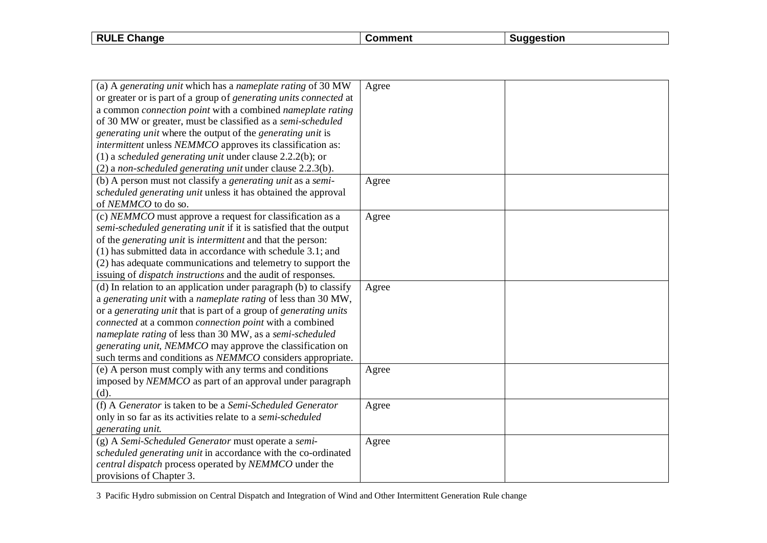| RULE Change | Comment | Suggestion |
|---|---|---|
| (a) A *generating unit* which has a *nameplate rating* of 30 MW or greater or is part of a group of *generating units connected* at a common *connection point* with a combined *nameplate rating* of 30 MW or greater, must be classified as a *semi-scheduled generating unit* where the output of the *generating unit* is *intermittent* unless *NEMMCO* approves its classification as:<br>(1) a *scheduled generating unit* under clause 2.2.2(b); or<br>(2) a *non-scheduled generating unit* under clause 2.2.3(b). | Agree | |
| (b) A person must not classify a *generating unit* as a *semi-scheduled generating unit* unless it has obtained the approval of *NEMMCO* to do so. | Agree | |
| (c) *NEMMCO* must approve a request for classification as a *semi-scheduled generating unit* if it is satisfied that the output of the *generating unit* is *intermittent* and that the person:<br>(1) has submitted data in accordance with schedule 3.1; and<br>(2) has adequate communications and telemetry to support the issuing of *dispatch instructions* and the audit of responses. | Agree | |
| (d) In relation to an application under paragraph (b) to classify a *generating unit* with a *nameplate rating* of less than 30 MW, or a *generating unit* that is part of a group of *generating units connected* at a common *connection point* with a combined *nameplate rating* of less than 30 MW, as a *semi-scheduled generating unit*, *NEMMCO* may approve the classification on such terms and conditions as *NEMMCO* considers appropriate. | Agree | |
| (e) A person must comply with any terms and conditions imposed by *NEMMCO* as part of an approval under paragraph (d). | Agree | |
| (f) A *Generator* is taken to be a *Semi-Scheduled Generator* only in so far as its activities relate to a *semi-scheduled generating unit*. | Agree | |
| (g) A *Semi-Scheduled Generator* must operate a *semi-scheduled generating unit* in accordance with the co-ordinated *central dispatch* process operated by *NEMMCO* under the provisions of Chapter 3. | Agree | |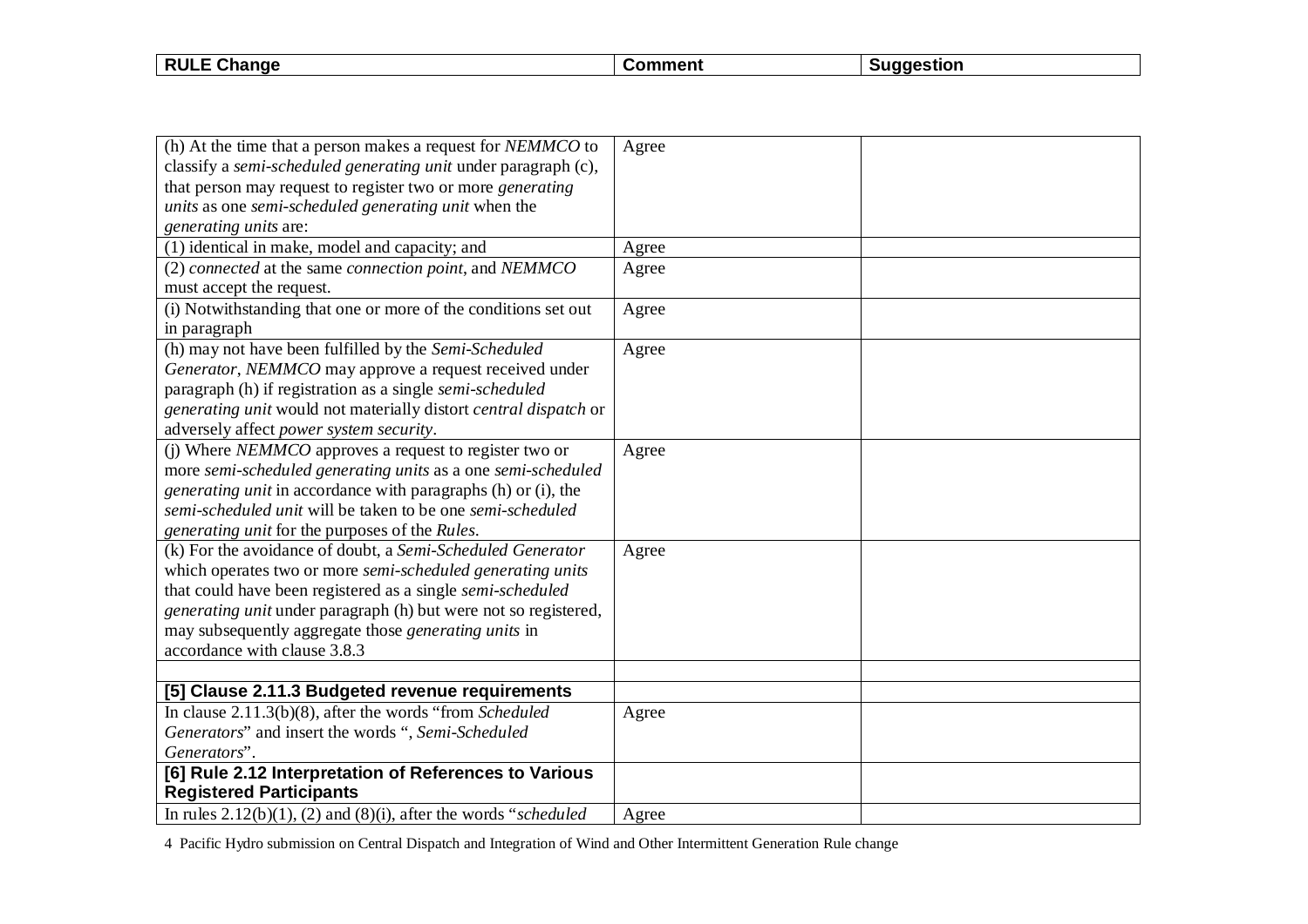| RULE Change | Comment | Suggestion |
|---|---|---|
| (h) At the time that a person makes a request for *NEMMCO* to classify a *semi-scheduled generating unit* under paragraph (c), that person may request to register two or more *generating units* as one *semi-scheduled generating unit* when the *generating units* are: | Agree | |
| (1) identical in make, model and capacity; and | Agree | |
| (2) *connected* at the same *connection point*, and *NEMMCO* must accept the request. | Agree | |
| (i) Notwithstanding that one or more of the conditions set out in paragraph | Agree | |
| (h) may not have been fulfilled by the *Semi-Scheduled Generator*, *NEMMCO* may approve a request received under paragraph (h) if registration as a single *semi-scheduled generating unit* would not materially distort *central dispatch* or adversely affect *power system security*. | Agree | |
| (j) Where *NEMMCO* approves a request to register two or more *semi-scheduled generating units* as a one *semi-scheduled generating unit* in accordance with paragraphs (h) or (i), the *semi-scheduled unit* will be taken to be one *semi-scheduled generating unit* for the purposes of the *Rules*. | Agree | |
| (k) For the avoidance of doubt, a *Semi-Scheduled Generator* which operates two or more *semi-scheduled generating units* that could have been registered as a single *semi-scheduled generating unit* under paragraph (h) but were not so registered, may subsequently aggregate those *generating units* in accordance with clause 3.8.3 | Agree | |
| | | |
| **[5] Clause 2.11.3 Budgeted revenue requirements** | | |
| In clause 2.11.3(b)(8), after the words "from *Scheduled Generators*" and insert the words ", *Semi-Scheduled Generators*". | Agree | |
| **[6] Rule 2.12 Interpretation of References to Various Registered Participants** | | |
| In rules 2.12(b)(1), (2) and (8)(i), after the words "*scheduled* | Agree | |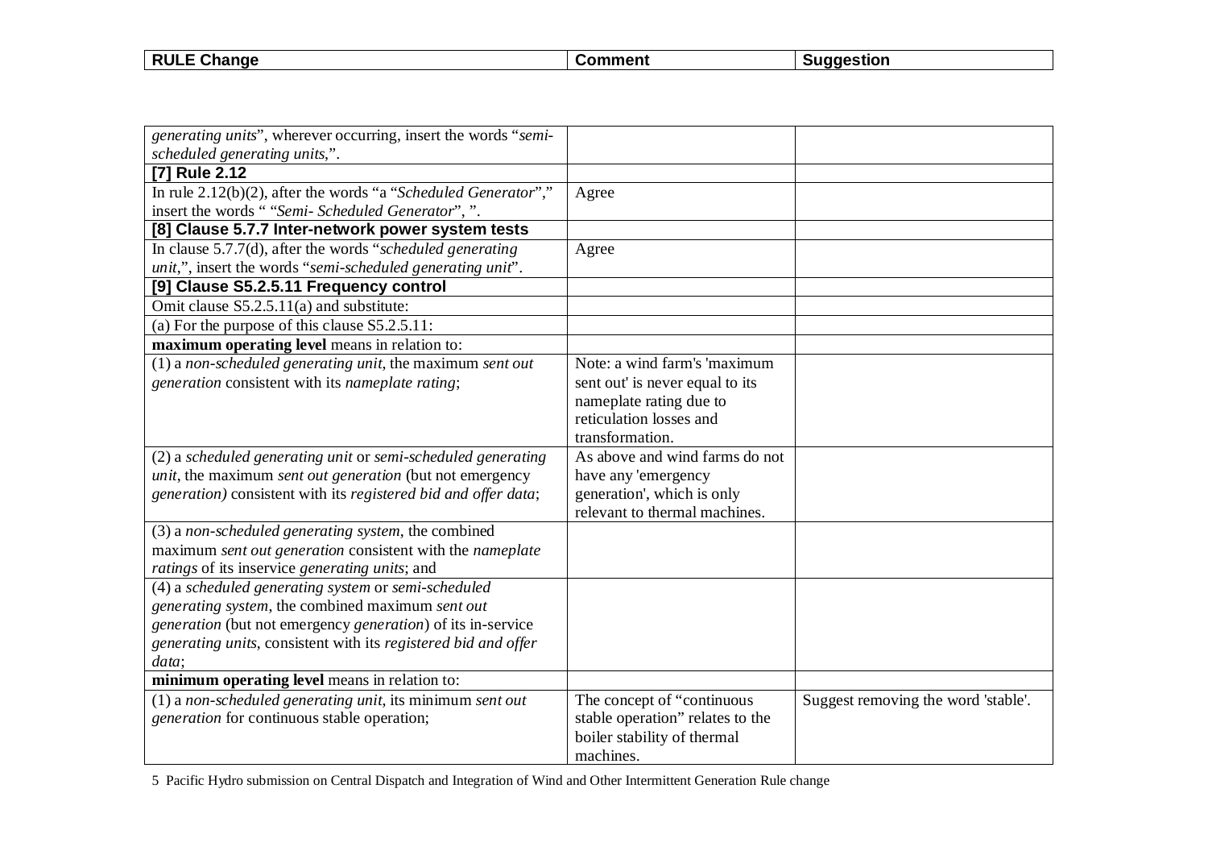| RULE Change | Comment | Suggestion |
|---|---|---|
| *generating units*", wherever occurring, insert the words "*semi-scheduled generating units*,". | | |
| **[7] Rule 2.12** | | |
| In rule 2.12(b)(2), after the words "a "*Scheduled Generator*"," insert the words " "*Semi- Scheduled Generator*", ". | Agree | |
| **[8] Clause 5.7.7 Inter-network power system tests** | | |
| In clause 5.7.7(d), after the words "*scheduled generating unit*,", insert the words "*semi-scheduled generating unit*". | Agree | |
| **[9] Clause S5.2.5.11 Frequency control** | | |
| Omit clause S5.2.5.11(a) and substitute: | | |
| (a) For the purpose of this clause S5.2.5.11: | | |
| **maximum operating level** means in relation to: | | |
| (1) a *non-scheduled generating unit*, the maximum *sent out generation* consistent with its *nameplate rating*; | Note: a wind farm's 'maximum sent out' is never equal to its nameplate rating due to reticulation losses and transformation. | |
| (2) a *scheduled generating unit* or *semi-scheduled generating unit*, the maximum *sent out generation* (but not emergency *generation)* consistent with its *registered bid and offer data*; | As above and wind farms do not have any 'emergency generation', which is only relevant to thermal machines. | |
| (3) a *non-scheduled generating system*, the combined maximum *sent out generation* consistent with the *nameplate ratings* of its inservice *generating units*; and | | |
| (4) a *scheduled generating system* or *semi-scheduled generating system*, the combined maximum *sent out generation* (but not emergency *generation*) of its in-service *generating units*, consistent with its *registered bid and offer data*; | | |
| **minimum operating level** means in relation to: | | |
| (1) a *non-scheduled generating unit*, its minimum *sent out generation* for continuous stable operation; | The concept of "continuous stable operation" relates to the boiler stability of thermal machines. | Suggest removing the word 'stable'. |

5 Pacific Hydro submission on Central Dispatch and Integration of Wind and Other Intermittent Generation Rule change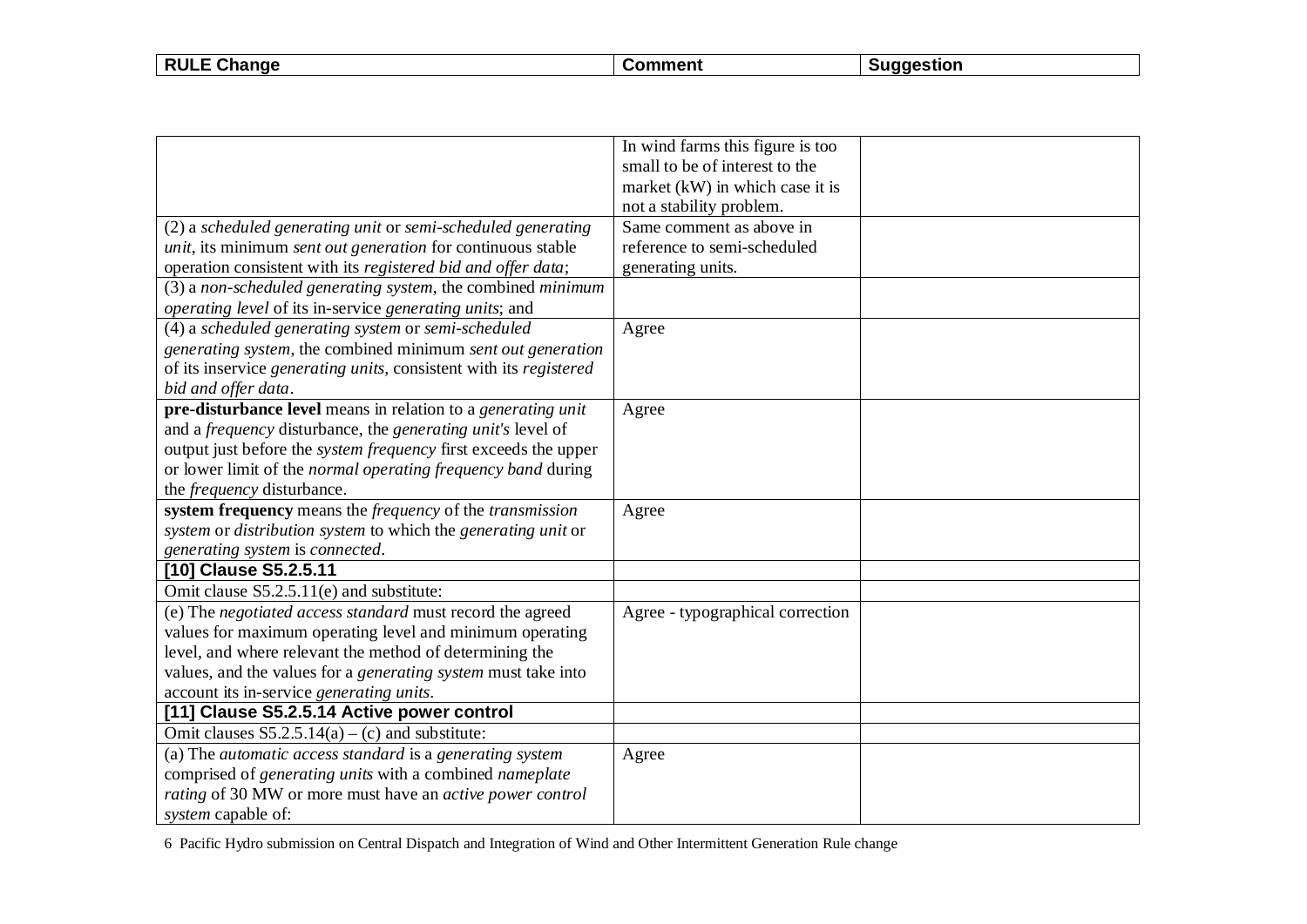| RULE Change | Comment | Suggestion |
|---|---|---|
| | In wind farms this figure is too small to be of interest to the market (kW) in which case it is not a stability problem. | |
| (2) a *scheduled generating unit* or *semi-scheduled generating unit*, its minimum *sent out generation* for continuous stable operation consistent with its *registered bid and offer data*; | Same comment as above in reference to semi-scheduled generating units. | |
| (3) a *non-scheduled generating system*, the combined *minimum operating level* of its in-service *generating units*; and | | |
| (4) a *scheduled generating system* or *semi-scheduled generating system*, the combined minimum *sent out generation* of its inservice *generating units*, consistent with its *registered bid and offer data*. | Agree | |
| **pre-disturbance level** means in relation to a *generating unit* and a *frequency* disturbance, the *generating unit's* level of output just before the *system frequency* first exceeds the upper or lower limit of the *normal operating frequency band* during the *frequency* disturbance. | Agree | |
| **system frequency** means the *frequency* of the *transmission system* or *distribution system* to which the *generating unit* or *generating system* is *connected*. | Agree | |
| **[10] Clause S5.2.5.11** | | |
| Omit clause S5.2.5.11(e) and substitute: | | |
| (e) The *negotiated access standard* must record the agreed values for maximum operating level and minimum operating level, and where relevant the method of determining the values, and the values for a *generating system* must take into account its in-service *generating units*. | Agree - typographical correction | |
| **[11] Clause S5.2.5.14 Active power control** | | |
| Omit clauses S5.2.5.14(a) – (c) and substitute: | | |
| (a) The *automatic access standard* is a *generating system* comprised of *generating units* with a combined *nameplate rating* of 30 MW or more must have an *active power control system* capable of: | Agree | |

6 Pacific Hydro submission on Central Dispatch and Integration of Wind and Other Intermittent Generation Rule change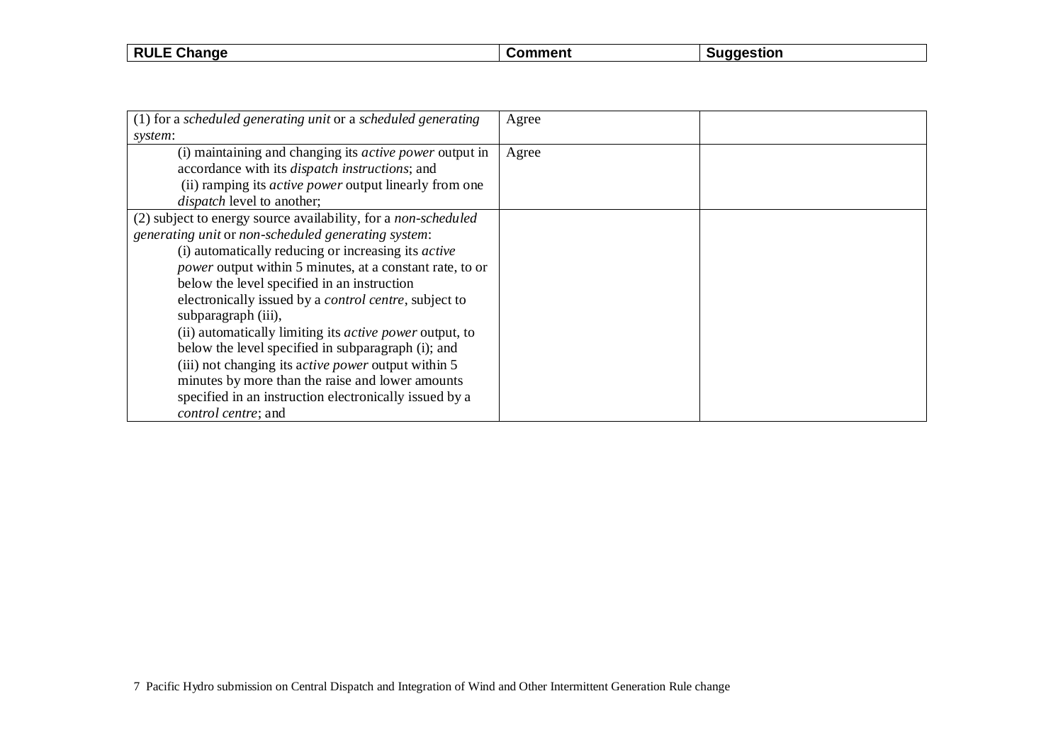| RULE Change | Comment | Suggestion |
|---|---|---|
| (1) for a *scheduled generating unit* or a *scheduled generating system*: | Agree | |
| (i) maintaining and changing its *active power* output in accordance with its *dispatch instructions*; and<br>(ii) ramping its *active power* output linearly from one *dispatch* level to another; | Agree | |
| (2) subject to energy source availability, for a *non-scheduled generating unit* or *non-scheduled generating system*:<br>(i) automatically reducing or increasing its *active power* output within 5 minutes, at a constant rate, to or below the level specified in an instruction electronically issued by a *control centre*, subject to subparagraph (iii),<br>(ii) automatically limiting its *active power* output, to below the level specified in subparagraph (i); and<br>(iii) not changing its *active power* output within 5 minutes by more than the raise and lower amounts specified in an instruction electronically issued by a *control centre*; and | | |

7 Pacific Hydro submission on Central Dispatch and Integration of Wind and Other Intermittent Generation Rule change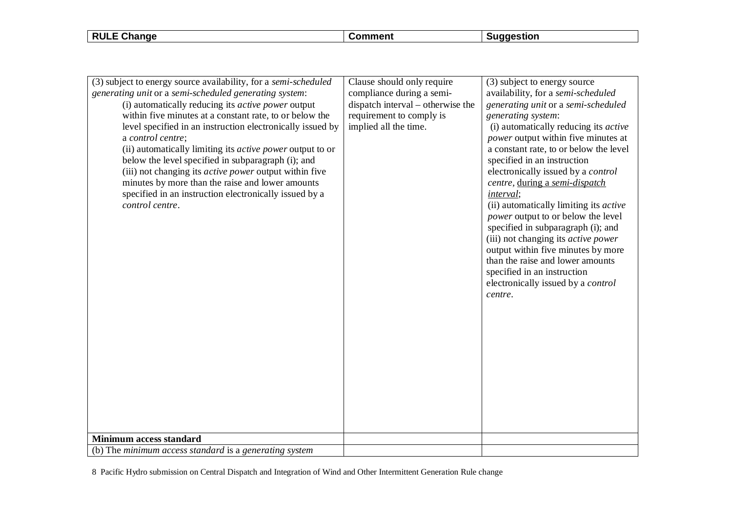| RULE Change | Comment | Suggestion |
|---|---|---|
| (3) subject to energy source availability, for a *semi-scheduled generating unit* or a *semi-scheduled generating system*:<br>(i) automatically reducing its *active power* output within five minutes at a constant rate, to or below the level specified in an instruction electronically issued by a *control centre*;<br>(ii) automatically limiting its *active power* output to or below the level specified in subparagraph (i); and<br>(iii) not changing its *active power* output within five minutes by more than the raise and lower amounts specified in an instruction electronically issued by a *control centre*. | Clause should only require compliance during a semi-dispatch interval – otherwise the requirement to comply is implied all the time. | (3) subject to energy source availability, for a *semi-scheduled generating unit* or a *semi-scheduled generating system*:<br>(i) automatically reducing its *active power* output within five minutes at a constant rate, to or below the level specified in an instruction electronically issued by a *control centre*, <u>during a *semi-dispatch interval*</u>;<br>(ii) automatically limiting its *active power* output to or below the level specified in subparagraph (i); and<br>(iii) not changing its *active power* output within five minutes by more than the raise and lower amounts specified in an instruction electronically issued by a *control centre*. |
| **Minimum access standard** | | |
| (b) The *minimum access standard* is a *generating system* | | |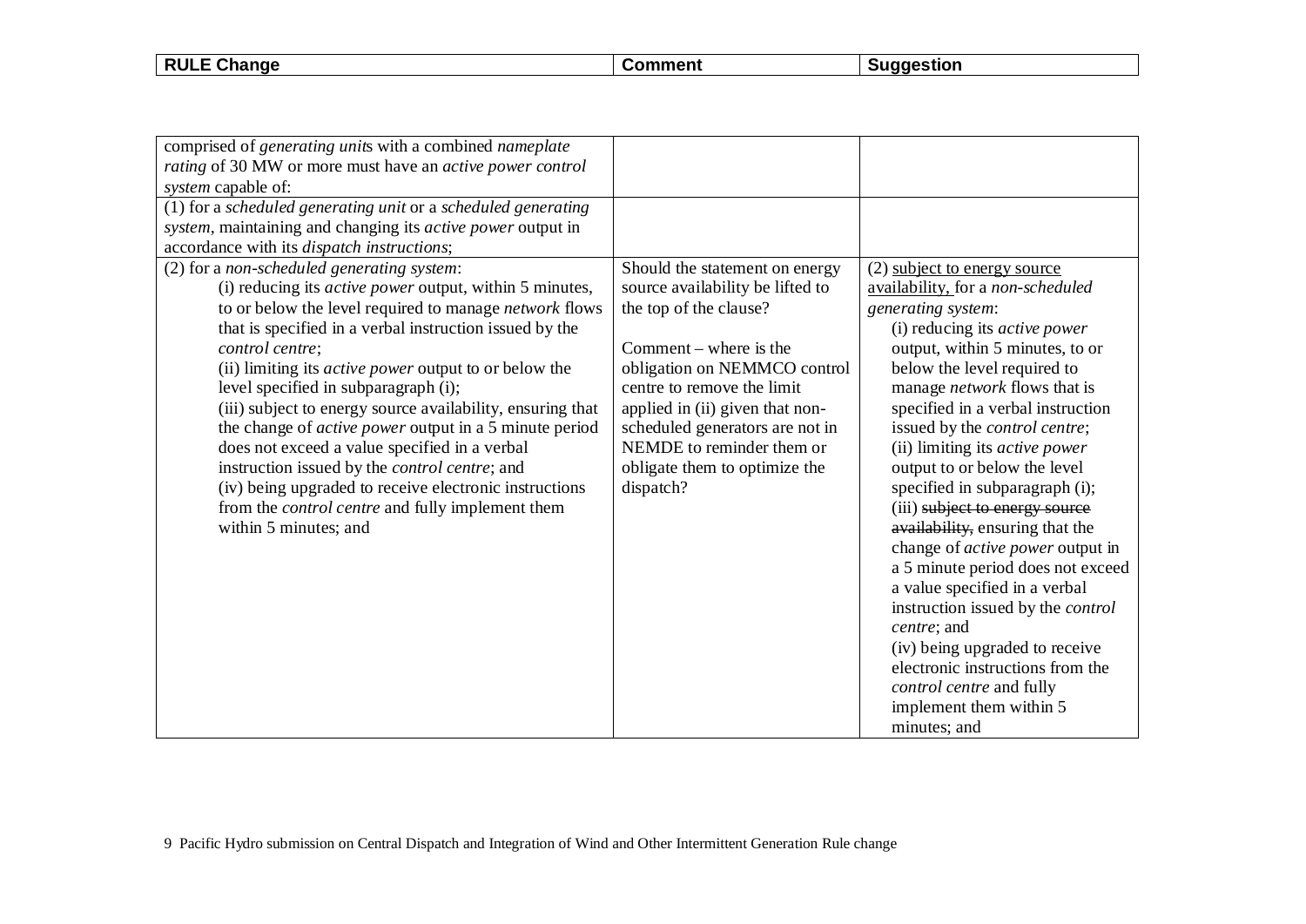| RULE Change | Comment | Suggestion |
|---|---|---|
| comprised of *generating unit*s with a combined *nameplate rating* of 30 MW or more must have an *active power control system* capable of: | | |
| (1) for a *scheduled generating unit* or a *scheduled generating system*, maintaining and changing its *active power* output in accordance with its *dispatch instructions*; | | |
| (2) for a *non-scheduled generating system*:<br>(i) reducing its *active power* output, within 5 minutes, to or below the level required to manage *network* flows that is specified in a verbal instruction issued by the *control centre*;<br>(ii) limiting its *active power* output to or below the level specified in subparagraph (i);<br>(iii) subject to energy source availability, ensuring that the change of *active power* output in a 5 minute period does not exceed a value specified in a verbal instruction issued by the *control centre*; and<br>(iv) being upgraded to receive electronic instructions from the *control centre* and fully implement them within 5 minutes; and | Should the statement on energy source availability be lifted to the top of the clause?<br><br>Comment – where is the obligation on NEMMCO control centre to remove the limit applied in (ii) given that non-scheduled generators are not in NEMDE to reminder them or obligate them to optimize the dispatch? | (2) <u>subject to energy source availability,</u> for a *non-scheduled generating system*:<br>(i) reducing its *active power* output, within 5 minutes, to or below the level required to manage *network* flows that is specified in a verbal instruction issued by the *control centre*;<br>(ii) limiting its *active power* output to or below the level specified in subparagraph (i);<br>(iii) ~~subject to energy source availability,~~ ensuring that the change of *active power* output in a 5 minute period does not exceed a value specified in a verbal instruction issued by the *control centre*; and<br>(iv) being upgraded to receive electronic instructions from the *control centre* and fully implement them within 5 minutes; and |

9 Pacific Hydro submission on Central Dispatch and Integration of Wind and Other Intermittent Generation Rule change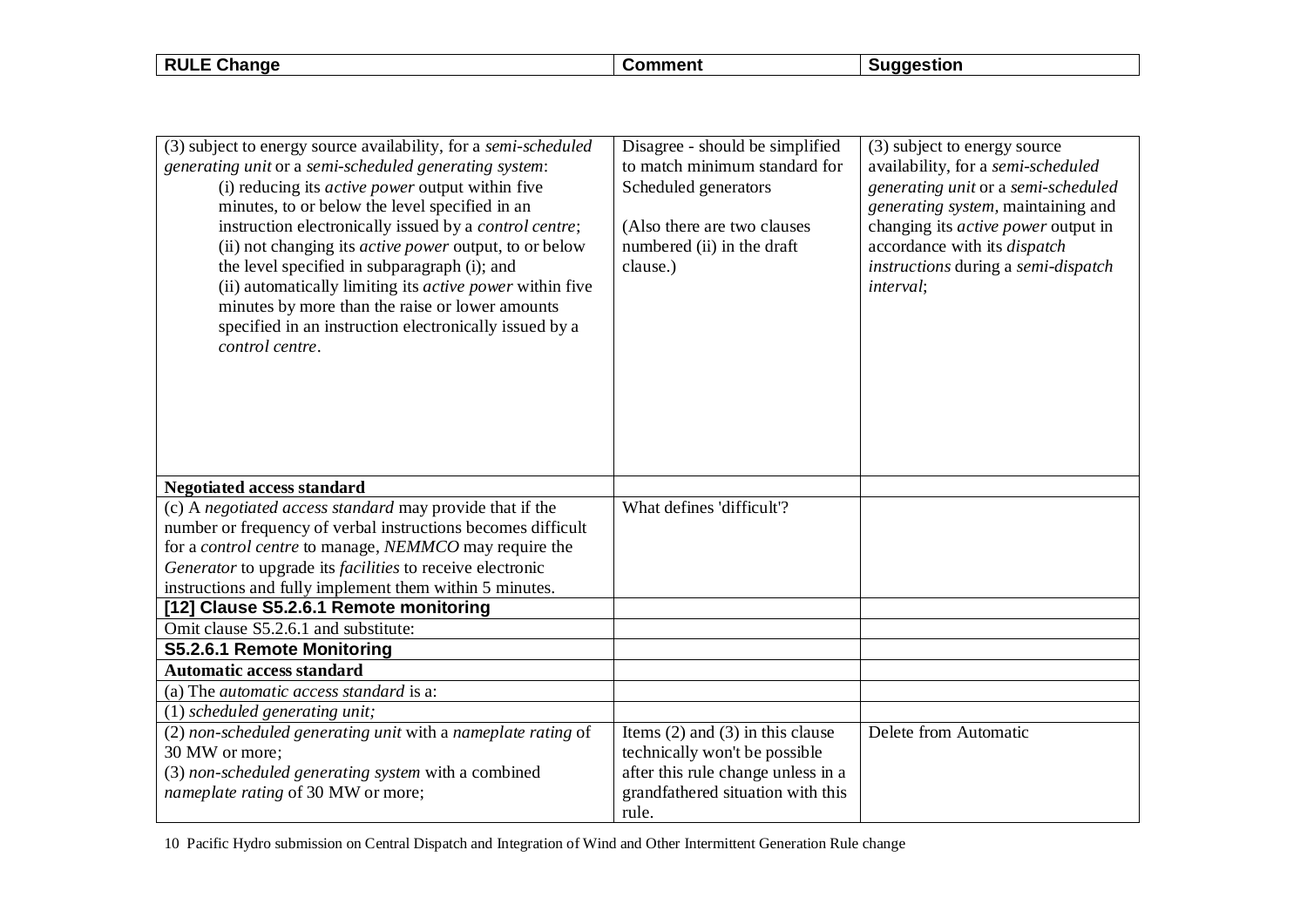| RULE Change | Comment | Suggestion |
|---|---|---|
| (3) subject to energy source availability, for a *semi-scheduled generating unit* or a *semi-scheduled generating system*:<br>(i) reducing its *active power* output within five minutes, to or below the level specified in an instruction electronically issued by a *control centre*;<br>(ii) not changing its *active power* output, to or below the level specified in subparagraph (i); and<br>(ii) automatically limiting its *active power* within five minutes by more than the raise or lower amounts specified in an instruction electronically issued by a *control centre*. | Disagree - should be simplified to match minimum standard for Scheduled generators<br><br>(Also there are two clauses numbered (ii) in the draft clause.) | (3) subject to energy source availability, for a *semi-scheduled generating unit* or a *semi-scheduled generating system*, maintaining and changing its *active power* output in accordance with its *dispatch instructions* during a *semi-dispatch interval*; |
| **Negotiated access standard** | | |
| (c) A *negotiated access standard* may provide that if the number or frequency of verbal instructions becomes difficult for a *control centre* to manage, *NEMMCO* may require the *Generator* to upgrade its *facilities* to receive electronic instructions and fully implement them within 5 minutes. | What defines 'difficult'? | |
| **[12] Clause S5.2.6.1 Remote monitoring** | | |
| Omit clause S5.2.6.1 and substitute: | | |
| **S5.2.6.1 Remote Monitoring** | | |
| **Automatic access standard** | | |
| (a) The *automatic access standard* is a: | | |
| (1) *scheduled generating unit;* | | |
| (2) *non-scheduled generating unit* with a *nameplate rating* of 30 MW or more;<br>(3) *non-scheduled generating system* with a combined *nameplate rating* of 30 MW or more; | Items (2) and (3) in this clause technically won't be possible after this rule change unless in a grandfathered situation with this rule. | Delete from Automatic |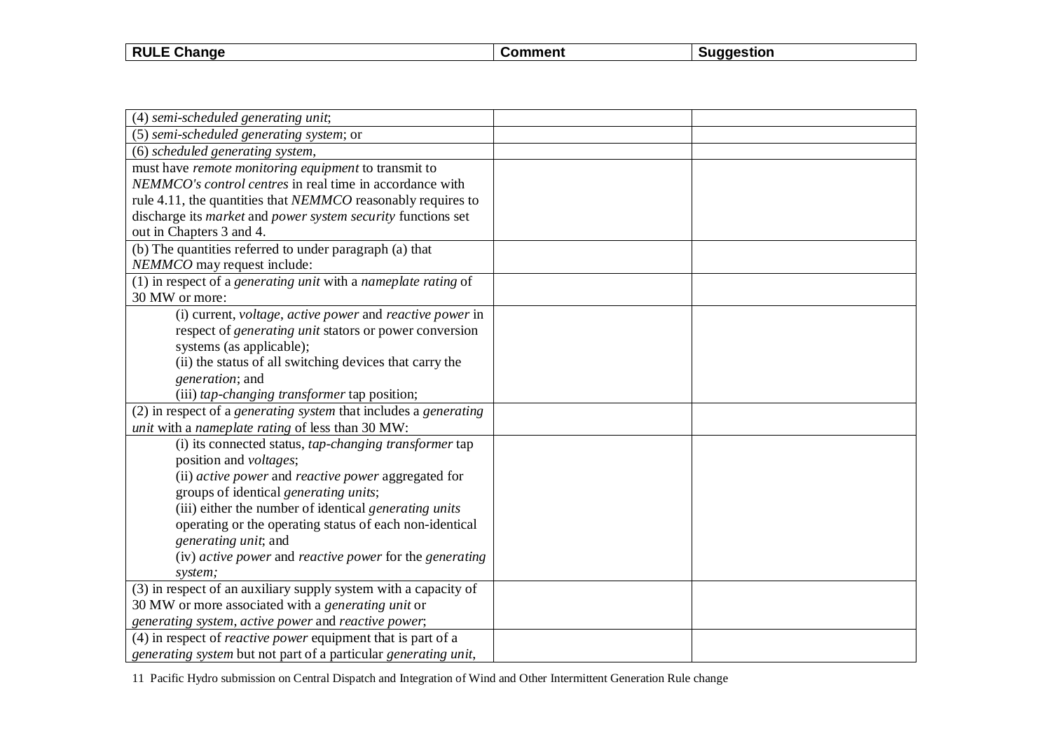| RULE Change | Comment | Suggestion |
| --- | --- | --- |
| (4) *semi-scheduled generating unit*; | | |
| (5) *semi-scheduled generating system*; or | | |
| (6) *scheduled generating system*, | | |
| must have *remote monitoring equipment* to transmit to *NEMMCO's control centres* in real time in accordance with rule 4.11, the quantities that *NEMMCO* reasonably requires to discharge its *market* and *power system security* functions set out in Chapters 3 and 4. | | |
| (b) The quantities referred to under paragraph (a) that *NEMMCO* may request include: | | |
| (1) in respect of a *generating unit* with a *nameplate rating* of 30 MW or more: | | |
| (i) current, *voltage*, *active power* and *reactive power* in respect of *generating unit* stators or power conversion systems (as applicable);<br>(ii) the status of all switching devices that carry the *generation*; and<br>(iii) *tap-changing transformer* tap position; | | |
| (2) in respect of a *generating system* that includes a *generating unit* with a *nameplate rating* of less than 30 MW: | | |
| (i) its connected status, *tap-changing transformer* tap position and *voltages*;<br>(ii) *active power* and *reactive power* aggregated for groups of identical *generating units*;<br>(iii) either the number of identical *generating units* operating or the operating status of each non-identical *generating unit*; and<br>(iv) *active power* and *reactive power* for the *generating system;* | | |
| (3) in respect of an auxiliary supply system with a capacity of 30 MW or more associated with a *generating unit* or *generating system*, *active power* and *reactive power*; | | |
| (4) in respect of *reactive power* equipment that is part of a *generating system* but not part of a particular *generating unit*, | | |

11 Pacific Hydro submission on Central Dispatch and Integration of Wind and Other Intermittent Generation Rule change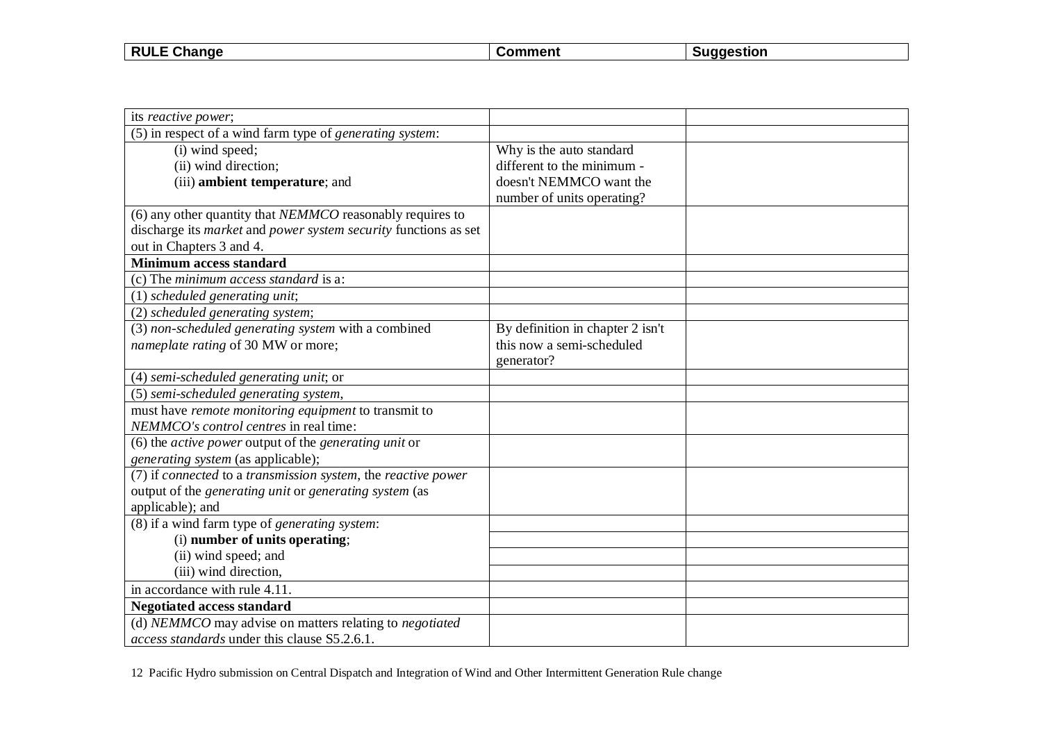| RULE Change | Comment | Suggestion |
|---|---|---|
| its *reactive power*; | | |
| (5) in respect of a wind farm type of *generating system*: | | |
| (i) wind speed; (ii) wind direction; (iii) **ambient temperature**; and | Why is the auto standard different to the minimum - doesn't NEMMCO want the number of units operating? | |
| (6) any other quantity that *NEMMCO* reasonably requires to discharge its *market* and *power system security* functions as set out in Chapters 3 and 4. | | |
| **Minimum access standard** | | |
| (c) The *minimum access standard* is a: | | |
| (1) *scheduled generating unit*; | | |
| (2) *scheduled generating system*; | | |
| (3) *non-scheduled generating system* with a combined *nameplate rating* of 30 MW or more; | By definition in chapter 2 isn't this now a semi-scheduled generator? | |
| (4) *semi-scheduled generating unit*; or | | |
| (5) *semi-scheduled generating system*, | | |
| must have *remote monitoring equipment* to transmit to *NEMMCO's control centres* in real time: | | |
| (6) the *active power* output of the *generating unit* or *generating system* (as applicable); | | |
| (7) if *connected* to a *transmission system*, the *reactive power* output of the *generating unit* or *generating system* (as applicable); and | | |
| (8) if a wind farm type of *generating system*: | | |
| (i) **number of units operating**; | | |
| (ii) wind speed; and | | |
| (iii) wind direction, | | |
| in accordance with rule 4.11. | | |
| **Negotiated access standard** | | |
| (d) *NEMMCO* may advise on matters relating to *negotiated access standards* under this clause S5.2.6.1. | | |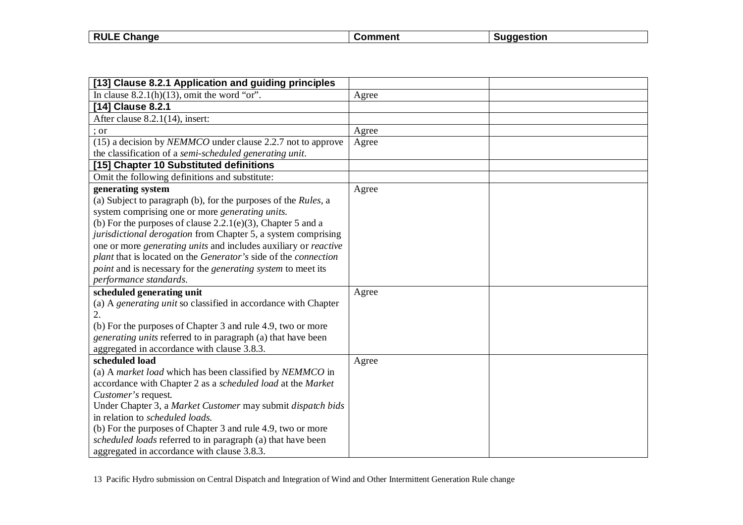| RULE Change | Comment | Suggestion |
|---|---|---|
| **[13] Clause 8.2.1 Application and guiding principles** | | |
| In clause 8.2.1(h)(13), omit the word "or". | Agree | |
| **[14] Clause 8.2.1** | | |
| After clause 8.2.1(14), insert: | | |
| ; or | Agree | |
| (15) a decision by *NEMMCO* under clause 2.2.7 not to approve the classification of a *semi-scheduled generating unit*. | Agree | |
| **[15] Chapter 10 Substituted definitions** | | |
| Omit the following definitions and substitute: | | |
| **generating system**<br>(a) Subject to paragraph (b), for the purposes of the *Rules*, a system comprising one or more *generating units*.<br>(b) For the purposes of clause 2.2.1(e)(3), Chapter 5 and a *jurisdictional derogation* from Chapter 5, a system comprising one or more *generating units* and includes auxiliary or *reactive plant* that is located on the *Generator's* side of the *connection point* and is necessary for the *generating system* to meet its *performance standards*. | Agree | |
| **scheduled generating unit**<br>(a) A *generating unit* so classified in accordance with Chapter 2.<br>(b) For the purposes of Chapter 3 and rule 4.9, two or more *generating units* referred to in paragraph (a) that have been aggregated in accordance with clause 3.8.3. | Agree | |
| **scheduled load**<br>(a) A *market load* which has been classified by *NEMMCO* in accordance with Chapter 2 as a *scheduled load* at the *Market Customer's* request.<br>Under Chapter 3, a *Market Customer* may submit *dispatch bids* in relation to *scheduled loads*.<br>(b) For the purposes of Chapter 3 and rule 4.9, two or more *scheduled loads* referred to in paragraph (a) that have been aggregated in accordance with clause 3.8.3. | Agree | |

13 Pacific Hydro submission on Central Dispatch and Integration of Wind and Other Intermittent Generation Rule change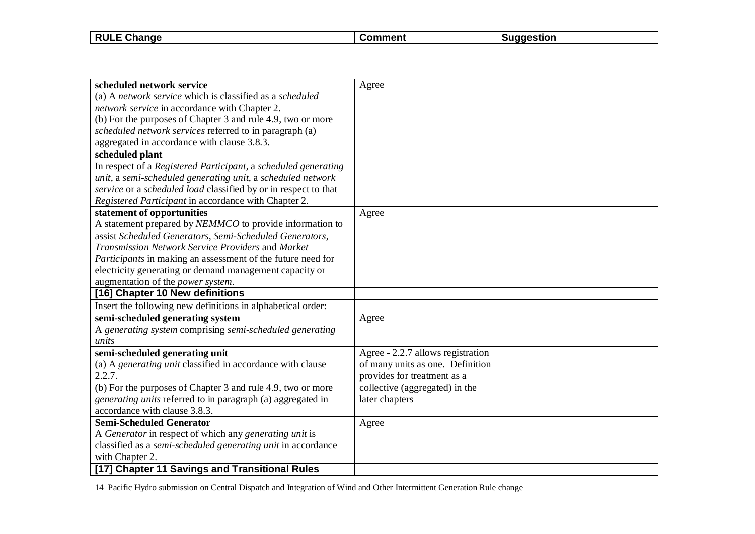| RULE Change | Comment | Suggestion |
|---|---|---|
| **scheduled network service**<br>(a) A *network service* which is classified as a *scheduled network service* in accordance with Chapter 2.<br>(b) For the purposes of Chapter 3 and rule 4.9, two or more *scheduled network services* referred to in paragraph (a) aggregated in accordance with clause 3.8.3. | Agree | |
| **scheduled plant**<br>In respect of a *Registered Participant*, a *scheduled generating unit*, a *semi-scheduled generating unit*, a *scheduled network service* or a *scheduled load* classified by or in respect to that *Registered Participant* in accordance with Chapter 2. | | |
| **statement of opportunities**<br>A statement prepared by *NEMMCO* to provide information to assist *Scheduled Generators*, *Semi-Scheduled Generators*, *Transmission Network Service Providers* and *Market Participants* in making an assessment of the future need for electricity generating or demand management capacity or augmentation of the *power system*. | Agree | |
| **[16] Chapter 10 New definitions** | | |
| Insert the following new definitions in alphabetical order: | | |
| **semi-scheduled generating system**<br>A *generating system* comprising *semi-scheduled generating units* | Agree | |
| **semi-scheduled generating unit**<br>(a) A *generating unit* classified in accordance with clause 2.2.7.<br>(b) For the purposes of Chapter 3 and rule 4.9, two or more *generating units* referred to in paragraph (a) aggregated in accordance with clause 3.8.3. | Agree - 2.2.7 allows registration of many units as one. Definition provides for treatment as a collective (aggregated) in the later chapters | |
| **Semi-Scheduled Generator**<br>A *Generator* in respect of which any *generating unit* is classified as a *semi-scheduled generating unit* in accordance with Chapter 2. | Agree | |
| **[17] Chapter 11 Savings and Transitional Rules** | | |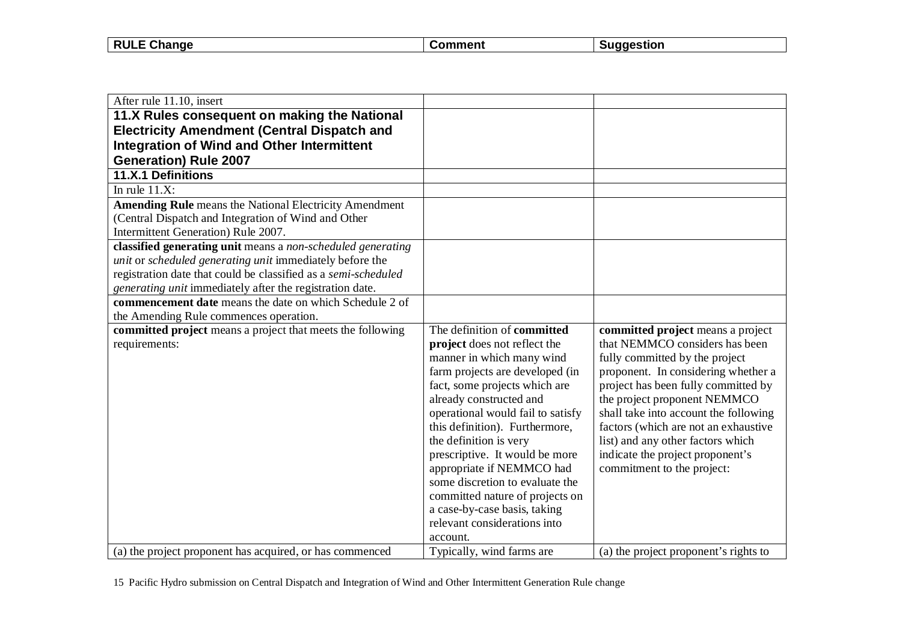| RULE Change | Comment | Suggestion |
|---|---|---|
| After rule 11.10, insert | | |
| **11.X Rules consequent on making the National Electricity Amendment (Central Dispatch and Integration of Wind and Other Intermittent Generation) Rule 2007** | | |
| **11.X.1 Definitions** | | |
| In rule 11.X: | | |
| **Amending Rule** means the National Electricity Amendment (Central Dispatch and Integration of Wind and Other Intermittent Generation) Rule 2007. | | |
| **classified generating unit** means a *non-scheduled generating unit* or *scheduled generating unit* immediately before the registration date that could be classified as a *semi-scheduled generating unit* immediately after the registration date. | | |
| **commencement date** means the date on which Schedule 2 of the Amending Rule commences operation. | | |
| **committed project** means a project that meets the following requirements: | The definition of **committed project** does not reflect the manner in which many wind farm projects are developed (in fact, some projects which are already constructed and operational would fail to satisfy this definition). Furthermore, the definition is very prescriptive. It would be more appropriate if NEMMCO had some discretion to evaluate the committed nature of projects on a case-by-case basis, taking relevant considerations into account. | **committed project** means a project that NEMMCO considers has been fully committed by the project proponent. In considering whether a project has been fully committed by the project proponent NEMMCO shall take into account the following factors (which are not an exhaustive list) and any other factors which indicate the project proponent's commitment to the project: |
| (a) the project proponent has acquired, or has commenced | Typically, wind farms are | (a) the project proponent's rights to |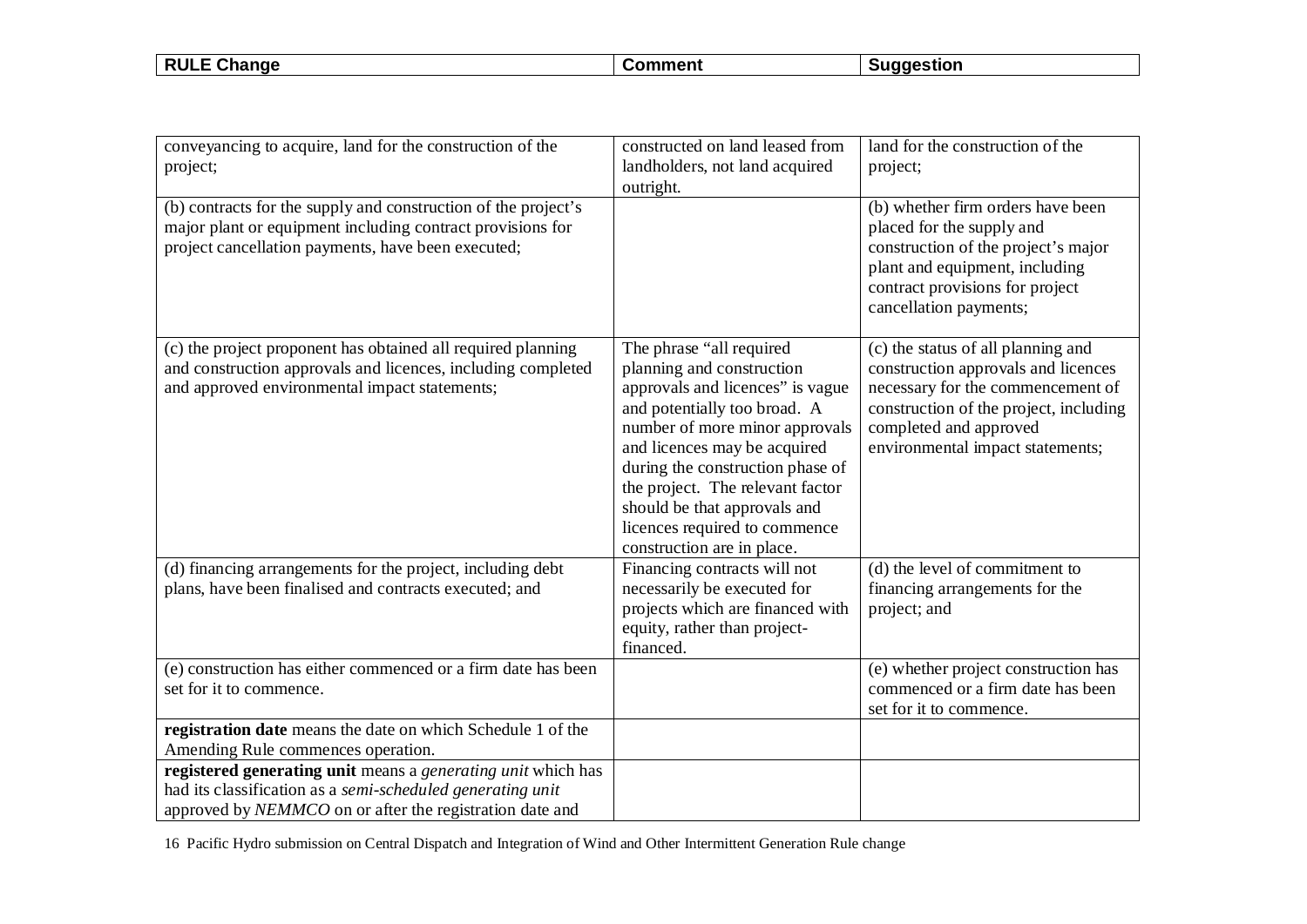| RULE Change | Comment | Suggestion |
|---|---|---|
| conveyancing to acquire, land for the construction of the project; | constructed on land leased from landholders, not land acquired outright. | land for the construction of the project; |
| (b) contracts for the supply and construction of the project's major plant or equipment including contract provisions for project cancellation payments, have been executed; | | (b) whether firm orders have been placed for the supply and construction of the project's major plant and equipment, including contract provisions for project cancellation payments; |
| (c) the project proponent has obtained all required planning and construction approvals and licences, including completed and approved environmental impact statements; | The phrase "all required planning and construction approvals and licences" is vague and potentially too broad. A number of more minor approvals and licences may be acquired during the construction phase of the project. The relevant factor should be that approvals and licences required to commence construction are in place. | (c) the status of all planning and construction approvals and licences necessary for the commencement of construction of the project, including completed and approved environmental impact statements; |
| (d) financing arrangements for the project, including debt plans, have been finalised and contracts executed; and | Financing contracts will not necessarily be executed for projects which are financed with equity, rather than project-financed. | (d) the level of commitment to financing arrangements for the project; and |
| (e) construction has either commenced or a firm date has been set for it to commence. | | (e) whether project construction has commenced or a firm date has been set for it to commence. |
| **registration date** means the date on which Schedule 1 of the Amending Rule commences operation. | | |
| **registered generating unit** means a *generating unit* which has had its classification as a *semi-scheduled generating unit* approved by *NEMMCO* on or after the registration date and | | |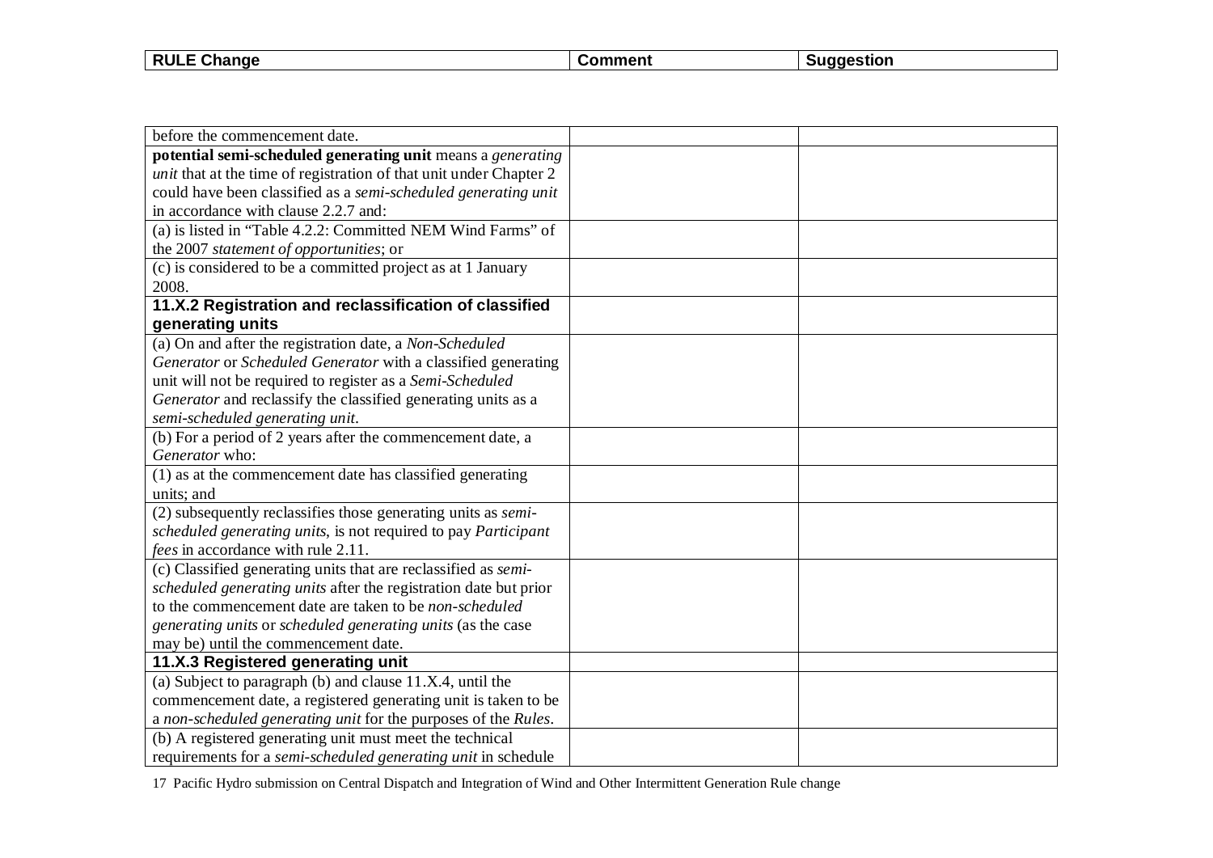| RULE Change | Comment | Suggestion |
|---|---|---|
| before the commencement date. | | |
| **potential semi-scheduled generating unit** means a *generating unit* that at the time of registration of that unit under Chapter 2 could have been classified as a *semi-scheduled generating unit* in accordance with clause 2.2.7 and: | | |
| (a) is listed in "Table 4.2.2: Committed NEM Wind Farms" of the 2007 *statement of opportunities*; or | | |
| (c) is considered to be a committed project as at 1 January 2008. | | |
| **11.X.2 Registration and reclassification of classified generating units** | | |
| (a) On and after the registration date, a *Non-Scheduled Generator* or *Scheduled Generator* with a classified generating unit will not be required to register as a *Semi-Scheduled Generator* and reclassify the classified generating units as a *semi-scheduled generating unit*. | | |
| (b) For a period of 2 years after the commencement date, a *Generator* who: | | |
| (1) as at the commencement date has classified generating units; and | | |
| (2) subsequently reclassifies those generating units as *semi-scheduled generating units*, is not required to pay *Participant fees* in accordance with rule 2.11. | | |
| (c) Classified generating units that are reclassified as *semi-scheduled generating units* after the registration date but prior to the commencement date are taken to be *non-scheduled generating units* or *scheduled generating units* (as the case may be) until the commencement date. | | |
| **11.X.3 Registered generating unit** | | |
| (a) Subject to paragraph (b) and clause 11.X.4, until the commencement date, a registered generating unit is taken to be a *non-scheduled generating unit* for the purposes of the *Rules*. | | |
| (b) A registered generating unit must meet the technical requirements for a *semi-scheduled generating unit* in schedule | | |

17 Pacific Hydro submission on Central Dispatch and Integration of Wind and Other Intermittent Generation Rule change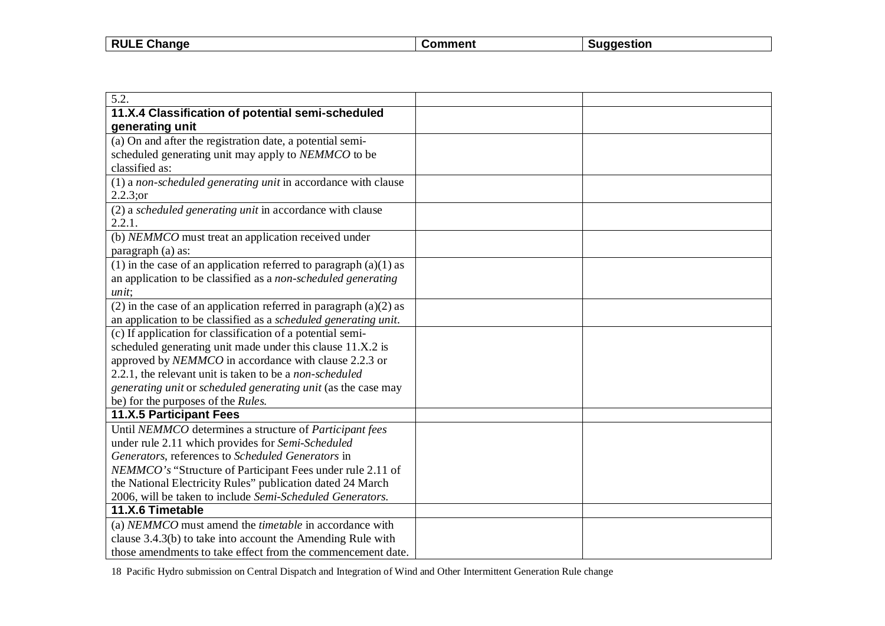| RULE Change | Comment | Suggestion |
|---|---|---|
| 5.2. | | |
| **11.X.4 Classification of potential semi-scheduled generating unit** | | |
| (a) On and after the registration date, a potential semi-scheduled generating unit may apply to *NEMMCO* to be classified as: | | |
| (1) a *non-scheduled generating unit* in accordance with clause 2.2.3;or | | |
| (2) a *scheduled generating unit* in accordance with clause 2.2.1. | | |
| (b) *NEMMCO* must treat an application received under paragraph (a) as: | | |
| (1) in the case of an application referred to paragraph (a)(1) as an application to be classified as a *non-scheduled generating unit*; | | |
| (2) in the case of an application referred in paragraph (a)(2) as an application to be classified as a *scheduled generating unit*. | | |
| (c) If application for classification of a potential semi-scheduled generating unit made under this clause 11.X.2 is approved by *NEMMCO* in accordance with clause 2.2.3 or 2.2.1, the relevant unit is taken to be a *non-scheduled generating unit* or *scheduled generating unit* (as the case may be) for the purposes of the *Rules*. | | |
| **11.X.5 Participant Fees** | | |
| Until *NEMMCO* determines a structure of *Participant fees* under rule 2.11 which provides for *Semi-Scheduled Generators*, references to *Scheduled Generators* in *NEMMCO's* "Structure of Participant Fees under rule 2.11 of the National Electricity Rules" publication dated 24 March 2006, will be taken to include *Semi-Scheduled Generators*. | | |
| **11.X.6 Timetable** | | |
| (a) *NEMMCO* must amend the *timetable* in accordance with clause 3.4.3(b) to take into account the Amending Rule with those amendments to take effect from the commencement date. | | |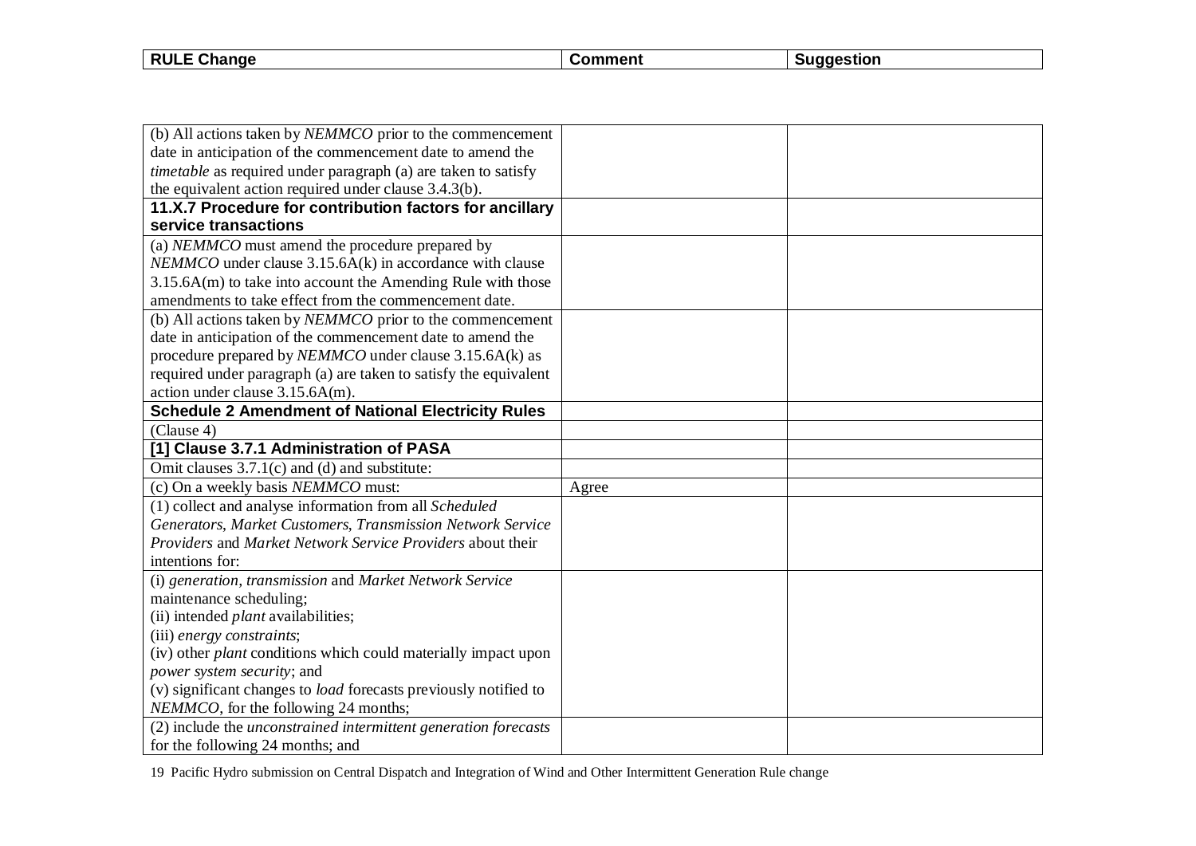| RULE Change | Comment | Suggestion |
|---|---|---|
| (b) All actions taken by *NEMMCO* prior to the commencement date in anticipation of the commencement date to amend the *timetable* as required under paragraph (a) are taken to satisfy the equivalent action required under clause 3.4.3(b). | | |
| **11.X.7 Procedure for contribution factors for ancillary service transactions** | | |
| (a) *NEMMCO* must amend the procedure prepared by *NEMMCO* under clause 3.15.6A(k) in accordance with clause 3.15.6A(m) to take into account the Amending Rule with those amendments to take effect from the commencement date. | | |
| (b) All actions taken by *NEMMCO* prior to the commencement date in anticipation of the commencement date to amend the procedure prepared by *NEMMCO* under clause 3.15.6A(k) as required under paragraph (a) are taken to satisfy the equivalent action under clause 3.15.6A(m). | | |
| **Schedule 2 Amendment of National Electricity Rules** | | |
| (Clause 4) | | |
| **[1] Clause 3.7.1 Administration of PASA** | | |
| Omit clauses 3.7.1(c) and (d) and substitute: | | |
| (c) On a weekly basis *NEMMCO* must: | Agree | |
| (1) collect and analyse information from all *Scheduled Generators*, *Market Customers*, *Transmission Network Service Providers* and *Market Network Service Providers* about their intentions for: | | |
| (i) *generation*, *transmission* and *Market Network Service* maintenance scheduling;<br>(ii) intended *plant* availabilities;<br>(iii) *energy constraints*;<br>(iv) other *plant* conditions which could materially impact upon *power system security*; and<br>(v) significant changes to *load* forecasts previously notified to *NEMMCO*, for the following 24 months; | | |
| (2) include the *unconstrained intermittent generation forecasts* for the following 24 months; and | | |

Pacific Hydro submission on Central Dispatch and Integration of Wind and Other Intermittent Generation Rule change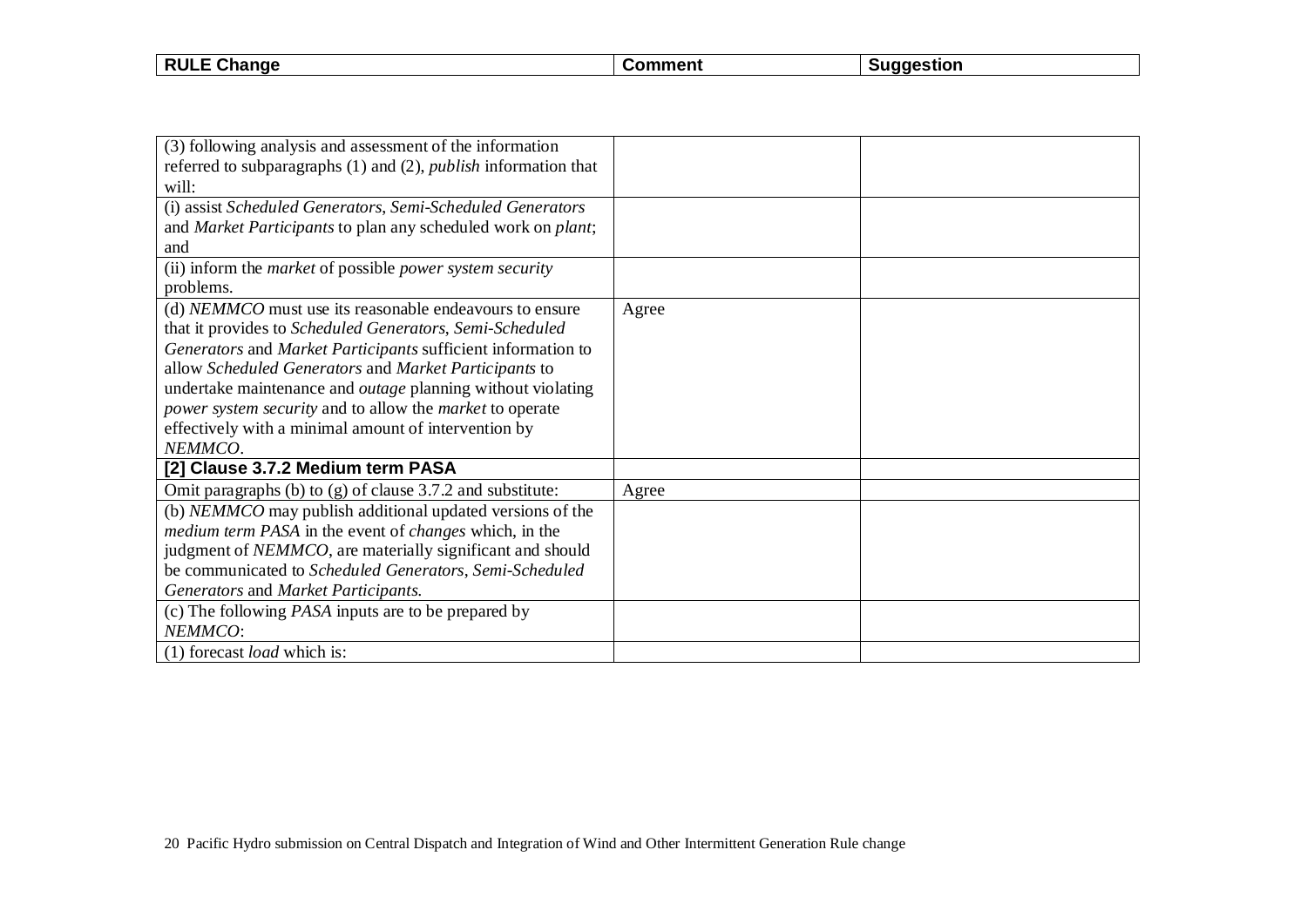| RULE Change | Comment | Suggestion |
|---|---|---|
| (3) following analysis and assessment of the information referred to subparagraphs (1) and (2), *publish* information that will: | | |
| (i) assist *Scheduled Generators*, *Semi-Scheduled Generators* and *Market Participants* to plan any scheduled work on *plant*; and | | |
| (ii) inform the *market* of possible *power system security* problems. | | |
| (d) *NEMMCO* must use its reasonable endeavours to ensure that it provides to *Scheduled Generators*, *Semi-Scheduled Generators* and *Market Participants* sufficient information to allow *Scheduled Generators* and *Market Participants* to undertake maintenance and *outage* planning without violating *power system security* and to allow the *market* to operate effectively with a minimal amount of intervention by *NEMMCO*. | Agree | |
| **[2] Clause 3.7.2 Medium term PASA** | | |
| Omit paragraphs (b) to (g) of clause 3.7.2 and substitute: | Agree | |
| (b) *NEMMCO* may publish additional updated versions of the *medium term PASA* in the event of *changes* which, in the judgment of *NEMMCO*, are materially significant and should be communicated to *Scheduled Generators*, *Semi-Scheduled Generators* and *Market Participants*. | | |
| (c) The following *PASA* inputs are to be prepared by *NEMMCO*: | | |
| (1) forecast *load* which is: | | |

20 Pacific Hydro submission on Central Dispatch and Integration of Wind and Other Intermittent Generation Rule change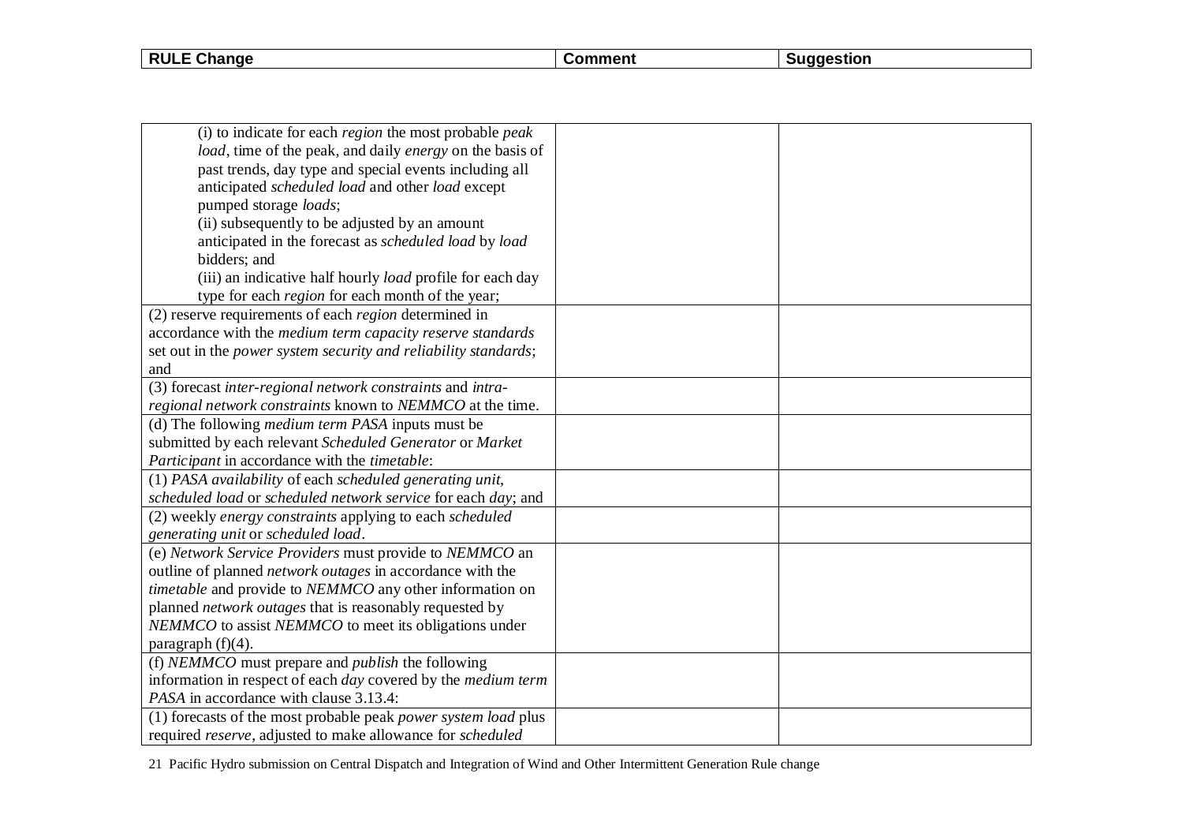| RULE Change | Comment | Suggestion |
|---|---|---|
| (i) to indicate for each *region* the most probable *peak load*, time of the peak, and daily *energy* on the basis of past trends, day type and special events including all anticipated *scheduled load* and other *load* except pumped storage *loads*;<br>(ii) subsequently to be adjusted by an amount anticipated in the forecast as *scheduled load* by *load* bidders; and<br>(iii) an indicative half hourly *load* profile for each day type for each *region* for each month of the year; | | |
| (2) reserve requirements of each *region* determined in accordance with the *medium term capacity reserve standards* set out in the *power system security and reliability standards*; and | | |
| (3) forecast *inter-regional network constraints* and *intra-regional network constraints* known to *NEMMCO* at the time. | | |
| (d) The following *medium term PASA* inputs must be submitted by each relevant *Scheduled Generator* or *Market Participant* in accordance with the *timetable*: | | |
| (1) *PASA availability* of each *scheduled generating unit, scheduled load* or *scheduled network service* for each *day*; and | | |
| (2) weekly *energy constraints* applying to each *scheduled generating unit* or *scheduled load*. | | |
| (e) *Network Service Providers* must provide to *NEMMCO* an outline of planned *network outages* in accordance with the *timetable* and provide to *NEMMCO* any other information on planned *network outages* that is reasonably requested by *NEMMCO* to assist *NEMMCO* to meet its obligations under paragraph (f)(4). | | |
| (f) *NEMMCO* must prepare and *publish* the following information in respect of each *day* covered by the *medium term PASA* in accordance with clause 3.13.4: | | |
| (1) forecasts of the most probable peak *power system load* plus required *reserve*, adjusted to make allowance for *scheduled* | | |

21 Pacific Hydro submission on Central Dispatch and Integration of Wind and Other Intermittent Generation Rule change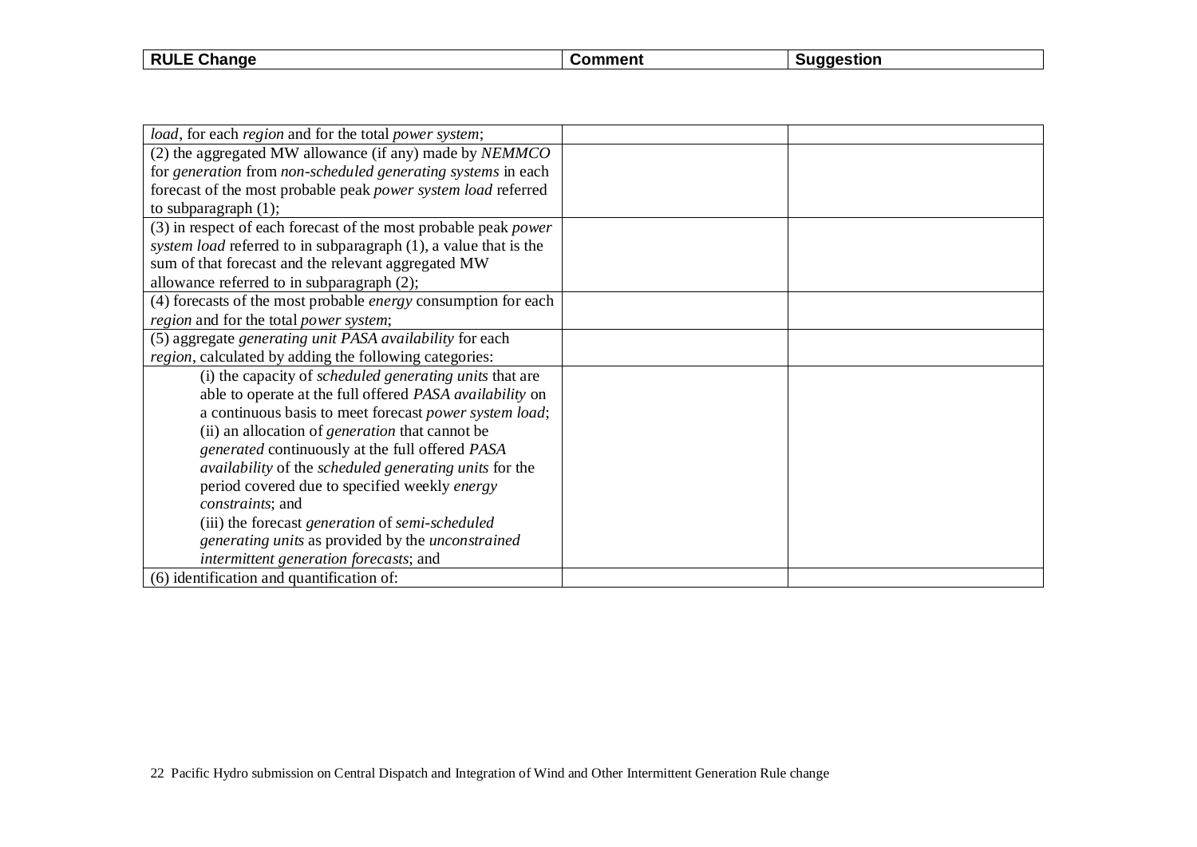| RULE Change | Comment | Suggestion |
|---|---|---|
| *load*, for each *region* and for the total *power system*; | | |
| (2) the aggregated MW allowance (if any) made by *NEMMCO* for *generation* from *non-scheduled generating systems* in each forecast of the most probable peak *power system load* referred to subparagraph (1); | | |
| (3) in respect of each forecast of the most probable peak *power system load* referred to in subparagraph (1), a value that is the sum of that forecast and the relevant aggregated MW allowance referred to in subparagraph (2); | | |
| (4) forecasts of the most probable *energy* consumption for each *region* and for the total *power system*; | | |
| (5) aggregate *generating unit PASA availability* for each *region*, calculated by adding the following categories: | | |
| (i) the capacity of *scheduled generating units* that are able to operate at the full offered *PASA availability* on a continuous basis to meet forecast *power system load*; (ii) an allocation of *generation* that cannot be *generated* continuously at the full offered *PASA availability* of the *scheduled generating units* for the period covered due to specified weekly *energy constraints*; and (iii) the forecast *generation* of *semi-scheduled generating units* as provided by the *unconstrained intermittent generation forecasts*; and | | |
| (6) identification and quantification of: | | |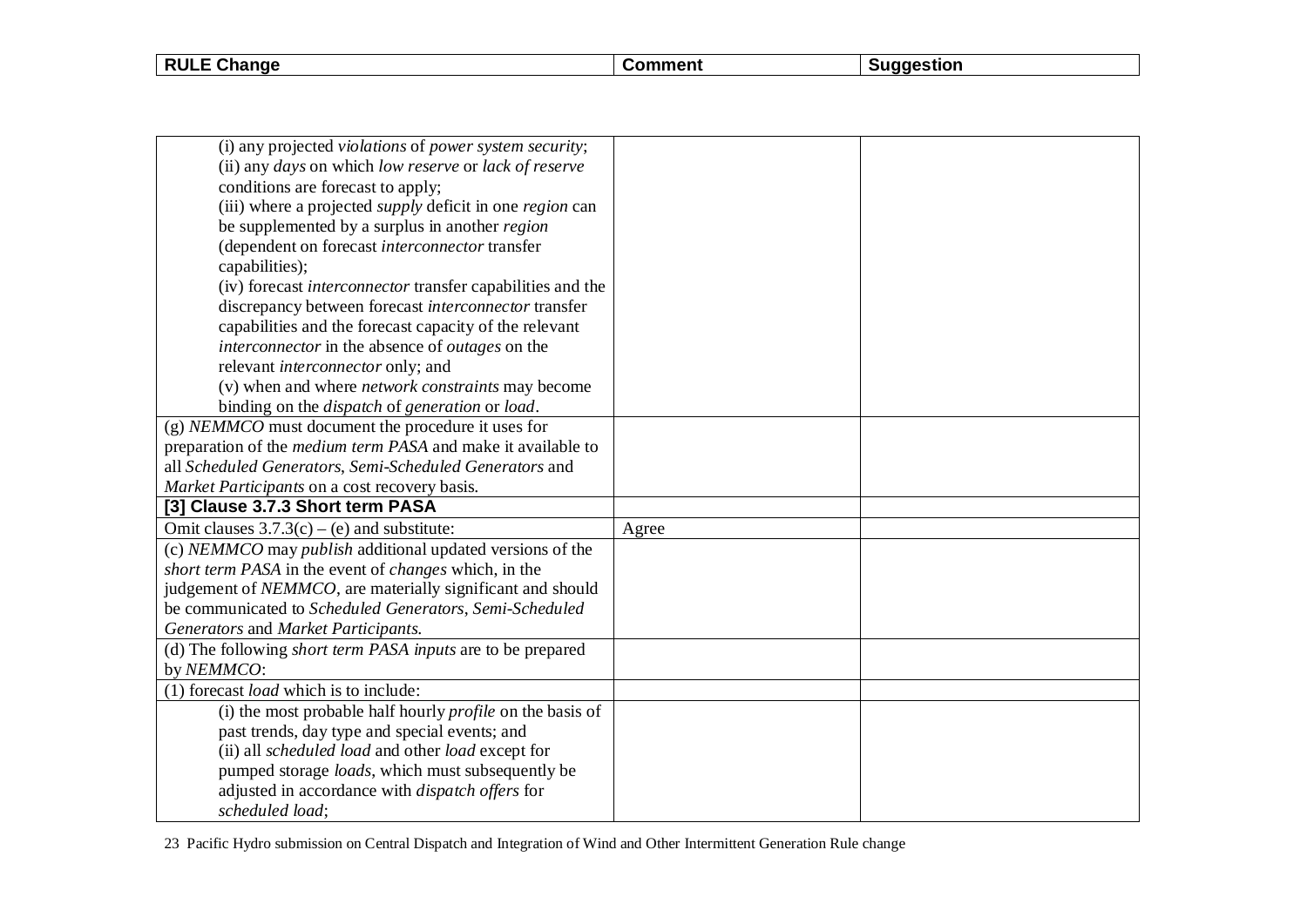| RULE Change | Comment | Suggestion |
|---|---|---|
| (i) any projected *violations* of *power system security*;<br>(ii) any *days* on which *low reserve* or *lack of reserve* conditions are forecast to apply;<br>(iii) where a projected *supply* deficit in one *region* can be supplemented by a surplus in another *region* (dependent on forecast *interconnector* transfer capabilities);<br>(iv) forecast *interconnector* transfer capabilities and the discrepancy between forecast *interconnector* transfer capabilities and the forecast capacity of the relevant *interconnector* in the absence of *outages* on the relevant *interconnector* only; and<br>(v) when and where *network constraints* may become binding on the *dispatch* of *generation* or *load*. | | |
| (g) *NEMMCO* must document the procedure it uses for preparation of the *medium term PASA* and make it available to all *Scheduled Generators*, *Semi-Scheduled Generators* and *Market Participants* on a cost recovery basis. | | |
| **[3] Clause 3.7.3 Short term PASA** | | |
| Omit clauses 3.7.3(c) – (e) and substitute: | Agree | |
| (c) *NEMMCO* may *publish* additional updated versions of the *short term PASA* in the event of *changes* which, in the judgement of *NEMMCO*, are materially significant and should be communicated to *Scheduled Generators*, *Semi-Scheduled Generators* and *Market Participants.* | | |
| (d) The following *short term PASA inputs* are to be prepared by *NEMMCO*: | | |
| (1) forecast *load* which is to include: | | |
| (i) the most probable half hourly *profile* on the basis of past trends, day type and special events; and<br>(ii) all *scheduled load* and other *load* except for pumped storage *loads*, which must subsequently be adjusted in accordance with *dispatch offers* for *scheduled load*; | | |

Pacific Hydro submission on Central Dispatch and Integration of Wind and Other Intermittent Generation Rule change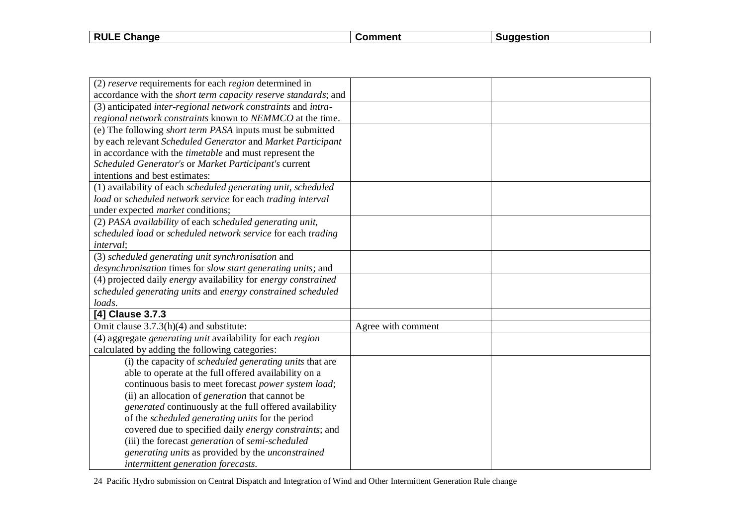| RULE Change | Comment | Suggestion |
|---|---|---|
| (2) *reserve* requirements for each *region* determined in accordance with the *short term capacity reserve standards*; and | | |
| (3) anticipated *inter-regional network constraints* and *intra-regional network constraints* known to *NEMMCO* at the time. | | |
| (e) The following *short term PASA* inputs must be submitted by each relevant *Scheduled Generator* and *Market Participant* in accordance with the *timetable* and must represent the *Scheduled Generator's* or *Market Participant's* current intentions and best estimates: | | |
| (1) availability of each *scheduled generating unit*, *scheduled load* or *scheduled network service* for each *trading interval* under expected *market* conditions; | | |
| (2) *PASA availability* of each *scheduled generating unit*, *scheduled load* or *scheduled network service* for each *trading interval*; | | |
| (3) *scheduled generating unit synchronisation* and *desynchronisation* times for *slow start generating units*; and | | |
| (4) projected daily *energy* availability for *energy constrained scheduled generating units* and *energy constrained scheduled loads*. | | |
| **[4] Clause 3.7.3** | | |
| Omit clause 3.7.3(h)(4) and substitute: | Agree with comment | |
| (4) aggregate *generating unit* availability for each *region* calculated by adding the following categories: | | |
| (i) the capacity of *scheduled generating units* that are able to operate at the full offered availability on a continuous basis to meet forecast *power system load*; (ii) an allocation of *generation* that cannot be *generated* continuously at the full offered availability of the *scheduled generating units* for the period covered due to specified daily *energy constraints*; and (iii) the forecast *generation* of *semi-scheduled generating units* as provided by the *unconstrained intermittent generation forecasts*. | | |

24 Pacific Hydro submission on Central Dispatch and Integration of Wind and Other Intermittent Generation Rule change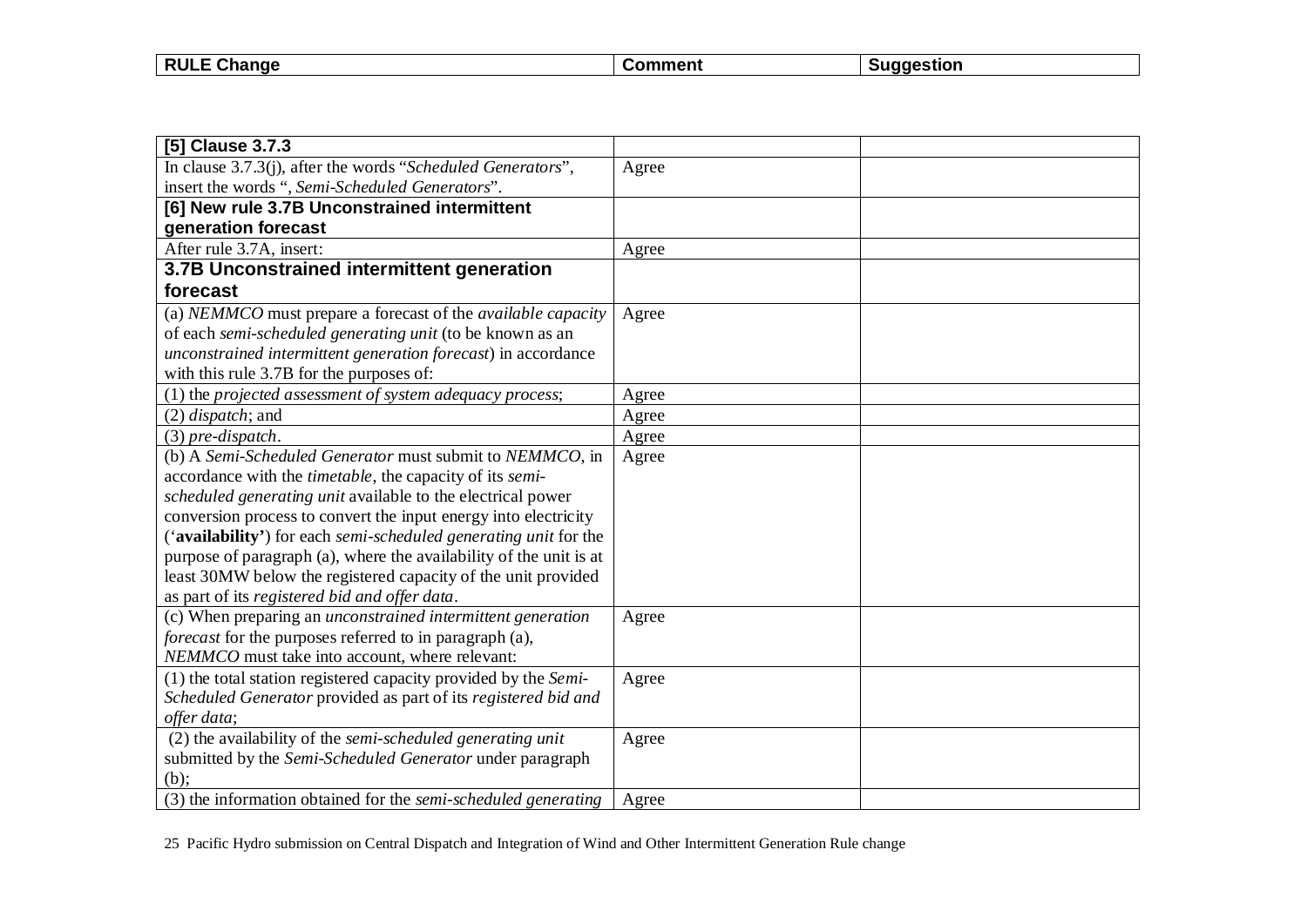| RULE Change | Comment | Suggestion |
|---|---|---|
| **[5] Clause 3.7.3** | | |
| In clause 3.7.3(j), after the words "*Scheduled Generators*", insert the words ", *Semi-Scheduled Generators*". | Agree | |
| **[6] New rule 3.7B Unconstrained intermittent generation forecast** | | |
| After rule 3.7A, insert: | Agree | |
| **3.7B Unconstrained intermittent generation forecast** | | |
| (a) *NEMMCO* must prepare a forecast of the *available capacity* of each *semi-scheduled generating unit* (to be known as an *unconstrained intermittent generation forecast*) in accordance with this rule 3.7B for the purposes of: | Agree | |
| (1) the *projected assessment of system adequacy process*; | Agree | |
| (2) *dispatch*; and | Agree | |
| (3) *pre-dispatch*. | Agree | |
| (b) A *Semi-Scheduled Generator* must submit to *NEMMCO*, in accordance with the *timetable*, the capacity of its *semi-scheduled generating unit* available to the electrical power conversion process to convert the input energy into electricity ('**availability**') for each *semi-scheduled generating unit* for the purpose of paragraph (a), where the availability of the unit is at least 30MW below the registered capacity of the unit provided as part of its *registered bid and offer data*. | Agree | |
| (c) When preparing an *unconstrained intermittent generation forecast* for the purposes referred to in paragraph (a), *NEMMCO* must take into account, where relevant: | Agree | |
| (1) the total station registered capacity provided by the *Semi-Scheduled Generator* provided as part of its *registered bid and offer data*; | Agree | |
| (2) the availability of the *semi-scheduled generating unit* submitted by the *Semi-Scheduled Generator* under paragraph (b); | Agree | |
| (3) the information obtained for the *semi-scheduled generating* | Agree | |

25 Pacific Hydro submission on Central Dispatch and Integration of Wind and Other Intermittent Generation Rule change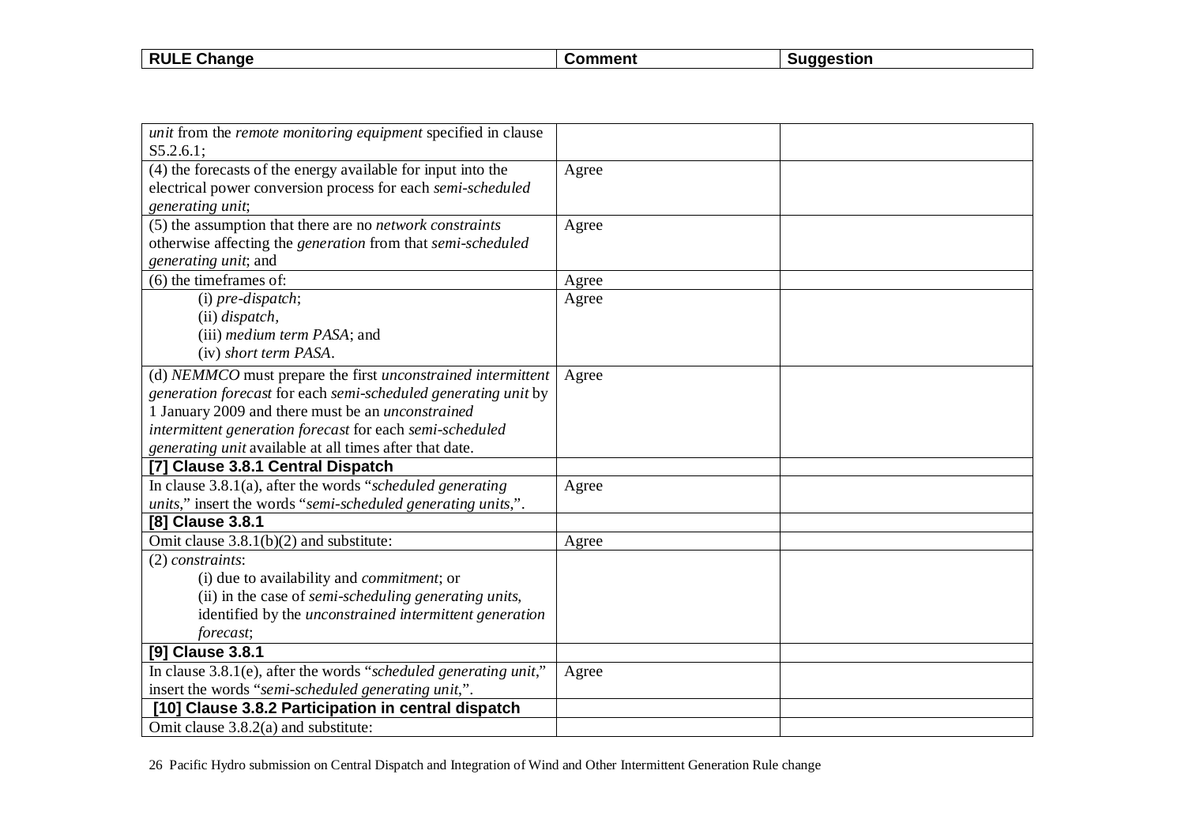| RULE Change | Comment | Suggestion |
|---|---|---|
| *unit* from the *remote monitoring equipment* specified in clause S5.2.6.1; | | |
| (4) the forecasts of the energy available for input into the electrical power conversion process for each *semi-scheduled generating unit*; | Agree | |
| (5) the assumption that there are no *network constraints* otherwise affecting the *generation* from that *semi-scheduled generating unit*; and | Agree | |
| (6) the timeframes of: | Agree | |
| (i) *pre-dispatch*;<br>(ii) *dispatch*,<br>(iii) *medium term PASA*; and<br>(iv) *short term PASA*. | Agree | |
| (d) *NEMMCO* must prepare the first *unconstrained intermittent generation forecast* for each *semi-scheduled generating unit* by 1 January 2009 and there must be an *unconstrained intermittent generation forecast* for each *semi-scheduled generating unit* available at all times after that date. | Agree | |
| **[7] Clause 3.8.1 Central Dispatch** | | |
| In clause 3.8.1(a), after the words "*scheduled generating units*," insert the words "*semi-scheduled generating units*,". | Agree | |
| **[8] Clause 3.8.1** | | |
| Omit clause 3.8.1(b)(2) and substitute: | Agree | |
| (2) *constraints*:<br>(i) due to availability and *commitment*; or<br>(ii) in the case of *semi-scheduling generating units*, identified by the *unconstrained intermittent generation forecast*; | | |
| **[9] Clause 3.8.1** | | |
| In clause 3.8.1(e), after the words "*scheduled generating unit*," insert the words "*semi-scheduled generating unit*,". | Agree | |
| **[10] Clause 3.8.2 Participation in central dispatch** | | |
| Omit clause 3.8.2(a) and substitute: | | |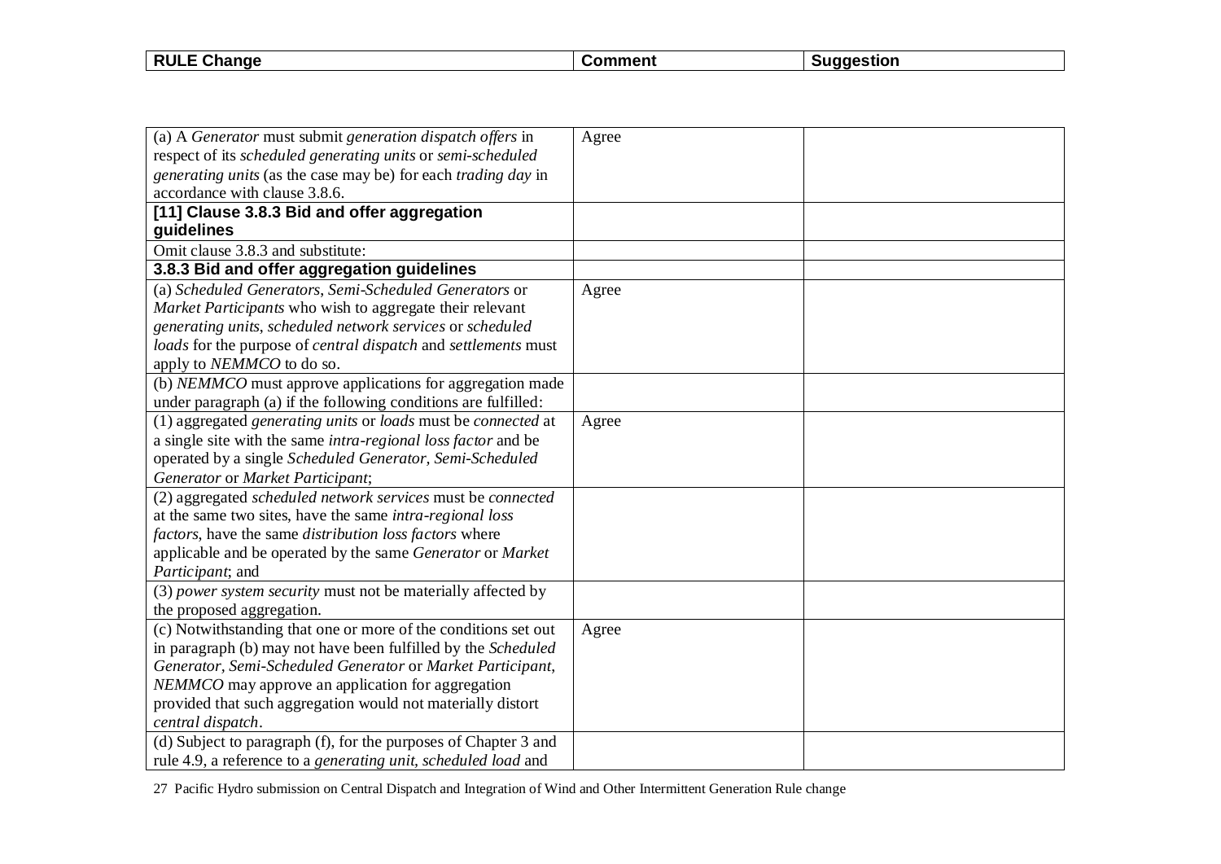| RULE Change | Comment | Suggestion |
|---|---|---|
| (a) A *Generator* must submit *generation dispatch offers* in respect of its *scheduled generating units* or *semi-scheduled generating units* (as the case may be) for each *trading day* in accordance with clause 3.8.6. | Agree | |
| **[11] Clause 3.8.3 Bid and offer aggregation guidelines** | | |
| Omit clause 3.8.3 and substitute: | | |
| **3.8.3 Bid and offer aggregation guidelines** | | |
| (a) *Scheduled Generators*, *Semi-Scheduled Generators* or *Market Participants* who wish to aggregate their relevant *generating units*, *scheduled network services* or *scheduled loads* for the purpose of *central dispatch* and *settlements* must apply to *NEMMCO* to do so. | Agree | |
| (b) *NEMMCO* must approve applications for aggregation made under paragraph (a) if the following conditions are fulfilled: | | |
| (1) aggregated *generating units* or *loads* must be *connected* at a single site with the same *intra-regional loss factor* and be operated by a single *Scheduled Generator, Semi-Scheduled Generator* or *Market Participant*; | Agree | |
| (2) aggregated *scheduled network services* must be *connected* at the same two sites, have the same *intra-regional loss factors*, have the same *distribution loss factors* where applicable and be operated by the same *Generator* or *Market Participant*; and | | |
| (3) *power system security* must not be materially affected by the proposed aggregation. | | |
| (c) Notwithstanding that one or more of the conditions set out in paragraph (b) may not have been fulfilled by the *Scheduled Generator, Semi-Scheduled Generator* or *Market Participant*, *NEMMCO* may approve an application for aggregation provided that such aggregation would not materially distort *central dispatch*. | Agree | |
| (d) Subject to paragraph (f), for the purposes of Chapter 3 and rule 4.9, a reference to a *generating unit*, *scheduled load* and | | |

27 Pacific Hydro submission on Central Dispatch and Integration of Wind and Other Intermittent Generation Rule change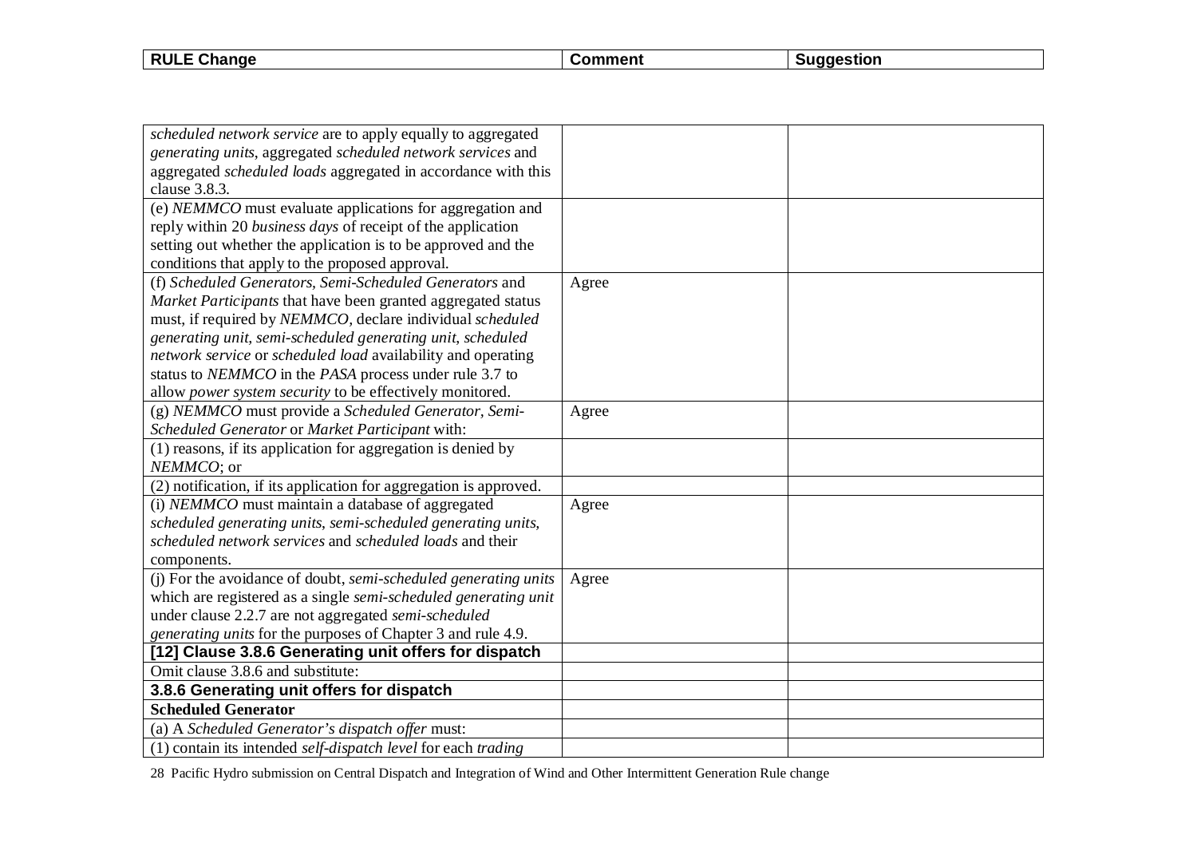| RULE Change | Comment | Suggestion |
|---|---|---|
| *scheduled network service* are to apply equally to aggregated *generating units*, aggregated *scheduled network services* and aggregated *scheduled loads* aggregated in accordance with this clause 3.8.3. | | |
| (e) *NEMMCO* must evaluate applications for aggregation and reply within 20 *business days* of receipt of the application setting out whether the application is to be approved and the conditions that apply to the proposed approval. | | |
| (f) *Scheduled Generators*, *Semi-Scheduled Generators* and *Market Participants* that have been granted aggregated status must, if required by *NEMMCO*, declare individual *scheduled generating unit, semi-scheduled generating unit, scheduled network service* or *scheduled load* availability and operating status to *NEMMCO* in the *PASA* process under rule 3.7 to allow *power system security* to be effectively monitored. | Agree | |
| (g) *NEMMCO* must provide a *Scheduled Generator, Semi-Scheduled Generator* or *Market Participant* with: | Agree | |
| (1) reasons, if its application for aggregation is denied by *NEMMCO*; or | | |
| (2) notification, if its application for aggregation is approved. | | |
| (i) *NEMMCO* must maintain a database of aggregated *scheduled generating units*, *semi-scheduled generating units, scheduled network services* and *scheduled loads* and their components. | Agree | |
| (j) For the avoidance of doubt, *semi-scheduled generating units* which are registered as a single *semi-scheduled generating unit* under clause 2.2.7 are not aggregated *semi-scheduled generating units* for the purposes of Chapter 3 and rule 4.9. | Agree | |
| **[12] Clause 3.8.6 Generating unit offers for dispatch** | | |
| Omit clause 3.8.6 and substitute: | | |
| **3.8.6 Generating unit offers for dispatch** | | |
| **Scheduled Generator** | | |
| (a) A *Scheduled Generator's dispatch offer* must: | | |
| (1) contain its intended *self-dispatch level* for each *trading* | | |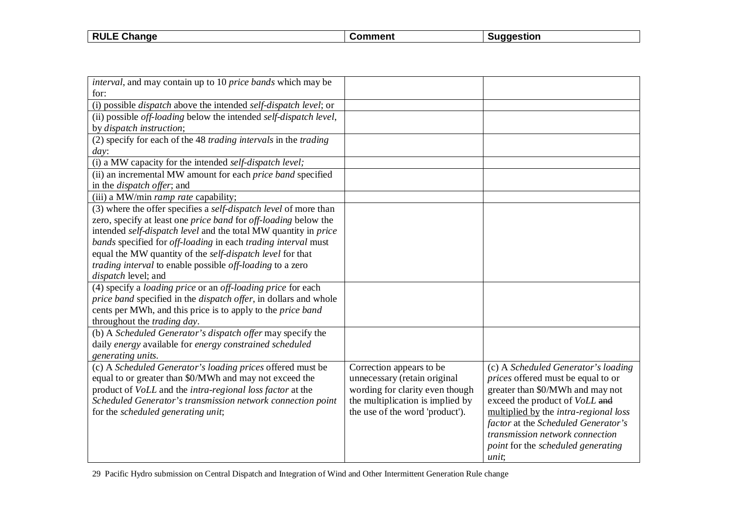| RULE Change | Comment | Suggestion |
|---|---|---|
| *interval*, and may contain up to 10 *price bands* which may be for: | | |
| (i) possible *dispatch* above the intended *self-dispatch level*; or | | |
| (ii) possible *off-loading* below the intended *self-dispatch level*, by *dispatch instruction*; | | |
| (2) specify for each of the 48 *trading intervals* in the *trading day*: | | |
| (i) a MW capacity for the intended *self-dispatch level;* | | |
| (ii) an incremental MW amount for each *price band* specified in the *dispatch offer*; and | | |
| (iii) a MW/min *ramp rate* capability; | | |
| (3) where the offer specifies a *self-dispatch level* of more than zero, specify at least one *price band* for *off-loading* below the intended *self-dispatch level* and the total MW quantity in *price bands* specified for *off-loading* in each *trading interval* must equal the MW quantity of the *self-dispatch level* for that *trading interval* to enable possible *off-loading* to a zero *dispatch* level; and | | |
| (4) specify a *loading price* or an *off-loading price* for each *price band* specified in the *dispatch offer*, in dollars and whole cents per MWh, and this price is to apply to the *price band* throughout the *trading day*. | | |
| (b) A *Scheduled Generator's dispatch offer* may specify the daily *energy* available for *energy constrained scheduled generating units.* | | |
| (c) A *Scheduled Generator's loading prices* offered must be equal to or greater than $0/MWh and may not exceed the product of *VoLL* and the *intra-regional loss factor* at the *Scheduled Generator's transmission network connection point* for the *scheduled generating unit*; | Correction appears to be unnecessary (retain original wording for clarity even though the multiplication is implied by the use of the word 'product'). | (c) A *Scheduled Generator's loading prices* offered must be equal to or greater than $0/MWh and may not exceed the product of *VoLL* ~~and~~ multiplied by the *intra-regional loss factor* at the *Scheduled Generator's transmission network connection point* for the *scheduled generating unit*; |

Pacific Hydro submission on Central Dispatch and Integration of Wind and Other Intermittent Generation Rule change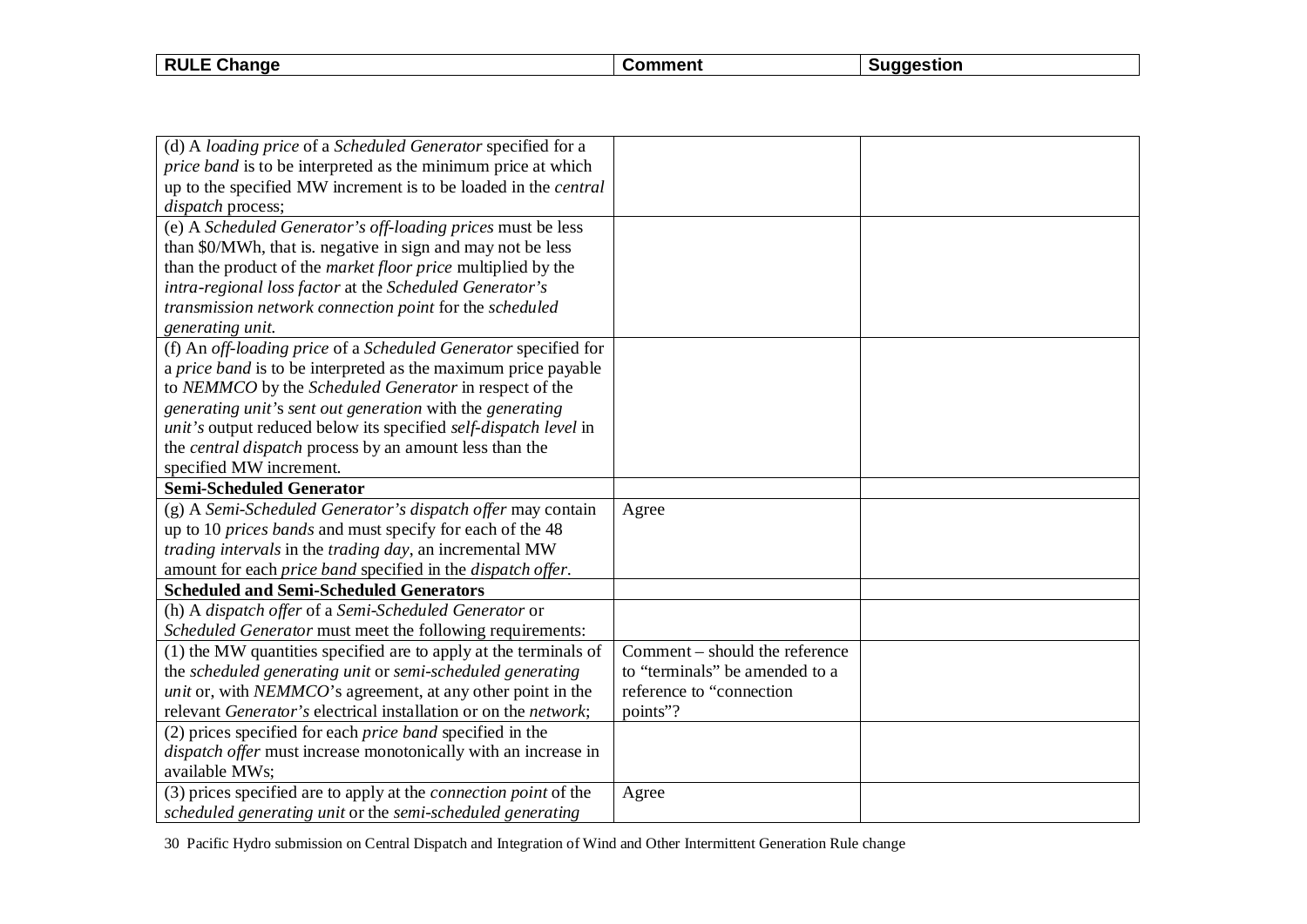| RULE Change | Comment | Suggestion |
|---|---|---|
| (d) A *loading price* of a *Scheduled Generator* specified for a *price band* is to be interpreted as the minimum price at which up to the specified MW increment is to be loaded in the *central dispatch* process; | | |
| (e) A *Scheduled Generator's off-loading prices* must be less than $0/MWh, that is. negative in sign and may not be less than the product of the *market floor price* multiplied by the *intra-regional loss factor* at the *Scheduled Generator's transmission network connection point* for the *scheduled generating unit.* | | |
| (f) An *off-loading price* of a *Scheduled Generator* specified for a *price band* is to be interpreted as the maximum price payable to *NEMMCO* by the *Scheduled Generator* in respect of the *generating unit's sent out generation* with the *generating unit's* output reduced below its specified *self-dispatch level* in the *central dispatch* process by an amount less than the specified MW increment. | | |
| **Semi-Scheduled Generator** | | |
| (g) A *Semi-Scheduled Generator's dispatch offer* may contain up to 10 *prices bands* and must specify for each of the 48 *trading intervals* in the *trading day*, an incremental MW amount for each *price band* specified in the *dispatch offer*. | Agree | |
| **Scheduled and Semi-Scheduled Generators** | | |
| (h) A *dispatch offer* of a *Semi-Scheduled Generator* or *Scheduled Generator* must meet the following requirements: | | |
| (1) the MW quantities specified are to apply at the terminals of the *scheduled generating unit* or *semi-scheduled generating unit* or, with *NEMMCO*'s agreement, at any other point in the relevant *Generator's* electrical installation or on the *network*; | Comment – should the reference to "terminals" be amended to a reference to "connection points"? | |
| (2) prices specified for each *price band* specified in the *dispatch offer* must increase monotonically with an increase in available MWs; | | |
| (3) prices specified are to apply at the *connection point* of the *scheduled generating unit* or the *semi-scheduled generating* | Agree | |

30 Pacific Hydro submission on Central Dispatch and Integration of Wind and Other Intermittent Generation Rule change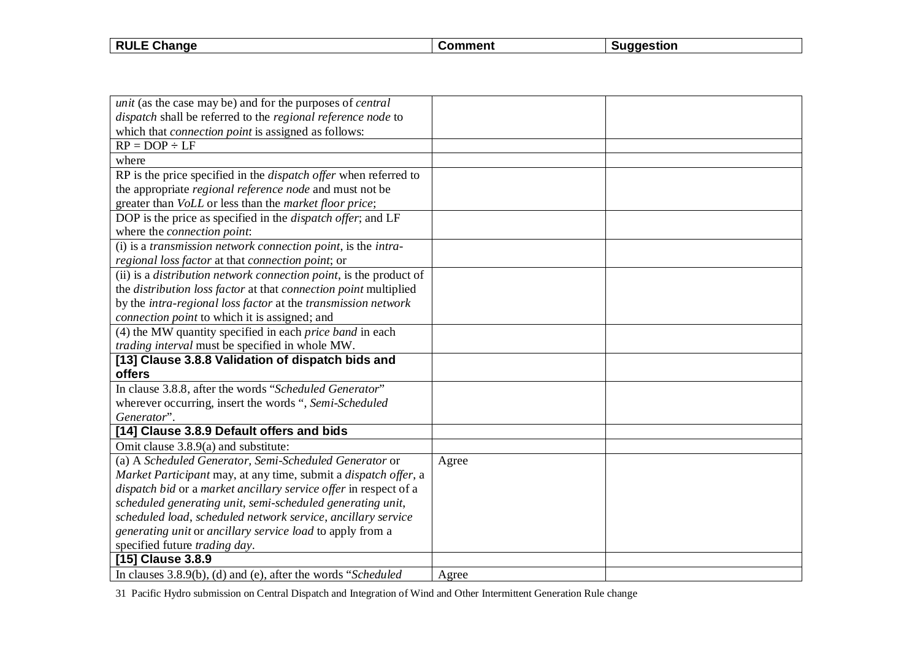| RULE Change | Comment | Suggestion |
| --- | --- | --- |
| *unit* (as the case may be) and for the purposes of *central dispatch* shall be referred to the *regional reference node* to which that *connection point* is assigned as follows: | | |
| RP = DOP ÷ LF | | |
| where | | |
| RP is the price specified in the *dispatch offer* when referred to the appropriate *regional reference node* and must not be greater than *VoLL* or less than the *market floor price*; | | |
| DOP is the price as specified in the *dispatch offer*; and LF where the *connection point*: | | |
| (i) is a *transmission network connection point*, is the *intra-regional loss factor* at that *connection point*; or | | |
| (ii) is a *distribution network connection point*, is the product of the *distribution loss factor* at that *connection point* multiplied by the *intra-regional loss factor* at the *transmission network connection point* to which it is assigned; and | | |
| (4) the MW quantity specified in each *price band* in each *trading interval* must be specified in whole MW. | | |
| **[13] Clause 3.8.8 Validation of dispatch bids and offers** | | |
| In clause 3.8.8, after the words "*Scheduled Generator*" wherever occurring, insert the words ", *Semi-Scheduled Generator*". | | |
| **[14] Clause 3.8.9 Default offers and bids** | | |
| Omit clause 3.8.9(a) and substitute: | | |
| (a) A *Scheduled Generator*, *Semi-Scheduled Generator* or *Market Participant* may, at any time, submit a *dispatch offer*, a *dispatch bid* or a *market ancillary service offer* in respect of a *scheduled generating unit*, *semi-scheduled generating unit*, *scheduled load*, *scheduled network service*, *ancillary service generating unit* or *ancillary service load* to apply from a specified future *trading day*. | Agree | |
| **[15] Clause 3.8.9** | | |
| In clauses 3.8.9(b), (d) and (e), after the words "*Scheduled* | Agree | |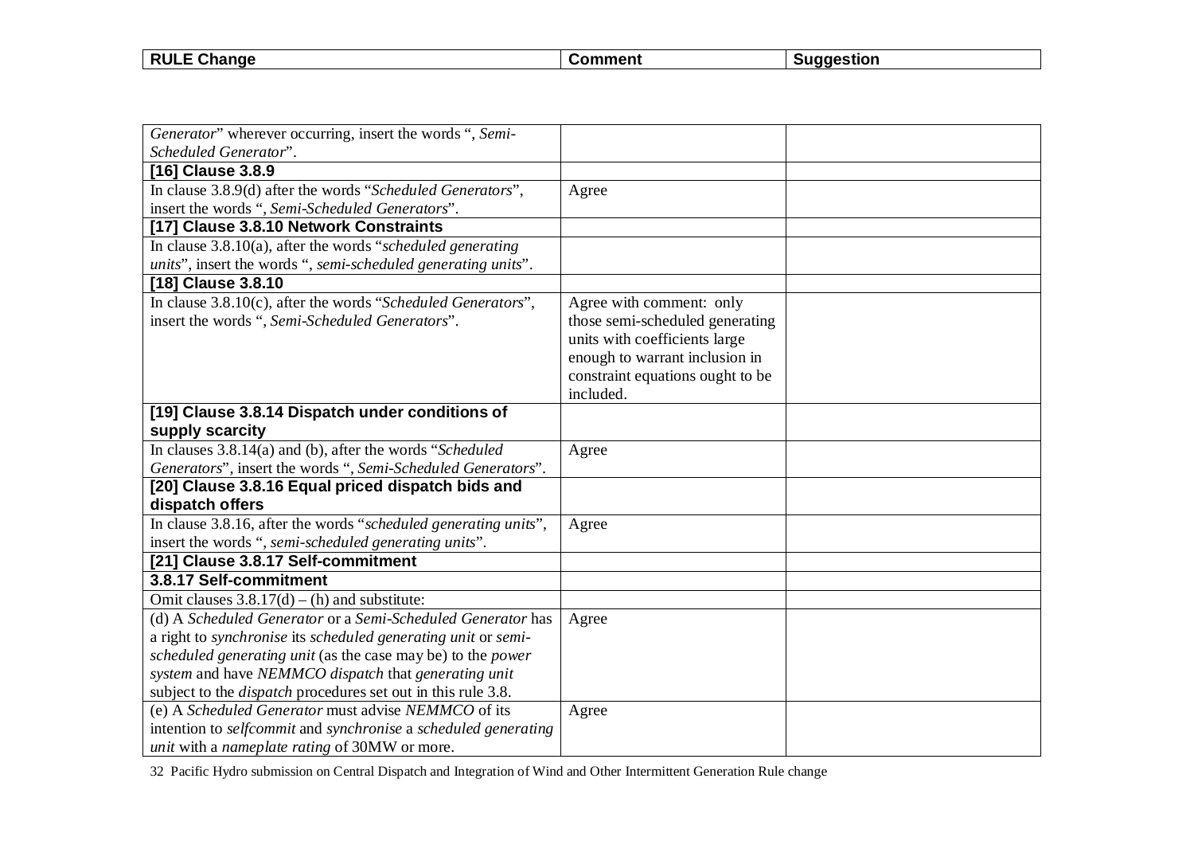| RULE Change | Comment | Suggestion |
|---|---|---|
| *Generator*” wherever occurring, insert the words “, *Semi-Scheduled Generator*”. | | |
| **[16] Clause 3.8.9** | | |
| In clause 3.8.9(d) after the words “*Scheduled Generators*”, insert the words “, *Semi-Scheduled Generators*”. | Agree | |
| **[17] Clause 3.8.10 Network Constraints** | | |
| In clause 3.8.10(a), after the words “*scheduled generating units*”, insert the words “, *semi-scheduled generating units*”. | | |
| **[18] Clause 3.8.10** | | |
| In clause 3.8.10(c), after the words “*Scheduled Generators*”, insert the words “, *Semi-Scheduled Generators*”. | Agree with comment: only those semi-scheduled generating units with coefficients large enough to warrant inclusion in constraint equations ought to be included. | |
| **[19] Clause 3.8.14 Dispatch under conditions of supply scarcity** | | |
| In clauses 3.8.14(a) and (b), after the words “*Scheduled Generators*”, insert the words “, *Semi-Scheduled Generators*”. | Agree | |
| **[20] Clause 3.8.16 Equal priced dispatch bids and dispatch offers** | | |
| In clause 3.8.16, after the words “*scheduled generating units*”, insert the words “, *semi-scheduled generating units*”. | Agree | |
| **[21] Clause 3.8.17 Self-commitment** | | |
| **3.8.17 Self-commitment** | | |
| Omit clauses 3.8.17(d) – (h) and substitute: | | |
| (d) A *Scheduled Generator* or a *Semi-Scheduled Generator* has a right to *synchronise* its *scheduled generating unit* or *semi-scheduled generating unit* (as the case may be) to the *power system* and have *NEMMCO dispatch* that *generating unit* subject to the *dispatch* procedures set out in this rule 3.8. | Agree | |
| (e) A *Scheduled Generator* must advise *NEMMCO* of its intention to *selfcommit* and *synchronise* a *scheduled generating unit* with a *nameplate rating* of 30MW or more. | Agree | |

Pacific Hydro submission on Central Dispatch and Integration of Wind and Other Intermittent Generation Rule change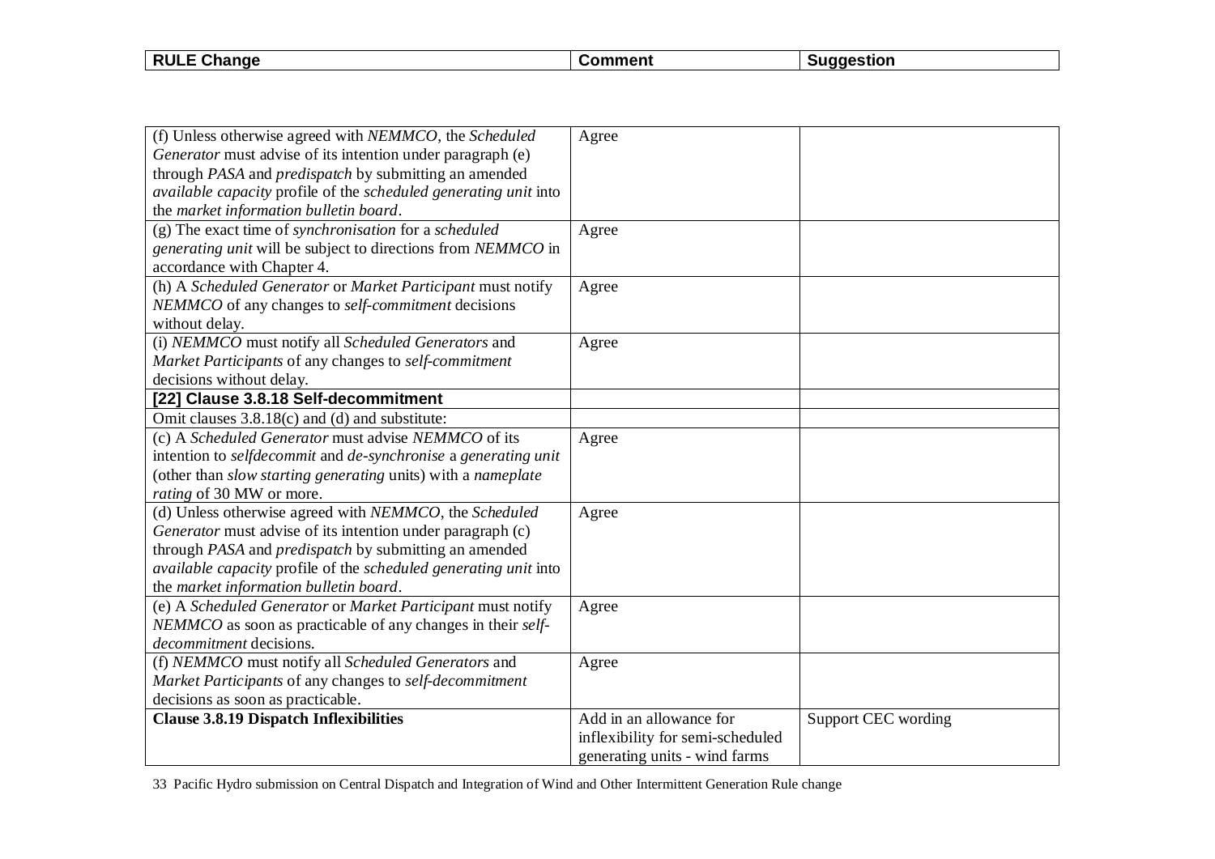| RULE Change | Comment | Suggestion |
| --- | --- | --- |
| (f) Unless otherwise agreed with *NEMMCO*, the *Scheduled Generator* must advise of its intention under paragraph (e) through *PASA* and *predispatch* by submitting an amended *available capacity* profile of the *scheduled generating unit* into the *market information bulletin board*. | Agree | |
| (g) The exact time of *synchronisation* for a *scheduled generating unit* will be subject to directions from *NEMMCO* in accordance with Chapter 4. | Agree | |
| (h) A *Scheduled Generator* or *Market Participant* must notify *NEMMCO* of any changes to *self-commitment* decisions without delay. | Agree | |
| (i) *NEMMCO* must notify all *Scheduled Generators* and *Market Participants* of any changes to *self-commitment* decisions without delay. | Agree | |
| **[22] Clause 3.8.18 Self-decommitment** | | |
| Omit clauses 3.8.18(c) and (d) and substitute: | | |
| (c) A *Scheduled Generator* must advise *NEMMCO* of its intention to *selfdecommit* and *de-synchronise* a *generating unit* (other than *slow starting generating* units) with a *nameplate rating* of 30 MW or more. | Agree | |
| (d) Unless otherwise agreed with *NEMMCO*, the *Scheduled Generator* must advise of its intention under paragraph (c) through *PASA* and *predispatch* by submitting an amended *available capacity* profile of the *scheduled generating unit* into the *market information bulletin board*. | Agree | |
| (e) A *Scheduled Generator* or *Market Participant* must notify *NEMMCO* as soon as practicable of any changes in their *self-decommitment* decisions. | Agree | |
| (f) *NEMMCO* must notify all *Scheduled Generators* and *Market Participants* of any changes to *self-decommitment* decisions as soon as practicable. | Agree | |
| **Clause 3.8.19 Dispatch Inflexibilities** | Add in an allowance for inflexibility for semi-scheduled generating units - wind farms | Support CEC wording |

Pacific Hydro submission on Central Dispatch and Integration of Wind and Other Intermittent Generation Rule change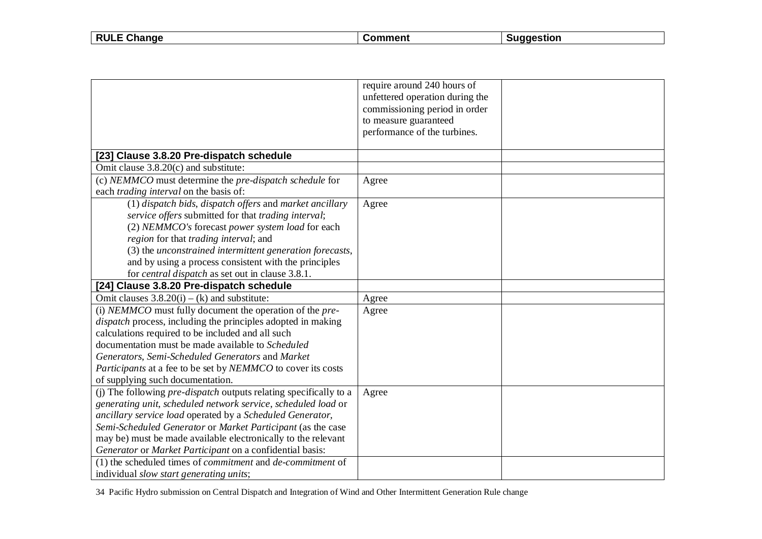| RULE Change | Comment | Suggestion |
| --- | --- | --- |
| | require around 240 hours of unfettered operation during the commissioning period in order to measure guaranteed performance of the turbines. | |
| **[23] Clause 3.8.20 Pre-dispatch schedule** | | |
| Omit clause 3.8.20(c) and substitute: | | |
| (c) *NEMMCO* must determine the *pre-dispatch schedule* for each *trading interval* on the basis of: | Agree | |
| (1) *dispatch bids*, *dispatch offers* and *market ancillary service offers* submitted for that *trading interval*;<br>(2) *NEMMCO's* forecast *power system load* for each *region* for that *trading interval*; and<br>(3) the *unconstrained intermittent generation forecasts*,<br>and by using a process consistent with the principles for *central dispatch* as set out in clause 3.8.1. | Agree | |
| **[24] Clause 3.8.20 Pre-dispatch schedule** | | |
| Omit clauses 3.8.20(i) – (k) and substitute: | Agree | |
| (i) *NEMMCO* must fully document the operation of the *pre-dispatch* process, including the principles adopted in making calculations required to be included and all such documentation must be made available to *Scheduled Generators*, *Semi-Scheduled Generators* and *Market Participants* at a fee to be set by *NEMMCO* to cover its costs of supplying such documentation. | Agree | |
| (j) The following *pre-dispatch* outputs relating specifically to a *generating unit*, *scheduled network service*, *scheduled load* or *ancillary service load* operated by a *Scheduled Generator*, *Semi-Scheduled Generator* or *Market Participant* (as the case may be) must be made available electronically to the relevant *Generator* or *Market Participant* on a confidential basis: | Agree | |
| (1) the scheduled times of *commitment* and *de-commitment* of individual *slow start generating units*; | | |

34 Pacific Hydro submission on Central Dispatch and Integration of Wind and Other Intermittent Generation Rule change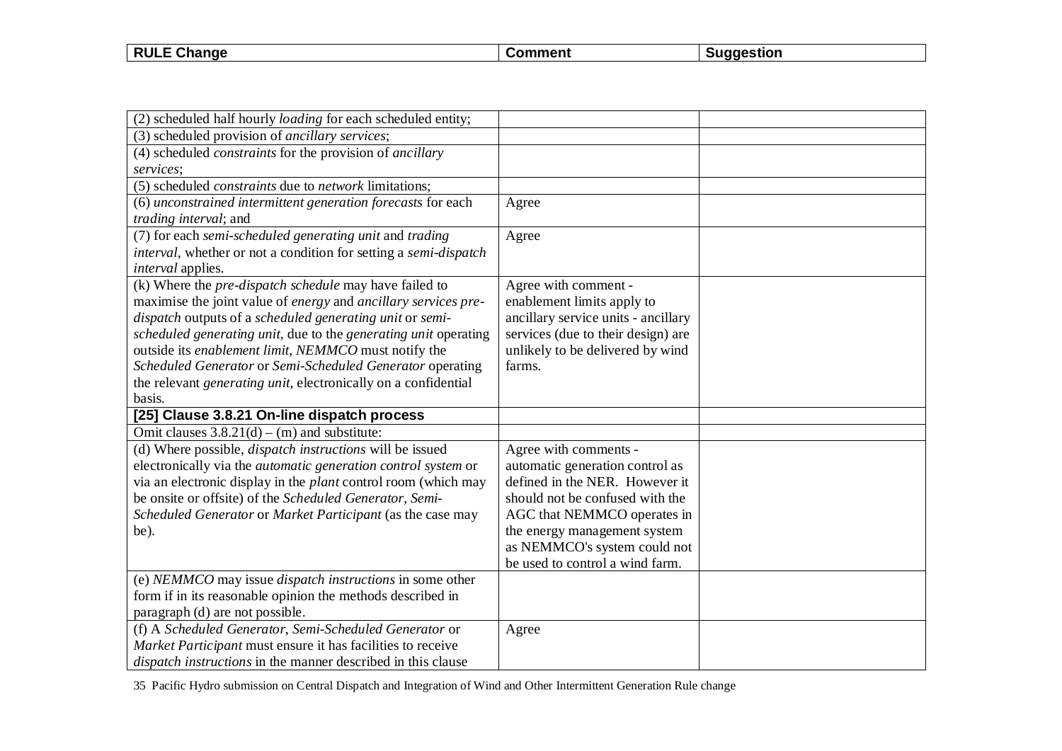| RULE Change | Comment | Suggestion |
|---|---|---|
| (2) scheduled half hourly *loading* for each scheduled entity; | | |
| (3) scheduled provision of *ancillary services*; | | |
| (4) scheduled *constraints* for the provision of *ancillary services*; | | |
| (5) scheduled *constraints* due to *network* limitations; | | |
| (6) *unconstrained intermittent generation forecasts* for each *trading interval*; and | Agree | |
| (7) for each *semi-scheduled generating unit* and *trading interval*, whether or not a condition for setting a *semi-dispatch interval* applies. | Agree | |
| (k) Where the *pre-dispatch schedule* may have failed to maximise the joint value of *energy* and *ancillary services pre-dispatch* outputs of a *scheduled generating unit* or *semi-scheduled generating unit*, due to the *generating unit* operating outside its *enablement limit*, *NEMMCO* must notify the *Scheduled Generator* or *Semi-Scheduled Generator* operating the relevant *generating unit*, electronically on a confidential basis. | Agree with comment - enablement limits apply to ancillary service units - ancillary services (due to their design) are unlikely to be delivered by wind farms. | |
| **[25] Clause 3.8.21 On-line dispatch process** | | |
| Omit clauses 3.8.21(d) – (m) and substitute: | | |
| (d) Where possible, *dispatch instructions* will be issued electronically via the *automatic generation control system* or via an electronic display in the *plant* control room (which may be onsite or offsite) of the *Scheduled Generator*, *Semi-Scheduled Generator* or *Market Participant* (as the case may be). | Agree with comments - automatic generation control as defined in the NER. However it should not be confused with the AGC that NEMMCO operates in the energy management system as NEMMCO's system could not be used to control a wind farm. | |
| (e) *NEMMCO* may issue *dispatch instructions* in some other form if in its reasonable opinion the methods described in paragraph (d) are not possible. | | |
| (f) A *Scheduled Generator*, *Semi-Scheduled Generator* or *Market Participant* must ensure it has facilities to receive *dispatch instructions* in the manner described in this clause | Agree | |

35 Pacific Hydro submission on Central Dispatch and Integration of Wind and Other Intermittent Generation Rule change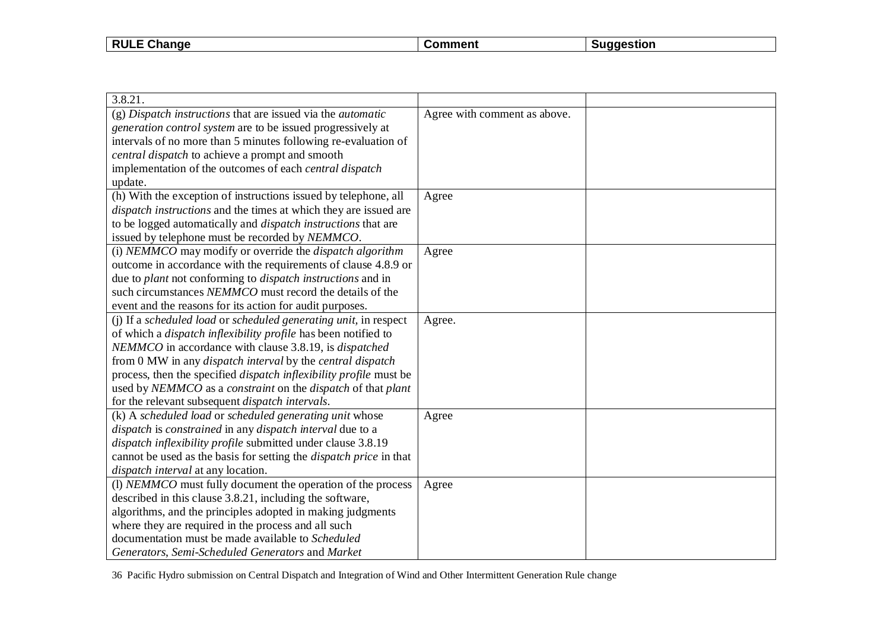| RULE Change | Comment | Suggestion |
|---|---|---|
| 3.8.21. | | |
| (g) *Dispatch instructions* that are issued via the *automatic generation control system* are to be issued progressively at intervals of no more than 5 minutes following re-evaluation of *central dispatch* to achieve a prompt and smooth implementation of the outcomes of each *central dispatch* update. | Agree with comment as above. | |
| (h) With the exception of instructions issued by telephone, all *dispatch instructions* and the times at which they are issued are to be logged automatically and *dispatch instructions* that are issued by telephone must be recorded by *NEMMCO*. | Agree | |
| (i) *NEMMCO* may modify or override the *dispatch algorithm* outcome in accordance with the requirements of clause 4.8.9 or due to *plant* not conforming to *dispatch instructions* and in such circumstances *NEMMCO* must record the details of the event and the reasons for its action for audit purposes. | Agree | |
| (j) If a *scheduled load* or *scheduled generating unit*, in respect of which a *dispatch inflexibility profile* has been notified to *NEMMCO* in accordance with clause 3.8.19, is *dispatched* from 0 MW in any *dispatch interval* by the *central dispatch* process, then the specified *dispatch inflexibility profile* must be used by *NEMMCO* as a *constraint* on the *dispatch* of that *plant* for the relevant subsequent *dispatch intervals*. | Agree. | |
| (k) A *scheduled load* or *scheduled generating unit* whose *dispatch* is *constrained* in any *dispatch interval* due to a *dispatch inflexibility profile* submitted under clause 3.8.19 cannot be used as the basis for setting the *dispatch price* in that *dispatch interval* at any location. | Agree | |
| (l) *NEMMCO* must fully document the operation of the process described in this clause 3.8.21, including the software, algorithms, and the principles adopted in making judgments where they are required in the process and all such documentation must be made available to *Scheduled Generators*, *Semi-Scheduled Generators* and *Market* | Agree | |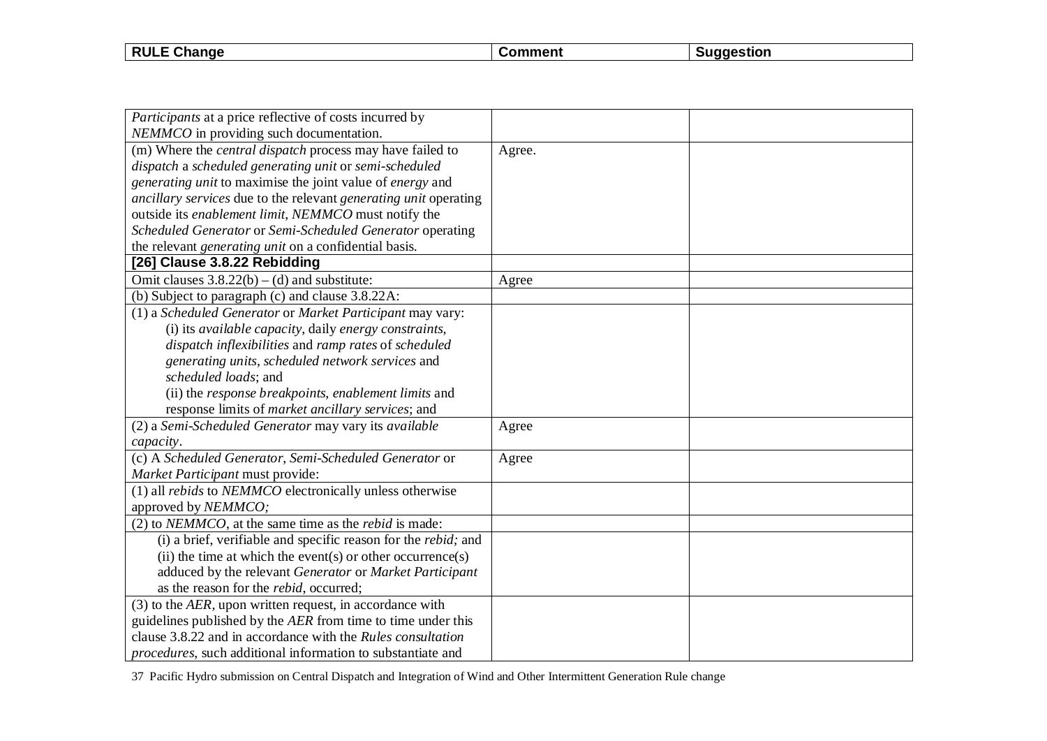| RULE Change | Comment | Suggestion |
|---|---|---|
| *Participants* at a price reflective of costs incurred by *NEMMCO* in providing such documentation. | | |
| (m) Where the *central dispatch* process may have failed to *dispatch* a *scheduled generating unit* or *semi-scheduled generating unit* to maximise the joint value of *energy* and *ancillary services* due to the relevant *generating unit* operating outside its *enablement limit*, *NEMMCO* must notify the *Scheduled Generator* or *Semi-Scheduled Generator* operating the relevant *generating unit* on a confidential basis. | Agree. | |
| **[26] Clause 3.8.22 Rebidding** | | |
| Omit clauses 3.8.22(b) – (d) and substitute: | Agree | |
| (b) Subject to paragraph (c) and clause 3.8.22A: | | |
| (1) a *Scheduled Generator* or *Market Participant* may vary: (i) its *available capacity*, daily *energy constraints*, *dispatch inflexibilities* and *ramp rates* of *scheduled generating units*, *scheduled network services* and *scheduled loads*; and (ii) the *response breakpoints*, *enablement limits* and response limits of *market ancillary services*; and | | |
| (2) a *Semi-Scheduled Generator* may vary its *available capacity*. | Agree | |
| (c) A *Scheduled Generator*, *Semi-Scheduled Generator* or *Market Participant* must provide: | Agree | |
| (1) all *rebids* to *NEMMCO* electronically unless otherwise approved by *NEMMCO;* | | |
| (2) to *NEMMCO*, at the same time as the *rebid* is made: | | |
| (i) a brief, verifiable and specific reason for the *rebid;* and (ii) the time at which the event(s) or other occurrence(s) adduced by the relevant *Generator* or *Market Participant* as the reason for the *rebid*, occurred; | | |
| (3) to the *AER*, upon written request, in accordance with guidelines published by the *AER* from time to time under this clause 3.8.22 and in accordance with the *Rules consultation procedures*, such additional information to substantiate and | | |

37 Pacific Hydro submission on Central Dispatch and Integration of Wind and Other Intermittent Generation Rule change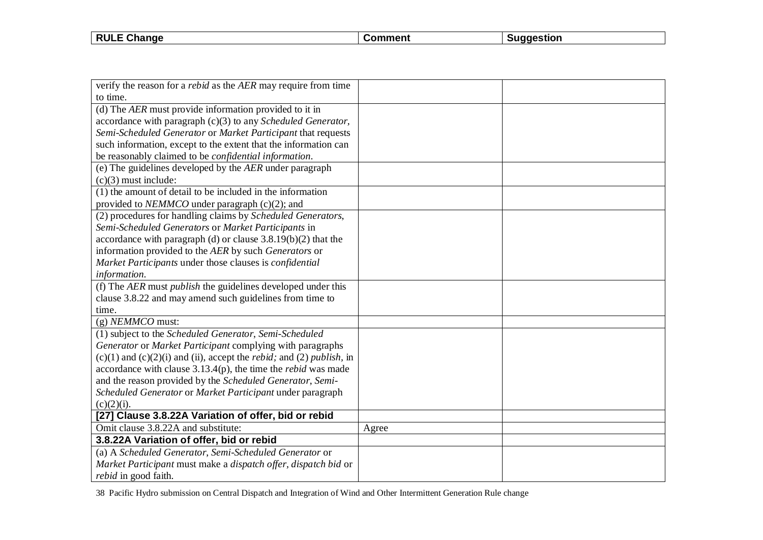| RULE Change | Comment | Suggestion |
|---|---|---|
| verify the reason for a *rebid* as the *AER* may require from time to time. | | |
| (d) The *AER* must provide information provided to it in accordance with paragraph (c)(3) to any *Scheduled Generator*, *Semi-Scheduled Generator* or *Market Participant* that requests such information, except to the extent that the information can be reasonably claimed to be *confidential information*. | | |
| (e) The guidelines developed by the *AER* under paragraph (c)(3) must include: | | |
| (1) the amount of detail to be included in the information provided to *NEMMCO* under paragraph (c)(2); and | | |
| (2) procedures for handling claims by *Scheduled Generators*, *Semi-Scheduled Generators* or *Market Participants* in accordance with paragraph (d) or clause 3.8.19(b)(2) that the information provided to the *AER* by such *Generators* or *Market Participants* under those clauses is *confidential information*. | | |
| (f) The *AER* must *publish* the guidelines developed under this clause 3.8.22 and may amend such guidelines from time to time. | | |
| (g) *NEMMCO* must: | | |
| (1) subject to the *Scheduled Generator*, *Semi-Scheduled Generator* or *Market Participant* complying with paragraphs (c)(1) and (c)(2)(i) and (ii), accept the *rebid;* and (2) *publish*, in accordance with clause 3.13.4(p), the time the *rebid* was made and the reason provided by the *Scheduled Generator*, *Semi-Scheduled Generator* or *Market Participant* under paragraph (c)(2)(i). | | |
| **[27] Clause 3.8.22A Variation of offer, bid or rebid** | | |
| Omit clause 3.8.22A and substitute: | Agree | |
| **3.8.22A Variation of offer, bid or rebid** | | |
| (a) A *Scheduled Generator*, *Semi-Scheduled Generator* or *Market Participant* must make a *dispatch offer*, *dispatch bid* or *rebid* in good faith. | | |

38 Pacific Hydro submission on Central Dispatch and Integration of Wind and Other Intermittent Generation Rule change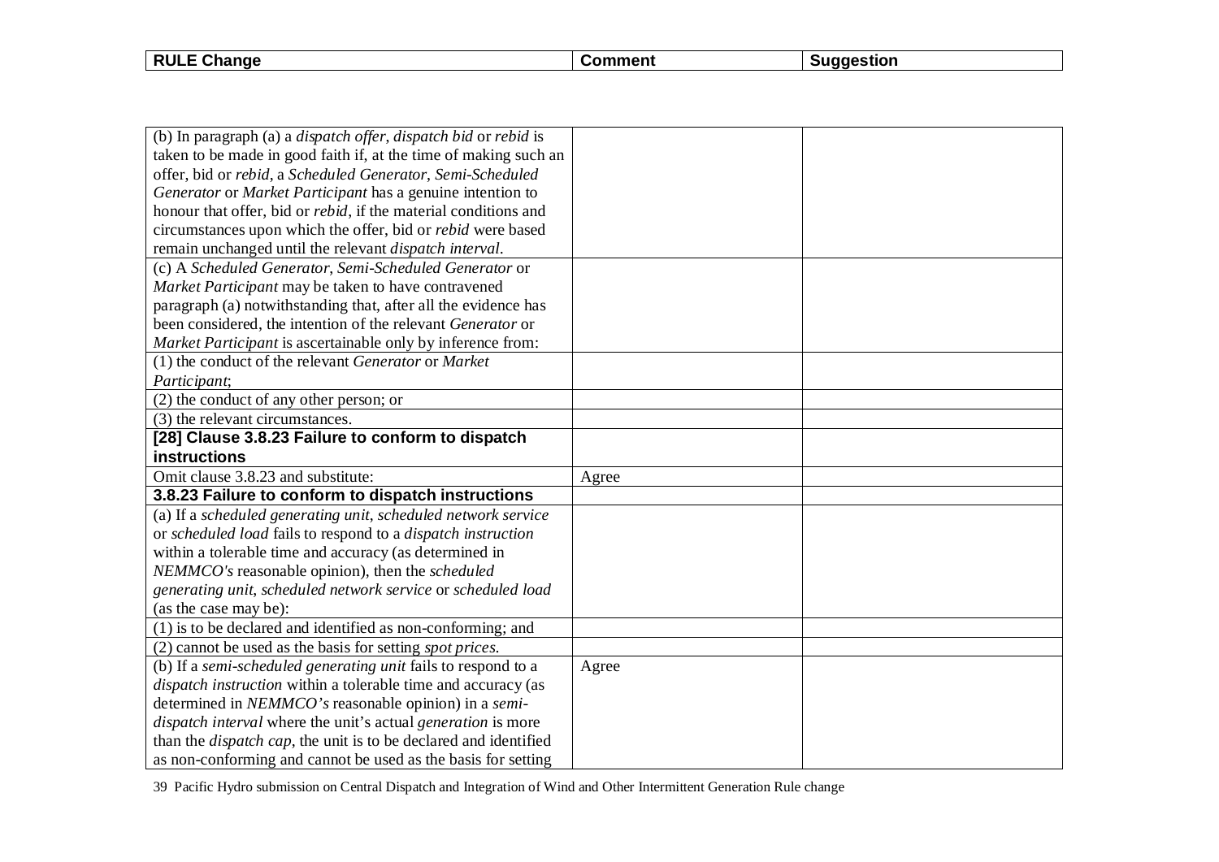| RULE Change | Comment | Suggestion |
|---|---|---|
| (b) In paragraph (a) a *dispatch offer*, *dispatch bid* or *rebid* is taken to be made in good faith if, at the time of making such an offer, bid or *rebid*, a *Scheduled Generator*, *Semi-Scheduled Generator* or *Market Participant* has a genuine intention to honour that offer, bid or *rebid*, if the material conditions and circumstances upon which the offer, bid or *rebid* were based remain unchanged until the relevant *dispatch interval*. | | |
| (c) A *Scheduled Generator*, *Semi-Scheduled Generator* or *Market Participant* may be taken to have contravened paragraph (a) notwithstanding that, after all the evidence has been considered, the intention of the relevant *Generator* or *Market Participant* is ascertainable only by inference from: | | |
| (1) the conduct of the relevant *Generator* or *Market Participant*; | | |
| (2) the conduct of any other person; or | | |
| (3) the relevant circumstances. | | |
| **[28] Clause 3.8.23 Failure to conform to dispatch instructions** | | |
| Omit clause 3.8.23 and substitute: | Agree | |
| **3.8.23 Failure to conform to dispatch instructions** | | |
| (a) If a *scheduled generating unit*, *scheduled network service* or *scheduled load* fails to respond to a *dispatch instruction* within a tolerable time and accuracy (as determined in *NEMMCO's* reasonable opinion), then the *scheduled generating unit*, *scheduled network service* or *scheduled load* (as the case may be): | | |
| (1) is to be declared and identified as non-conforming; and | | |
| (2) cannot be used as the basis for setting *spot prices*. | | |
| (b) If a *semi-scheduled generating unit* fails to respond to a *dispatch instruction* within a tolerable time and accuracy (as determined in *NEMMCO's* reasonable opinion) in a *semi-dispatch interval* where the unit's actual *generation* is more than the *dispatch cap*, the unit is to be declared and identified as non-conforming and cannot be used as the basis for setting | Agree | |

39 Pacific Hydro submission on Central Dispatch and Integration of Wind and Other Intermittent Generation Rule change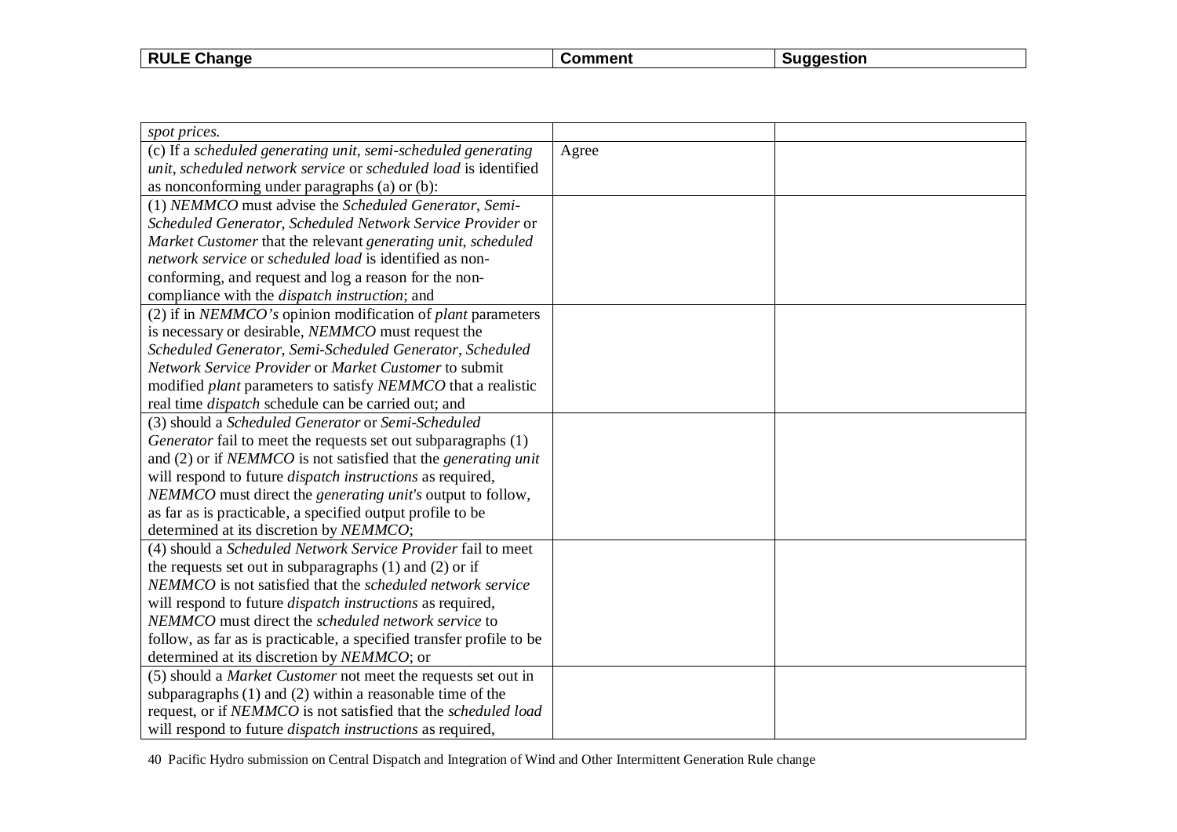| RULE Change | Comment | Suggestion |
|---|---|---|
| *spot prices.* | | |
| (c) If a *scheduled generating unit*, *semi-scheduled generating unit*, *scheduled network service* or *scheduled load* is identified as nonconforming under paragraphs (a) or (b): | Agree | |
| (1) *NEMMCO* must advise the *Scheduled Generator*, *Semi-Scheduled Generator*, *Scheduled Network Service Provider* or *Market Customer* that the relevant *generating unit*, *scheduled network service* or *scheduled load* is identified as non-conforming, and request and log a reason for the non-compliance with the *dispatch instruction*; and | | |
| (2) if in *NEMMCO's* opinion modification of *plant* parameters is necessary or desirable, *NEMMCO* must request the *Scheduled Generator*, *Semi-Scheduled Generator*, *Scheduled Network Service Provider* or *Market Customer* to submit modified *plant* parameters to satisfy *NEMMCO* that a realistic real time *dispatch* schedule can be carried out; and | | |
| (3) should a *Scheduled Generator* or *Semi-Scheduled Generator* fail to meet the requests set out subparagraphs (1) and (2) or if *NEMMCO* is not satisfied that the *generating unit* will respond to future *dispatch instructions* as required, *NEMMCO* must direct the *generating unit's* output to follow, as far as is practicable, a specified output profile to be determined at its discretion by *NEMMCO*; | | |
| (4) should a *Scheduled Network Service Provider* fail to meet the requests set out in subparagraphs (1) and (2) or if *NEMMCO* is not satisfied that the *scheduled network service* will respond to future *dispatch instructions* as required, *NEMMCO* must direct the *scheduled network service* to follow, as far as is practicable, a specified transfer profile to be determined at its discretion by *NEMMCO*; or | | |
| (5) should a *Market Customer* not meet the requests set out in subparagraphs (1) and (2) within a reasonable time of the request, or if *NEMMCO* is not satisfied that the *scheduled load* will respond to future *dispatch instructions* as required, | | |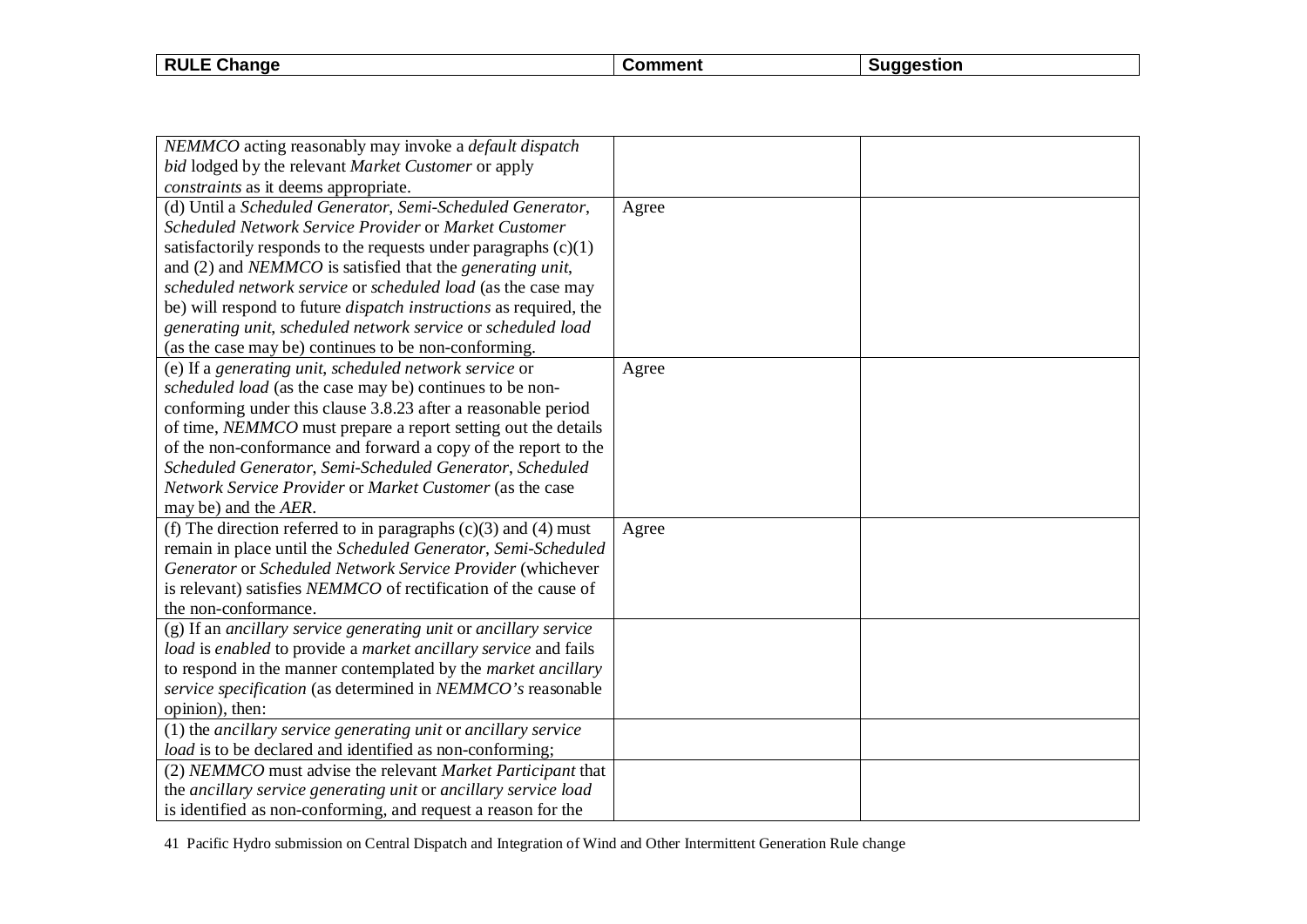| RULE Change | Comment | Suggestion |
|---|---|---|
| *NEMMCO* acting reasonably may invoke a *default dispatch bid* lodged by the relevant *Market Customer* or apply *constraints* as it deems appropriate. | | |
| (d) Until a *Scheduled Generator*, *Semi-Scheduled Generator*, *Scheduled Network Service Provider* or *Market Customer* satisfactorily responds to the requests under paragraphs (c)(1) and (2) and *NEMMCO* is satisfied that the *generating unit*, *scheduled network service* or *scheduled load* (as the case may be) will respond to future *dispatch instructions* as required, the *generating unit*, *scheduled network service* or *scheduled load* (as the case may be) continues to be non-conforming. | Agree | |
| (e) If a *generating unit*, *scheduled network service* or *scheduled load* (as the case may be) continues to be non-conforming under this clause 3.8.23 after a reasonable period of time, *NEMMCO* must prepare a report setting out the details of the non-conformance and forward a copy of the report to the *Scheduled Generator*, *Semi-Scheduled Generator*, *Scheduled Network Service Provider* or *Market Customer* (as the case may be) and the *AER*. | Agree | |
| (f) The direction referred to in paragraphs (c)(3) and (4) must remain in place until the *Scheduled Generator*, *Semi-Scheduled Generator* or *Scheduled Network Service Provider* (whichever is relevant) satisfies *NEMMCO* of rectification of the cause of the non-conformance. | Agree | |
| (g) If an *ancillary service generating unit* or *ancillary service load* is *enabled* to provide a *market ancillary service* and fails to respond in the manner contemplated by the *market ancillary service specification* (as determined in *NEMMCO's* reasonable opinion), then: | | |
| (1) the *ancillary service generating unit* or *ancillary service load* is to be declared and identified as non-conforming; | | |
| (2) *NEMMCO* must advise the relevant *Market Participant* that the *ancillary service generating unit* or *ancillary service load* is identified as non-conforming, and request a reason for the | | |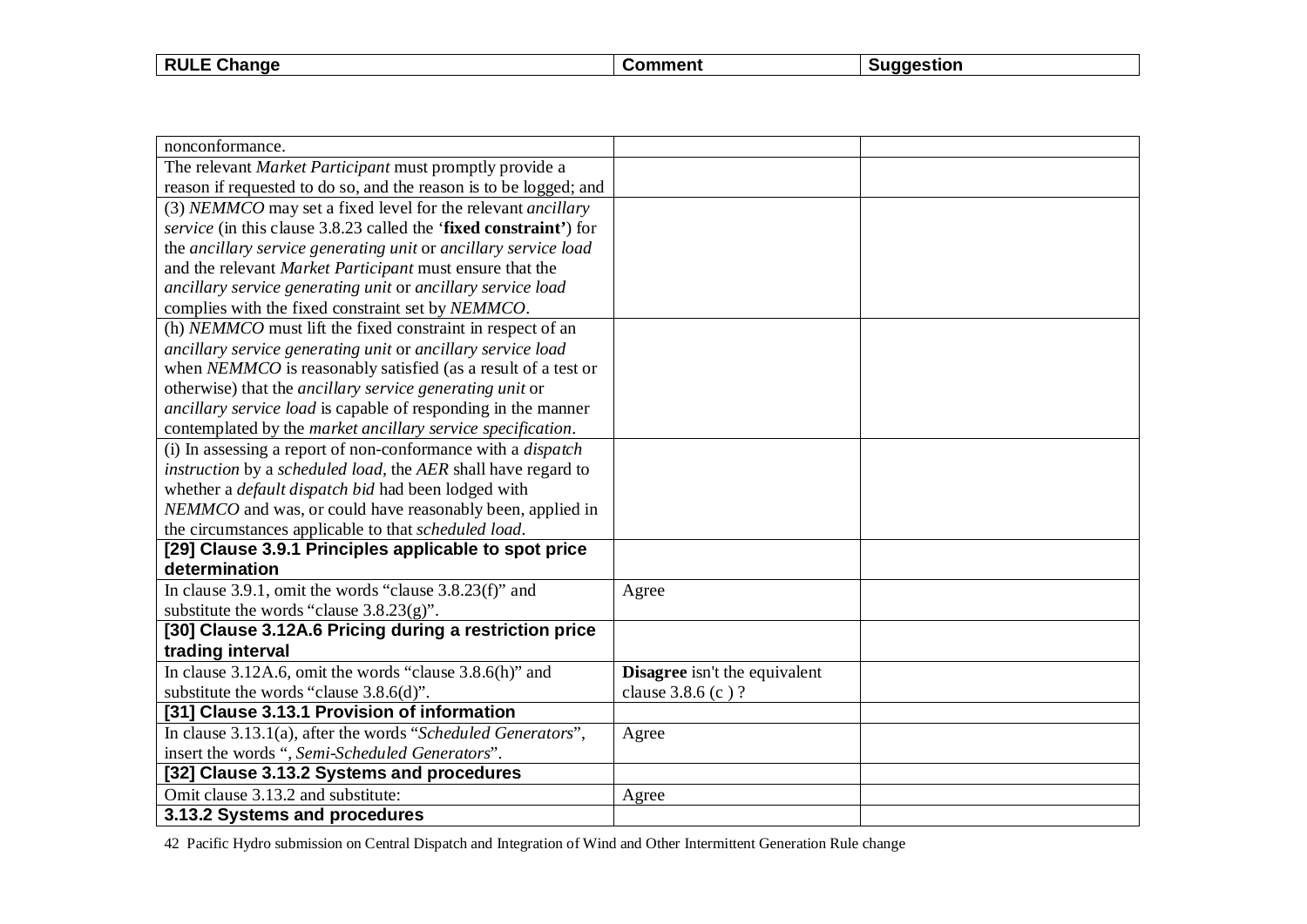| RULE Change | Comment | Suggestion |
| --- | --- | --- |
| nonconformance. | | |
| The relevant *Market Participant* must promptly provide a reason if requested to do so, and the reason is to be logged; and | | |
| (3) *NEMMCO* may set a fixed level for the relevant *ancillary service* (in this clause 3.8.23 called the '**fixed constraint'**) for the *ancillary service generating unit* or *ancillary service load* and the relevant *Market Participant* must ensure that the *ancillary service generating unit* or *ancillary service load* complies with the fixed constraint set by *NEMMCO*. | | |
| (h) *NEMMCO* must lift the fixed constraint in respect of an *ancillary service generating unit* or *ancillary service load* when *NEMMCO* is reasonably satisfied (as a result of a test or otherwise) that the *ancillary service generating unit* or *ancillary service load* is capable of responding in the manner contemplated by the *market ancillary service specification*. | | |
| (i) In assessing a report of non-conformance with a *dispatch instruction* by a *scheduled load*, the *AER* shall have regard to whether a *default dispatch bid* had been lodged with *NEMMCO* and was, or could have reasonably been, applied in the circumstances applicable to that *scheduled load*. | | |
| **[29] Clause 3.9.1 Principles applicable to spot price determination** | | |
| In clause 3.9.1, omit the words "clause 3.8.23(f)" and substitute the words "clause 3.8.23(g)". | Agree | |
| **[30] Clause 3.12A.6 Pricing during a restriction price trading interval** | | |
| In clause 3.12A.6, omit the words "clause 3.8.6(h)" and substitute the words "clause 3.8.6(d)". | **Disagree** isn't the equivalent clause 3.8.6 (c ) ? | |
| **[31] Clause 3.13.1 Provision of information** | | |
| In clause 3.13.1(a), after the words "*Scheduled Generators*", insert the words ", *Semi-Scheduled Generators*". | Agree | |
| **[32] Clause 3.13.2 Systems and procedures** | | |
| Omit clause 3.13.2 and substitute: | Agree | |
| **3.13.2 Systems and procedures** | | |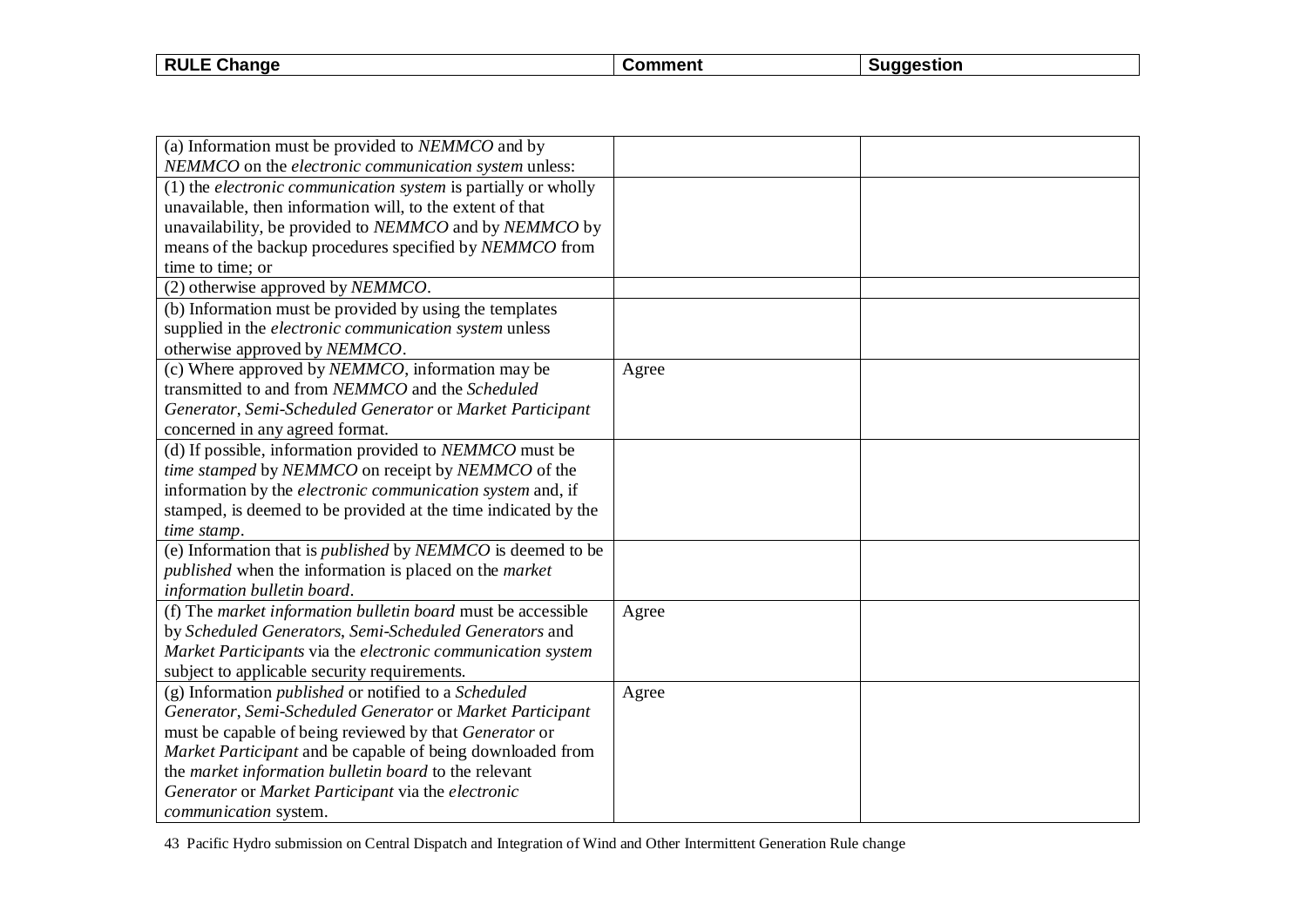| RULE Change | Comment | Suggestion |
|---|---|---|
| (a) Information must be provided to *NEMMCO* and by *NEMMCO* on the *electronic communication system* unless: | | |
| (1) the *electronic communication system* is partially or wholly unavailable, then information will, to the extent of that unavailability, be provided to *NEMMCO* and by *NEMMCO* by means of the backup procedures specified by *NEMMCO* from time to time; or | | |
| (2) otherwise approved by *NEMMCO*. | | |
| (b) Information must be provided by using the templates supplied in the *electronic communication system* unless otherwise approved by *NEMMCO*. | | |
| (c) Where approved by *NEMMCO*, information may be transmitted to and from *NEMMCO* and the *Scheduled Generator*, *Semi-Scheduled Generator* or *Market Participant* concerned in any agreed format. | Agree | |
| (d) If possible, information provided to *NEMMCO* must be *time stamped* by *NEMMCO* on receipt by *NEMMCO* of the information by the *electronic communication system* and, if stamped, is deemed to be provided at the time indicated by the *time stamp*. | | |
| (e) Information that is *published* by *NEMMCO* is deemed to be *published* when the information is placed on the *market information bulletin board*. | | |
| (f) The *market information bulletin board* must be accessible by *Scheduled Generators*, *Semi-Scheduled Generators* and *Market Participants* via the *electronic communication system* subject to applicable security requirements. | Agree | |
| (g) Information *published* or notified to a *Scheduled Generator*, *Semi-Scheduled Generator* or *Market Participant* must be capable of being reviewed by that *Generator* or *Market Participant* and be capable of being downloaded from the *market information bulletin board* to the relevant *Generator* or *Market Participant* via the *electronic communication* system. | Agree | |

Pacific Hydro submission on Central Dispatch and Integration of Wind and Other Intermittent Generation Rule change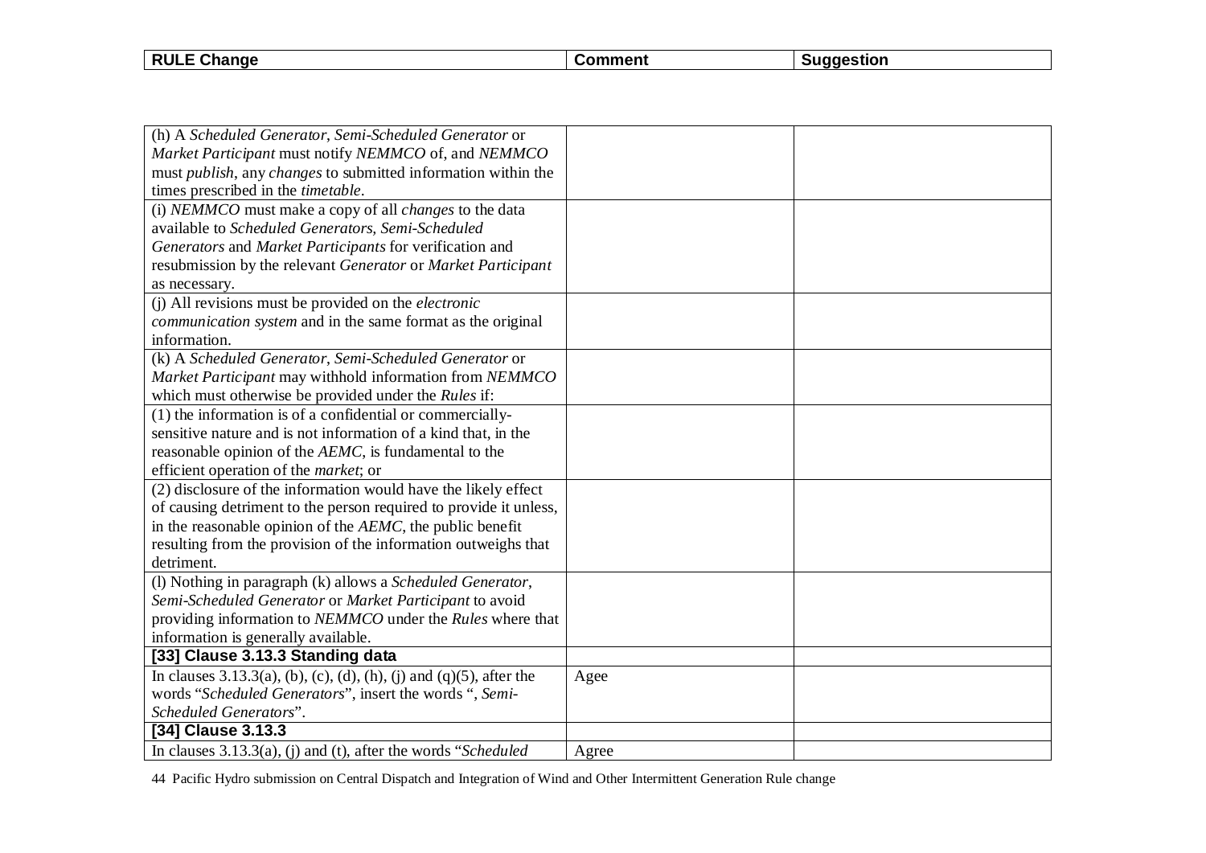| RULE Change | Comment | Suggestion |
|---|---|---|
| (h) A *Scheduled Generator*, *Semi-Scheduled Generator* or *Market Participant* must notify *NEMMCO* of, and *NEMMCO* must *publish*, any *changes* to submitted information within the times prescribed in the *timetable*. | | |
| (i) *NEMMCO* must make a copy of all *changes* to the data available to *Scheduled Generators*, *Semi-Scheduled Generators* and *Market Participants* for verification and resubmission by the relevant *Generator* or *Market Participant* as necessary. | | |
| (j) All revisions must be provided on the *electronic communication system* and in the same format as the original information. | | |
| (k) A *Scheduled Generator*, *Semi-Scheduled Generator* or *Market Participant* may withhold information from *NEMMCO* which must otherwise be provided under the *Rules* if: | | |
| (1) the information is of a confidential or commercially-sensitive nature and is not information of a kind that, in the reasonable opinion of the *AEMC*, is fundamental to the efficient operation of the *market*; or | | |
| (2) disclosure of the information would have the likely effect of causing detriment to the person required to provide it unless, in the reasonable opinion of the *AEMC*, the public benefit resulting from the provision of the information outweighs that detriment. | | |
| (l) Nothing in paragraph (k) allows a *Scheduled Generator*, *Semi-Scheduled Generator* or *Market Participant* to avoid providing information to *NEMMCO* under the *Rules* where that information is generally available. | | |
| **[33] Clause 3.13.3 Standing data** | | |
| In clauses 3.13.3(a), (b), (c), (d), (h), (j) and (q)(5), after the words "*Scheduled Generators*", insert the words ", *Semi-Scheduled Generators*". | Agee | |
| **[34] Clause 3.13.3** | | |
| In clauses 3.13.3(a), (j) and (t), after the words "*Scheduled* | Agree | |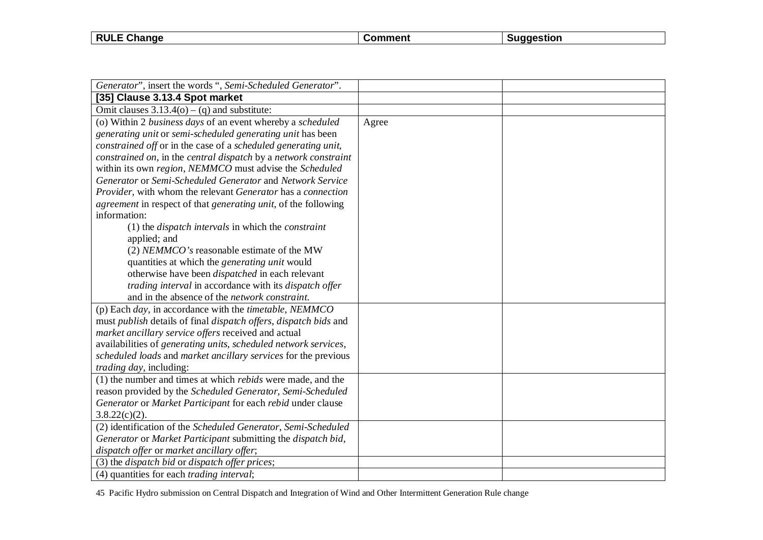| RULE Change | Comment | Suggestion |
| --- | --- | --- |
| *Generator*", insert the words ", *Semi-Scheduled Generator*". | | |
| **[35] Clause 3.13.4 Spot market** | | |
| Omit clauses 3.13.4(o) – (q) and substitute: | | |
| (o) Within 2 *business days* of an event whereby a *scheduled generating unit* or *semi-scheduled generating unit* has been *constrained off* or in the case of a *scheduled generating unit*, *constrained on*, in the *central dispatch* by a *network constraint* within its own *region*, *NEMMCO* must advise the *Scheduled Generator* or *Semi-Scheduled Generator* and *Network Service Provider*, with whom the relevant *Generator* has a *connection agreement* in respect of that *generating unit*, of the following information:<br>(1) the *dispatch intervals* in which the *constraint* applied; and<br>(2) *NEMMCO's* reasonable estimate of the MW quantities at which the *generating unit* would otherwise have been *dispatched* in each relevant *trading interval* in accordance with its *dispatch offer* and in the absence of the *network constraint*. | Agree | |
| (p) Each *day*, in accordance with the *timetable*, *NEMMCO* must *publish* details of final *dispatch offers*, *dispatch bids* and *market ancillary service offers* received and actual availabilities of *generating units*, *scheduled network services*, *scheduled loads* and *market ancillary services* for the previous *trading day*, including: | | |
| (1) the number and times at which *rebids* were made, and the reason provided by the *Scheduled Generator*, *Semi-Scheduled Generator* or *Market Participant* for each *rebid* under clause 3.8.22(c)(2). | | |
| (2) identification of the *Scheduled Generator*, *Semi-Scheduled Generator* or *Market Participant* submitting the *dispatch bid*, *dispatch offer* or *market ancillary offer*; | | |
| (3) the *dispatch bid* or *dispatch offer prices*; | | |
| (4) quantities for each *trading interval*; | | |

45 Pacific Hydro submission on Central Dispatch and Integration of Wind and Other Intermittent Generation Rule change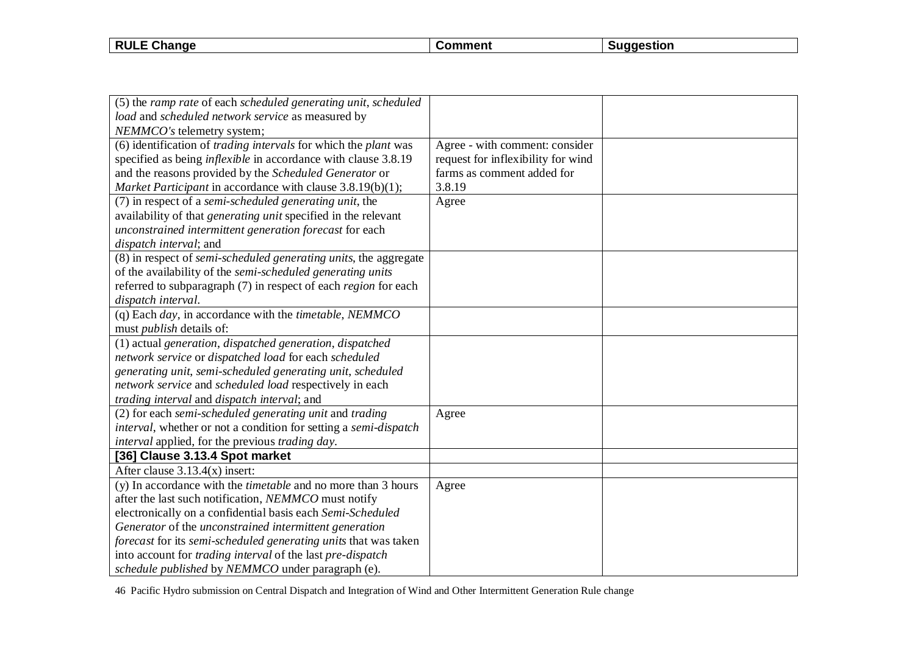| RULE Change | Comment | Suggestion |
|---|---|---|
| (5) the *ramp rate* of each *scheduled generating unit*, *scheduled load* and *scheduled network service* as measured by *NEMMCO's* telemetry system; | | |
| (6) identification of *trading intervals* for which the *plant* was specified as being *inflexible* in accordance with clause 3.8.19 and the reasons provided by the *Scheduled Generator* or *Market Participant* in accordance with clause 3.8.19(b)(1); | Agree - with comment: consider request for inflexibility for wind farms as comment added for 3.8.19 | |
| (7) in respect of a *semi-scheduled generating unit*, the availability of that *generating unit* specified in the relevant *unconstrained intermittent generation forecast* for each *dispatch interval*; and | Agree | |
| (8) in respect of *semi-scheduled generating units*, the aggregate of the availability of the *semi-scheduled generating units* referred to subparagraph (7) in respect of each *region* for each *dispatch interval*. | | |
| (q) Each *day*, in accordance with the *timetable*, *NEMMCO* must *publish* details of: | | |
| (1) actual *generation*, *dispatched generation*, *dispatched network service* or *dispatched load* for each *scheduled generating unit*, *semi-scheduled generating unit*, *scheduled network service* and *scheduled load* respectively in each *trading interval* and *dispatch interval*; and | | |
| (2) for each *semi-scheduled generating unit* and *trading interval*, whether or not a condition for setting a *semi-dispatch interval* applied, for the previous *trading day*. | Agree | |
| **[36] Clause 3.13.4 Spot market** | | |
| After clause 3.13.4(x) insert: | | |
| (y) In accordance with the *timetable* and no more than 3 hours after the last such notification, *NEMMCO* must notify electronically on a confidential basis each *Semi-Scheduled Generator* of the *unconstrained intermittent generation forecast* for its *semi-scheduled generating units* that was taken into account for *trading interval* of the last *pre-dispatch schedule published* by *NEMMCO* under paragraph (e). | Agree | |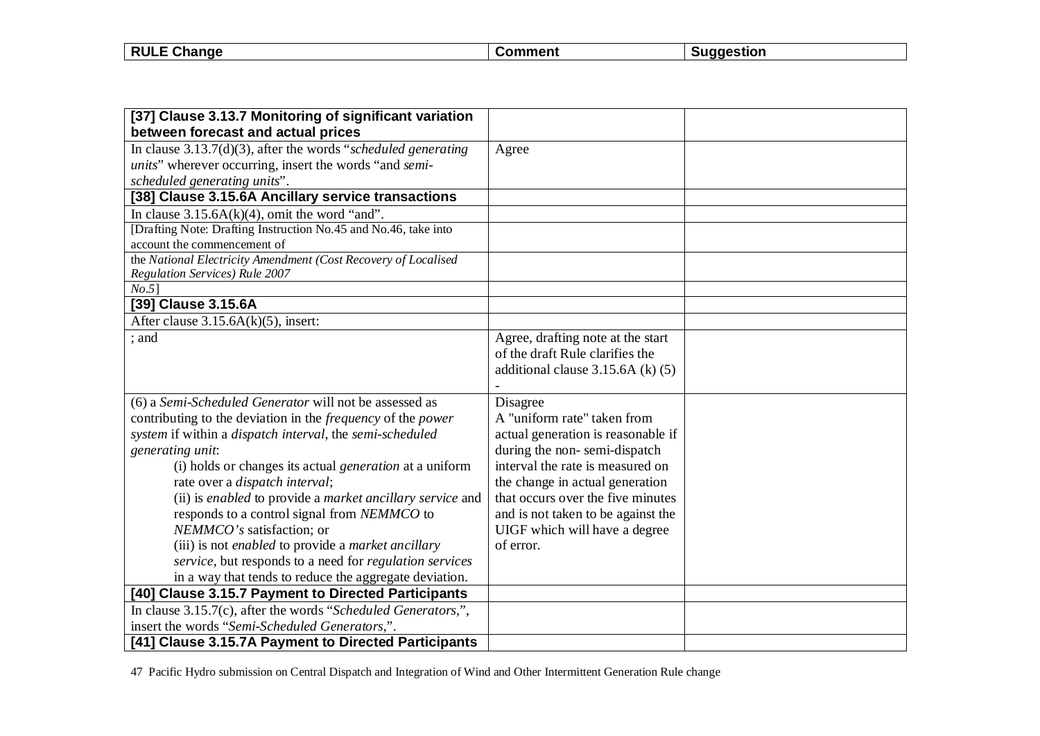| RULE Change | Comment | Suggestion |
|---|---|---|
| **[37] Clause 3.13.7 Monitoring of significant variation between forecast and actual prices** | | |
| In clause 3.13.7(d)(3), after the words "*scheduled generating units*" wherever occurring, insert the words "and *semi-scheduled generating units*". | Agree | |
| **[38] Clause 3.15.6A Ancillary service transactions** | | |
| In clause 3.15.6A(k)(4), omit the word "and". | | |
| [Drafting Note: Drafting Instruction No.45 and No.46, take into account the commencement of | | |
| the *National Electricity Amendment (Cost Recovery of Localised Regulation Services) Rule 2007* | | |
| *No.5*] | | |
| **[39] Clause 3.15.6A** | | |
| After clause 3.15.6A(k)(5), insert: | | |
| ; and | Agree, drafting note at the start of the draft Rule clarifies the additional clause 3.15.6A (k) (5) - | |
| (6) a *Semi-Scheduled Generator* will not be assessed as contributing to the deviation in the *frequency* of the *power system* if within a *dispatch interval*, the *semi-scheduled generating unit*:<br>(i) holds or changes its actual *generation* at a uniform rate over a *dispatch interval*;<br>(ii) is *enabled* to provide a *market ancillary service* and responds to a control signal from *NEMMCO* to *NEMMCO's* satisfaction; or<br>(iii) is not *enabled* to provide a *market ancillary service*, but responds to a need for *regulation services* in a way that tends to reduce the aggregate deviation. | Disagree<br>A "uniform rate" taken from actual generation is reasonable if during the non- semi-dispatch interval the rate is measured on the change in actual generation that occurs over the five minutes and is not taken to be against the UIGF which will have a degree of error. | |
| **[40] Clause 3.15.7 Payment to Directed Participants** | | |
| In clause 3.15.7(c), after the words "*Scheduled Generators*,", insert the words "*Semi-Scheduled Generators*,". | | |
| **[41] Clause 3.15.7A Payment to Directed Participants** | | |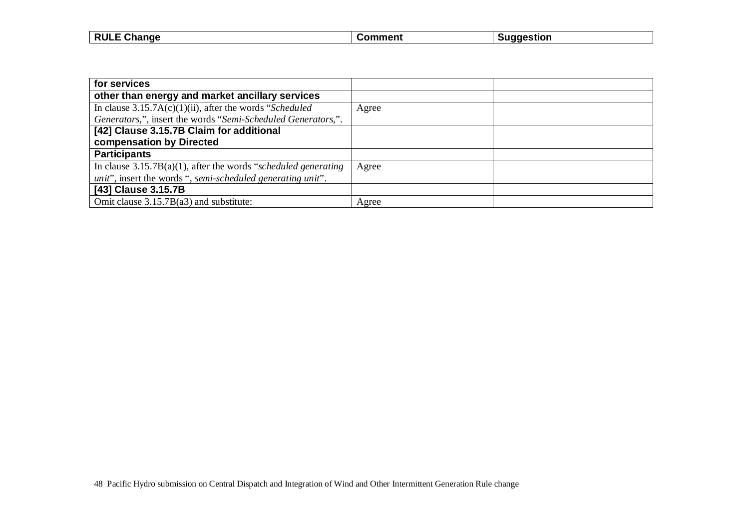| RULE Change | Comment | Suggestion |
| --- | --- | --- |
| **for services** | | |
| **other than energy and market ancillary services** | | |
| In clause 3.15.7A(c)(1)(ii), after the words "*Scheduled Generators*,", insert the words "*Semi-Scheduled Generators*,". | Agree | |
| **[42] Clause 3.15.7B Claim for additional compensation by Directed** | | |
| **Participants** | | |
| In clause 3.15.7B(a)(1), after the words "*scheduled generating unit*", insert the words ", *semi-scheduled generating unit*". | Agree | |
| **[43] Clause 3.15.7B** | | |
| Omit clause 3.15.7B(a3) and substitute: | Agree | |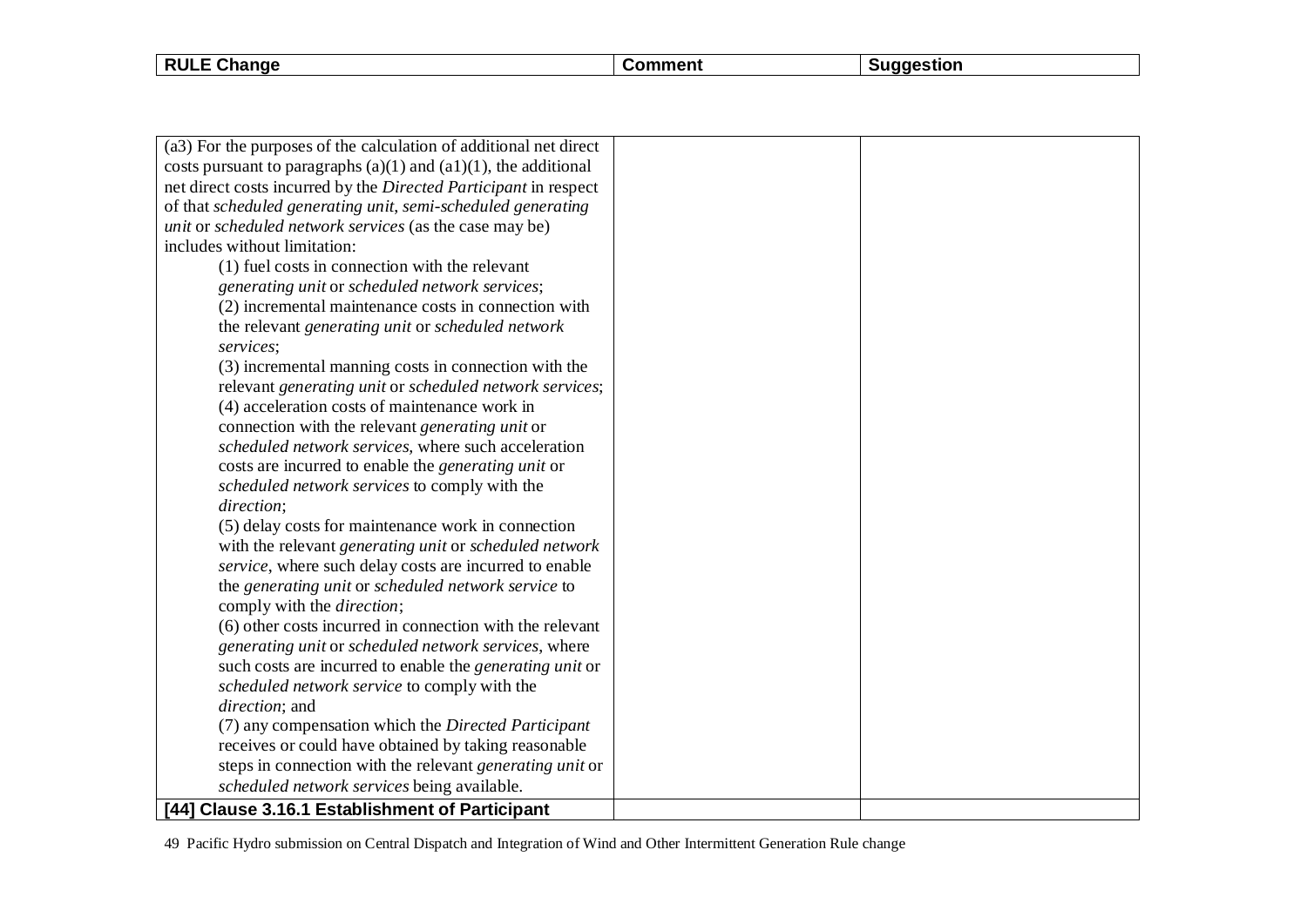| RULE Change | Comment | Suggestion |
|---|---|---|
| (a3) For the purposes of the calculation of additional net direct costs pursuant to paragraphs (a)(1) and (a1)(1), the additional net direct costs incurred by the *Directed Participant* in respect of that *scheduled generating unit*, *semi-scheduled generating unit* or *scheduled network services* (as the case may be) includes without limitation:<br>(1) fuel costs in connection with the relevant *generating unit* or *scheduled network services*;<br>(2) incremental maintenance costs in connection with the relevant *generating unit* or *scheduled network services*;<br>(3) incremental manning costs in connection with the relevant *generating unit* or *scheduled network services*;<br>(4) acceleration costs of maintenance work in connection with the relevant *generating unit* or *scheduled network services*, where such acceleration costs are incurred to enable the *generating unit* or *scheduled network services* to comply with the *direction*;<br>(5) delay costs for maintenance work in connection with the relevant *generating unit* or *scheduled network service*, where such delay costs are incurred to enable the *generating unit* or *scheduled network service* to comply with the *direction*;<br>(6) other costs incurred in connection with the relevant *generating unit* or *scheduled network services*, where such costs are incurred to enable the *generating unit* or *scheduled network service* to comply with the *direction*; and<br>(7) any compensation which the *Directed Participant* receives or could have obtained by taking reasonable steps in connection with the relevant *generating unit* or *scheduled network services* being available. | | |
| **[44] Clause 3.16.1 Establishment of Participant** | | |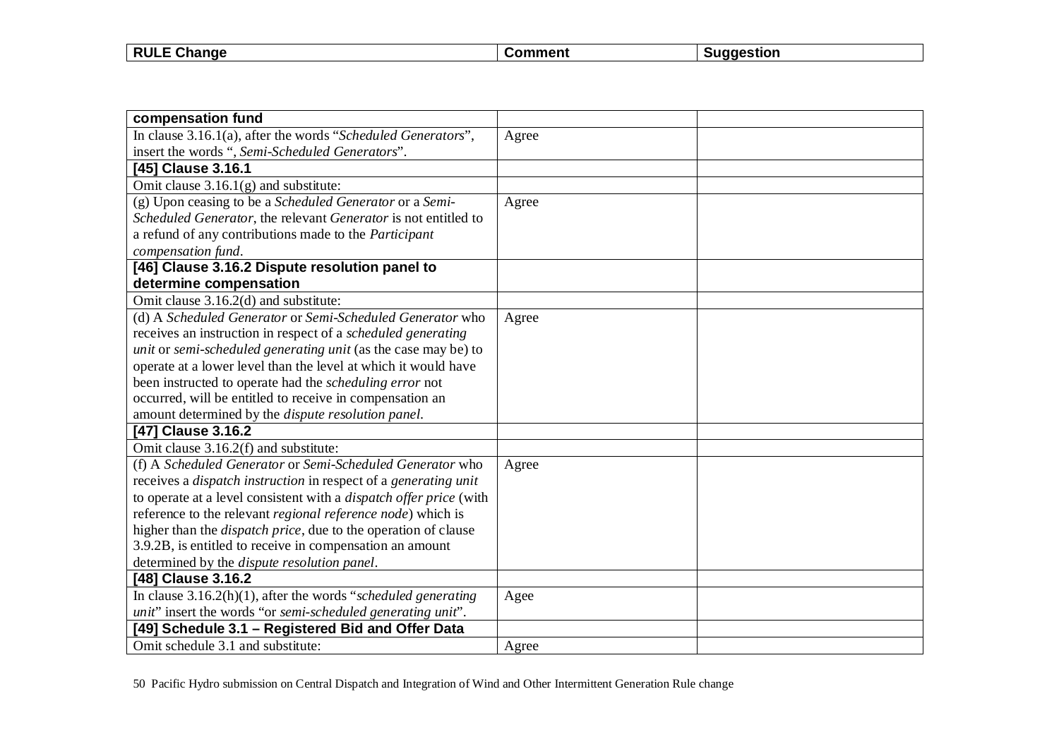| RULE Change | Comment | Suggestion |
|---|---|---|
| **compensation fund** | | |
| In clause 3.16.1(a), after the words "*Scheduled Generators*", insert the words ", *Semi-Scheduled Generators*". | Agree | |
| **[45] Clause 3.16.1** | | |
| Omit clause 3.16.1(g) and substitute: | | |
| (g) Upon ceasing to be a *Scheduled Generator* or a *Semi-Scheduled Generator*, the relevant *Generator* is not entitled to a refund of any contributions made to the *Participant compensation fund*. | Agree | |
| **[46] Clause 3.16.2 Dispute resolution panel to determine compensation** | | |
| Omit clause 3.16.2(d) and substitute: | | |
| (d) A *Scheduled Generator* or *Semi-Scheduled Generator* who receives an instruction in respect of a *scheduled generating unit* or *semi-scheduled generating unit* (as the case may be) to operate at a lower level than the level at which it would have been instructed to operate had the *scheduling error* not occurred, will be entitled to receive in compensation an amount determined by the *dispute resolution panel*. | Agree | |
| **[47] Clause 3.16.2** | | |
| Omit clause 3.16.2(f) and substitute: | | |
| (f) A *Scheduled Generator* or *Semi-Scheduled Generator* who receives a *dispatch instruction* in respect of a *generating unit* to operate at a level consistent with a *dispatch offer price* (with reference to the relevant *regional reference node*) which is higher than the *dispatch price*, due to the operation of clause 3.9.2B, is entitled to receive in compensation an amount determined by the *dispute resolution panel*. | Agree | |
| **[48] Clause 3.16.2** | | |
| In clause 3.16.2(h)(1), after the words "*scheduled generating unit*" insert the words "or *semi-scheduled generating unit*". | Agee | |
| **[49] Schedule 3.1 – Registered Bid and Offer Data** | | |
| Omit schedule 3.1 and substitute: | Agree | |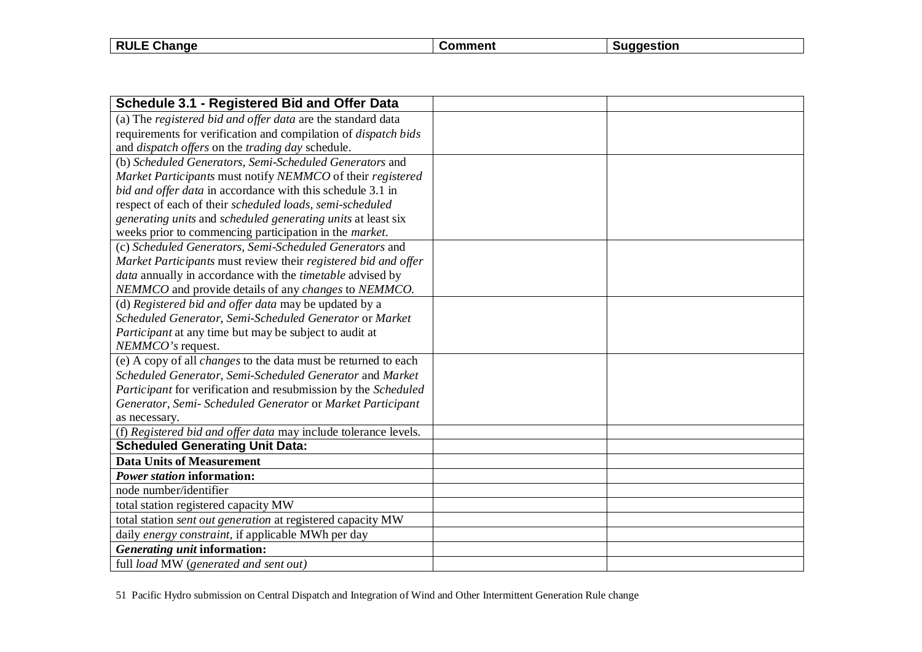| RULE Change | Comment | Suggestion |
|---|---|---|

| **Schedule 3.1 - Registered Bid and Offer Data** | | |
|---|---|---|
| (a) The *registered bid and offer data* are the standard data requirements for verification and compilation of *dispatch bids* and *dispatch offers* on the *trading day* schedule. | | |
| (b) *Scheduled Generators*, *Semi-Scheduled Generators* and *Market Participants* must notify *NEMMCO* of their *registered bid and offer data* in accordance with this schedule 3.1 in respect of each of their *scheduled loads*, *semi-scheduled generating units* and *scheduled generating units* at least six weeks prior to commencing participation in the *market*. | | |
| (c) *Scheduled Generators, Semi-Scheduled Generators* and *Market Participants* must review their *registered bid and offer data* annually in accordance with the *timetable* advised by *NEMMCO* and provide details of any *changes* to *NEMMCO*. | | |
| (d) *Registered bid and offer data* may be updated by a *Scheduled Generator*, *Semi-Scheduled Generator* or *Market Participant* at any time but may be subject to audit at *NEMMCO's* request. | | |
| (e) A copy of all *changes* to the data must be returned to each *Scheduled Generator, Semi-Scheduled Generator* and *Market Participant* for verification and resubmission by the *Scheduled Generator*, *Semi- Scheduled Generator* or *Market Participant* as necessary. | | |
| (f) *Registered bid and offer data* may include tolerance levels. | | |
| **Scheduled Generating Unit Data:** | | |
| **Data Units of Measurement** | | |
| ***Power station* information:** | | |
| node number/identifier | | |
| total station registered capacity MW | | |
| total station *sent out generation* at registered capacity MW | | |
| daily *energy constraint*, if applicable MWh per day | | |
| ***Generating unit* information:** | | |
| full *load* MW (*generated and sent out)* | | |

51 Pacific Hydro submission on Central Dispatch and Integration of Wind and Other Intermittent Generation Rule change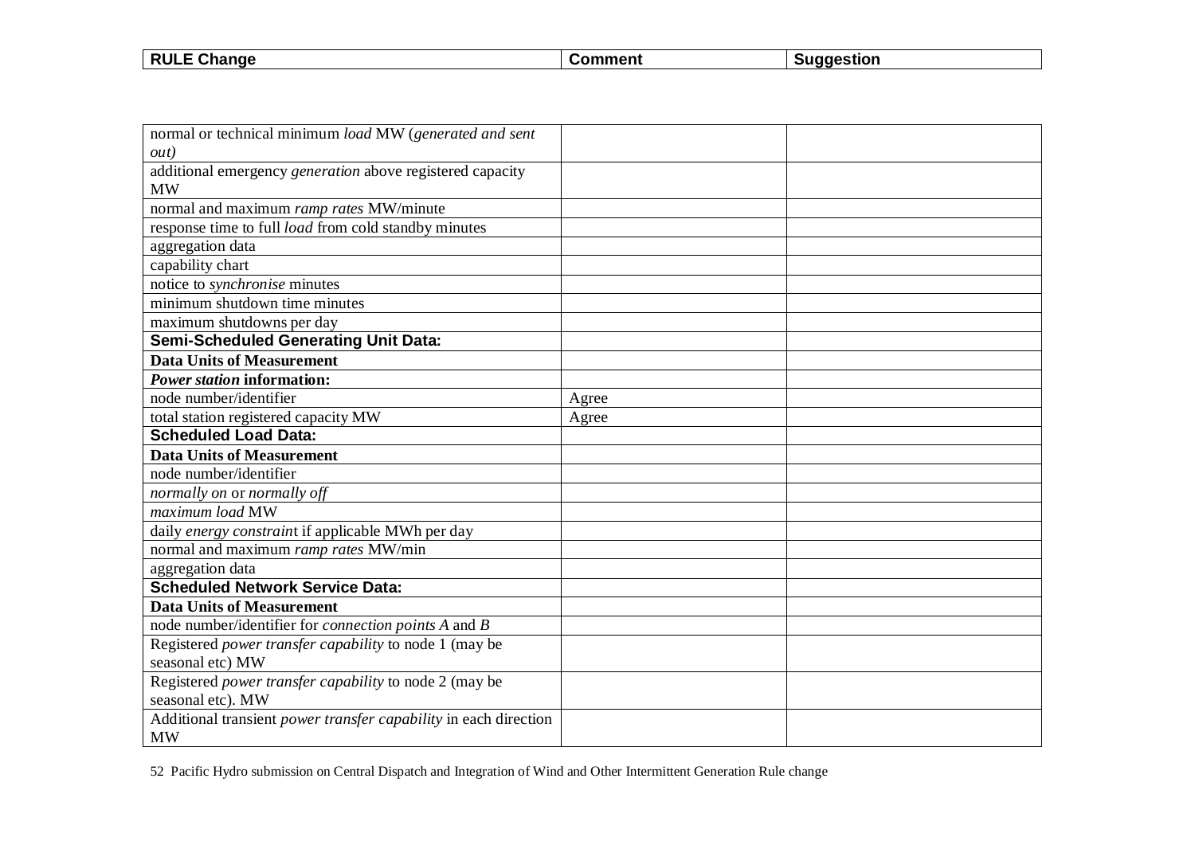| RULE Change | Comment | Suggestion |
|---|---|---|
| normal or technical minimum *load* MW (*generated and sent out)* | | |
| additional emergency *generation* above registered capacity MW | | |
| normal and maximum *ramp rates* MW/minute | | |
| response time to full *load* from cold standby minutes | | |
| aggregation data | | |
| capability chart | | |
| notice to *synchronise* minutes | | |
| minimum shutdown time minutes | | |
| maximum shutdowns per day | | |
| **Semi-Scheduled Generating Unit Data:** | | |
| **Data Units of Measurement** | | |
| ***Power station* information:** | | |
| node number/identifier | Agree | |
| total station registered capacity MW | Agree | |
| **Scheduled Load Data:** | | |
| **Data Units of Measurement** | | |
| node number/identifier | | |
| *normally on* or *normally off* | | |
| *maximum load* MW | | |
| daily *energy constraint* if applicable MWh per day | | |
| normal and maximum *ramp rates* MW/min | | |
| aggregation data | | |
| **Scheduled Network Service Data:** | | |
| **Data Units of Measurement** | | |
| node number/identifier for *connection points A* and *B* | | |
| Registered *power transfer capability* to node 1 (may be seasonal etc) MW | | |
| Registered *power transfer capability* to node 2 (may be seasonal etc). MW | | |
| Additional transient *power transfer capability* in each direction MW | | |

52 Pacific Hydro submission on Central Dispatch and Integration of Wind and Other Intermittent Generation Rule change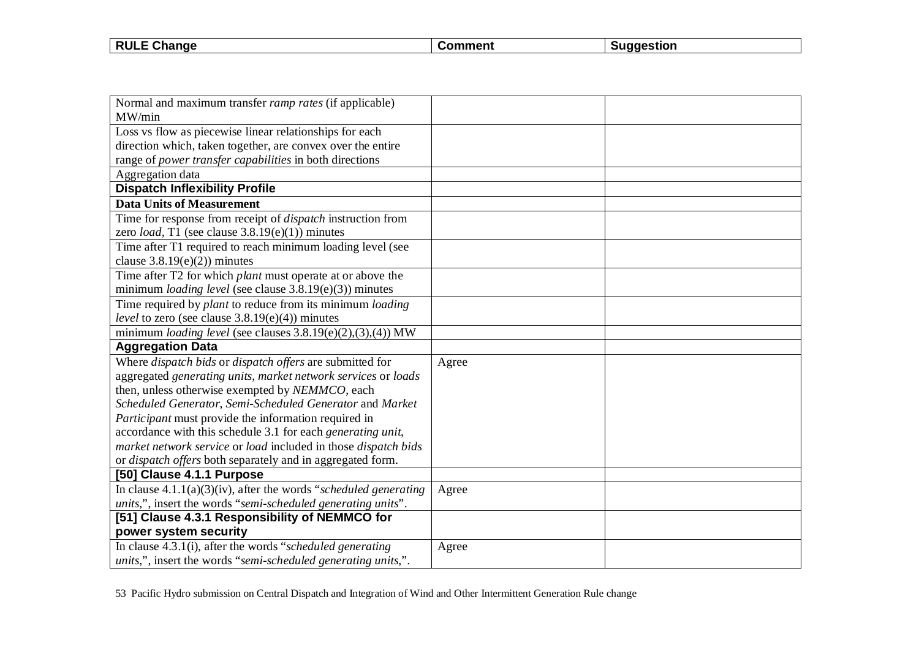| RULE Change | Comment | Suggestion |
|---|---|---|
| Normal and maximum transfer *ramp rates* (if applicable) MW/min | | |
| Loss vs flow as piecewise linear relationships for each direction which, taken together, are convex over the entire range of *power transfer capabilities* in both directions | | |
| Aggregation data | | |
| **Dispatch Inflexibility Profile** | | |
| **Data Units of Measurement** | | |
| Time for response from receipt of *dispatch* instruction from zero *load*, T1 (see clause 3.8.19(e)(1)) minutes | | |
| Time after T1 required to reach minimum loading level (see clause 3.8.19(e)(2)) minutes | | |
| Time after T2 for which *plant* must operate at or above the minimum *loading level* (see clause 3.8.19(e)(3)) minutes | | |
| Time required by *plant* to reduce from its minimum *loading level* to zero (see clause 3.8.19(e)(4)) minutes | | |
| minimum *loading level* (see clauses 3.8.19(e)(2),(3),(4)) MW | | |
| **Aggregation Data** | | |
| Where *dispatch bids* or *dispatch offers* are submitted for aggregated *generating units*, *market network services* or *loads* then, unless otherwise exempted by *NEMMCO*, each *Scheduled Generator*, *Semi-Scheduled Generator* and *Market Participant* must provide the information required in accordance with this schedule 3.1 for each *generating unit*, *market network service* or *load* included in those *dispatch bids* or *dispatch offers* both separately and in aggregated form. | Agree | |
| **[50] Clause 4.1.1 Purpose** | | |
| In clause 4.1.1(a)(3)(iv), after the words "*scheduled generating units*,", insert the words "*semi-scheduled generating units*". | Agree | |
| **[51] Clause 4.3.1 Responsibility of NEMMCO for power system security** | | |
| In clause 4.3.1(i), after the words "*scheduled generating units*,", insert the words "*semi-scheduled generating units*,". | Agree | |

53 Pacific Hydro submission on Central Dispatch and Integration of Wind and Other Intermittent Generation Rule change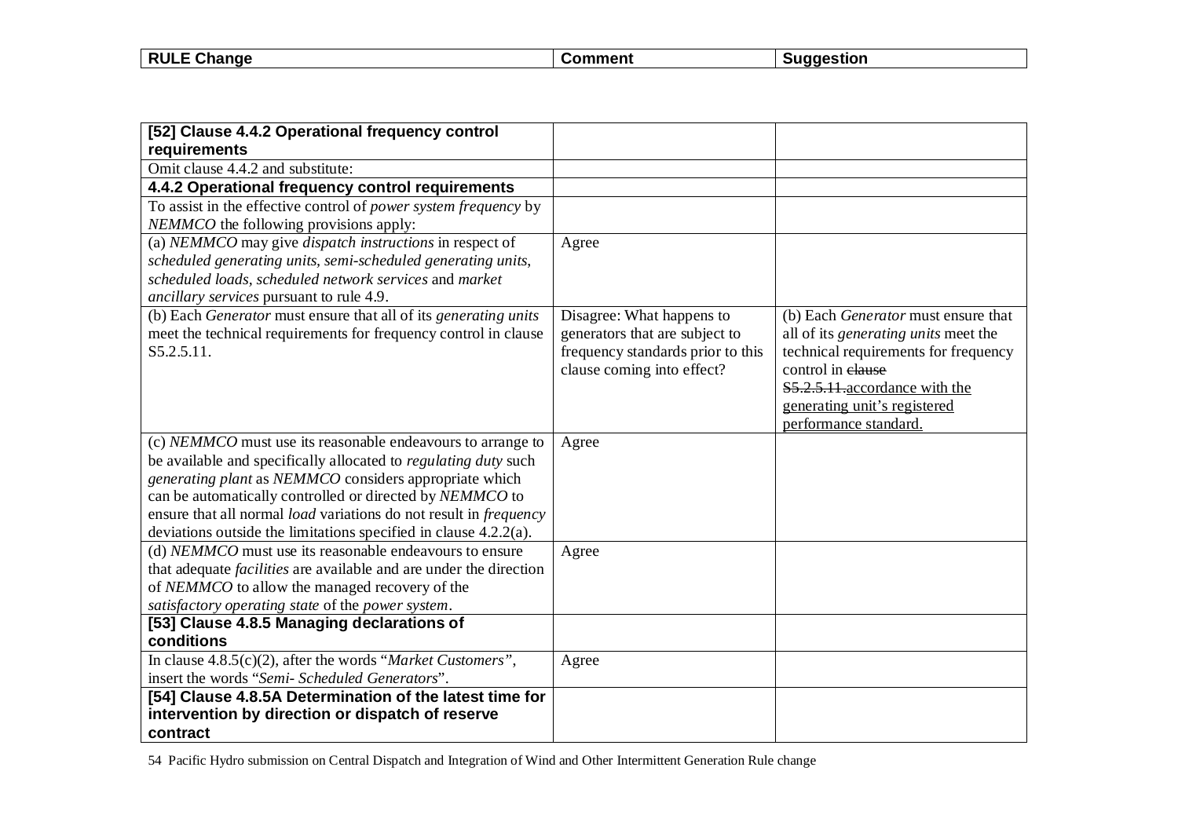| RULE Change | Comment | Suggestion |
|---|---|---|
| **[52] Clause 4.4.2 Operational frequency control requirements** | | |
| Omit clause 4.4.2 and substitute: | | |
| **4.4.2 Operational frequency control requirements** | | |
| To assist in the effective control of *power system frequency* by *NEMMCO* the following provisions apply: | | |
| (a) *NEMMCO* may give *dispatch instructions* in respect of *scheduled generating units*, *semi-scheduled generating units*, *scheduled loads*, *scheduled network services* and *market ancillary services* pursuant to rule 4.9. | Agree | |
| (b) Each *Generator* must ensure that all of its *generating units* meet the technical requirements for frequency control in clause S5.2.5.11. | Disagree: What happens to generators that are subject to frequency standards prior to this clause coming into effect? | (b) Each *Generator* must ensure that all of its *generating units* meet the technical requirements for frequency control in ~~clause S5.2.5.11.~~ <u>accordance with the generating unit's registered performance standard.</u> |
| (c) *NEMMCO* must use its reasonable endeavours to arrange to be available and specifically allocated to *regulating duty* such *generating plant* as *NEMMCO* considers appropriate which can be automatically controlled or directed by *NEMMCO* to ensure that all normal *load* variations do not result in *frequency* deviations outside the limitations specified in clause 4.2.2(a). | Agree | |
| (d) *NEMMCO* must use its reasonable endeavours to ensure that adequate *facilities* are available and are under the direction of *NEMMCO* to allow the managed recovery of the *satisfactory operating state* of the *power system*. | Agree | |
| **[53] Clause 4.8.5 Managing declarations of conditions** | | |
| In clause 4.8.5(c)(2), after the words "*Market Customers*", insert the words "*Semi- Scheduled Generators*". | Agree | |
| **[54] Clause 4.8.5A Determination of the latest time for intervention by direction or dispatch of reserve contract** | | |

54 Pacific Hydro submission on Central Dispatch and Integration of Wind and Other Intermittent Generation Rule change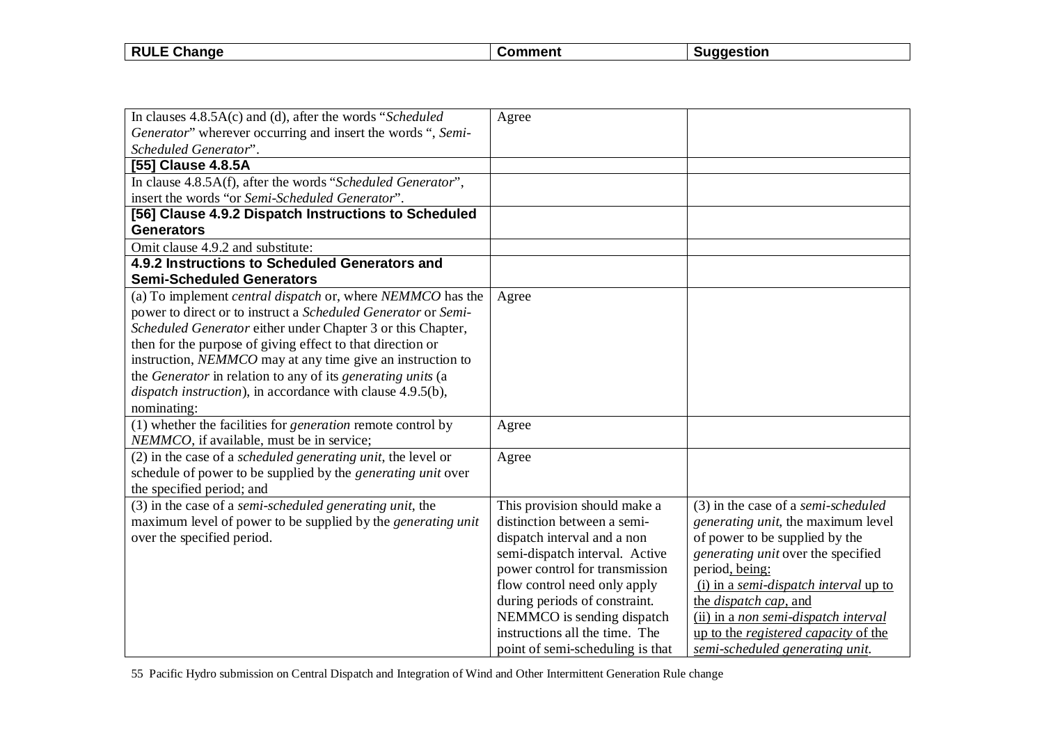| RULE Change | Comment | Suggestion |
|---|---|---|
| In clauses 4.8.5A(c) and (d), after the words "*Scheduled Generator*" wherever occurring and insert the words ", *Semi-Scheduled Generator*". | Agree | |
| **[55] Clause 4.8.5A** | | |
| In clause 4.8.5A(f), after the words "*Scheduled Generator*", insert the words "or *Semi-Scheduled Generator*". | | |
| **[56] Clause 4.9.2 Dispatch Instructions to Scheduled Generators** | | |
| Omit clause 4.9.2 and substitute: | | |
| **4.9.2 Instructions to Scheduled Generators and Semi-Scheduled Generators** | | |
| (a) To implement *central dispatch* or, where *NEMMCO* has the power to direct or to instruct a *Scheduled Generator* or *Semi-Scheduled Generator* either under Chapter 3 or this Chapter, then for the purpose of giving effect to that direction or instruction, *NEMMCO* may at any time give an instruction to the *Generator* in relation to any of its *generating units* (a *dispatch instruction*), in accordance with clause 4.9.5(b), nominating: | Agree | |
| (1) whether the facilities for *generation* remote control by *NEMMCO*, if available, must be in service; | Agree | |
| (2) in the case of a *scheduled generating unit*, the level or schedule of power to be supplied by the *generating unit* over the specified period; and | Agree | |
| (3) in the case of a *semi-scheduled generating unit*, the maximum level of power to be supplied by the *generating unit* over the specified period. | This provision should make a distinction between a semi-dispatch interval and a non semi-dispatch interval. Active power control for transmission flow control need only apply during periods of constraint. NEMMCO is sending dispatch instructions all the time. The point of semi-scheduling is that | (3) in the case of a *semi-scheduled generating unit*, the maximum level of power to be supplied by the *generating unit* over the specified period, being: (i) in a *semi-dispatch interval* up to the *dispatch cap*, and (ii) in a *non semi-dispatch interval* up to the *registered capacity* of the *semi-scheduled generating unit*. |

55 Pacific Hydro submission on Central Dispatch and Integration of Wind and Other Intermittent Generation Rule change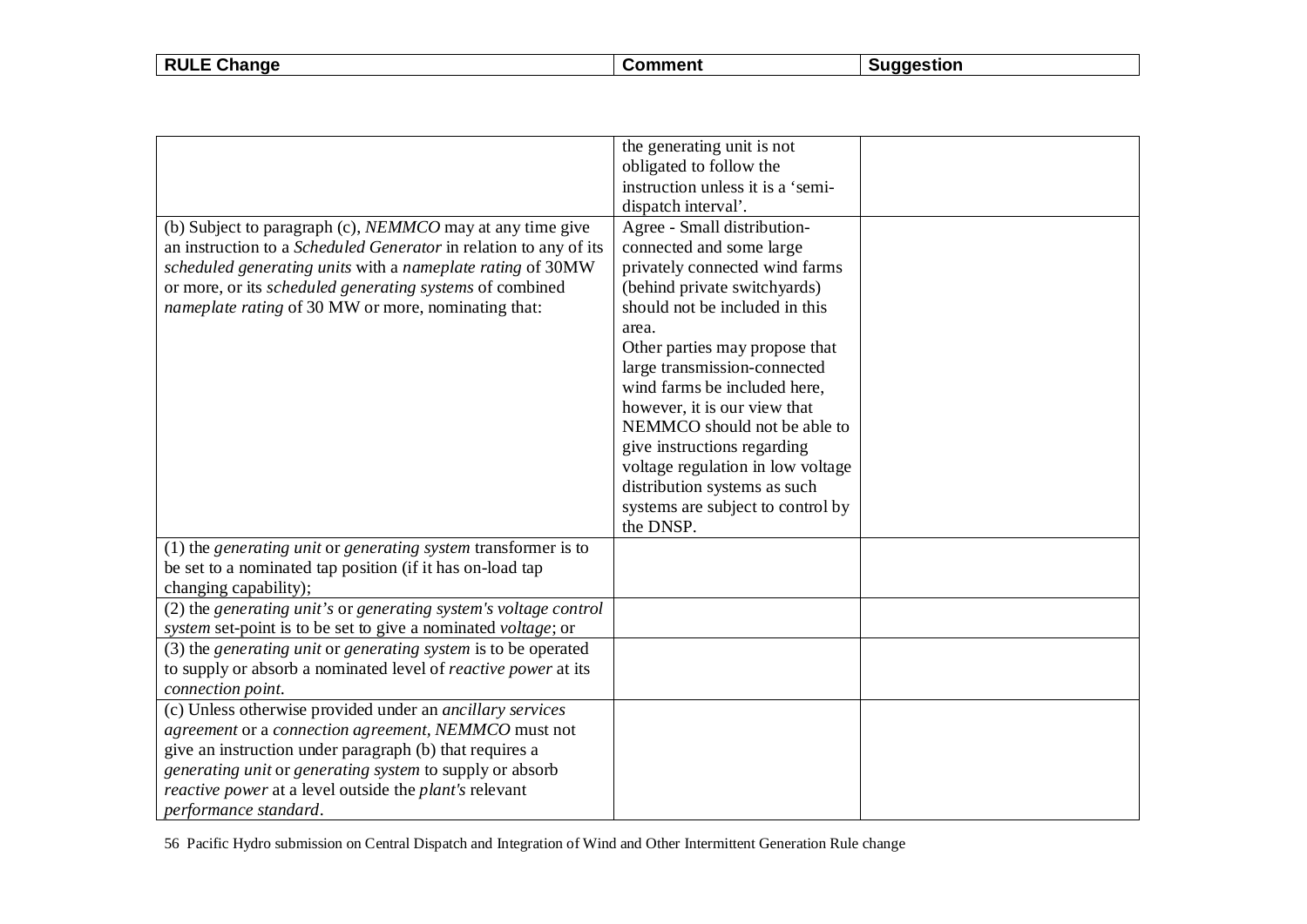| RULE Change | Comment | Suggestion |
|---|---|---|
| | the generating unit is not obligated to follow the instruction unless it is a 'semi-dispatch interval'. | |
| (b) Subject to paragraph (c), *NEMMCO* may at any time give an instruction to a *Scheduled Generator* in relation to any of its *scheduled generating units* with a *nameplate rating* of 30MW or more, or its *scheduled generating systems* of combined *nameplate rating* of 30 MW or more, nominating that: | Agree - Small distribution-connected and some large privately connected wind farms (behind private switchyards) should not be included in this area.<br>Other parties may propose that large transmission-connected wind farms be included here, however, it is our view that NEMMCO should not be able to give instructions regarding voltage regulation in low voltage distribution systems as such systems are subject to control by the DNSP. | |
| (1) the *generating unit* or *generating system* transformer is to be set to a nominated tap position (if it has on-load tap changing capability); | | |
| (2) the *generating unit's* or *generating system's voltage control system* set-point is to be set to give a nominated *voltage*; or | | |
| (3) the *generating unit* or *generating system* is to be operated to supply or absorb a nominated level of *reactive power* at its *connection point*. | | |
| (c) Unless otherwise provided under an *ancillary services agreement* or a *connection agreement*, *NEMMCO* must not give an instruction under paragraph (b) that requires a *generating unit* or *generating system* to supply or absorb *reactive power* at a level outside the *plant's* relevant *performance standard*. | | |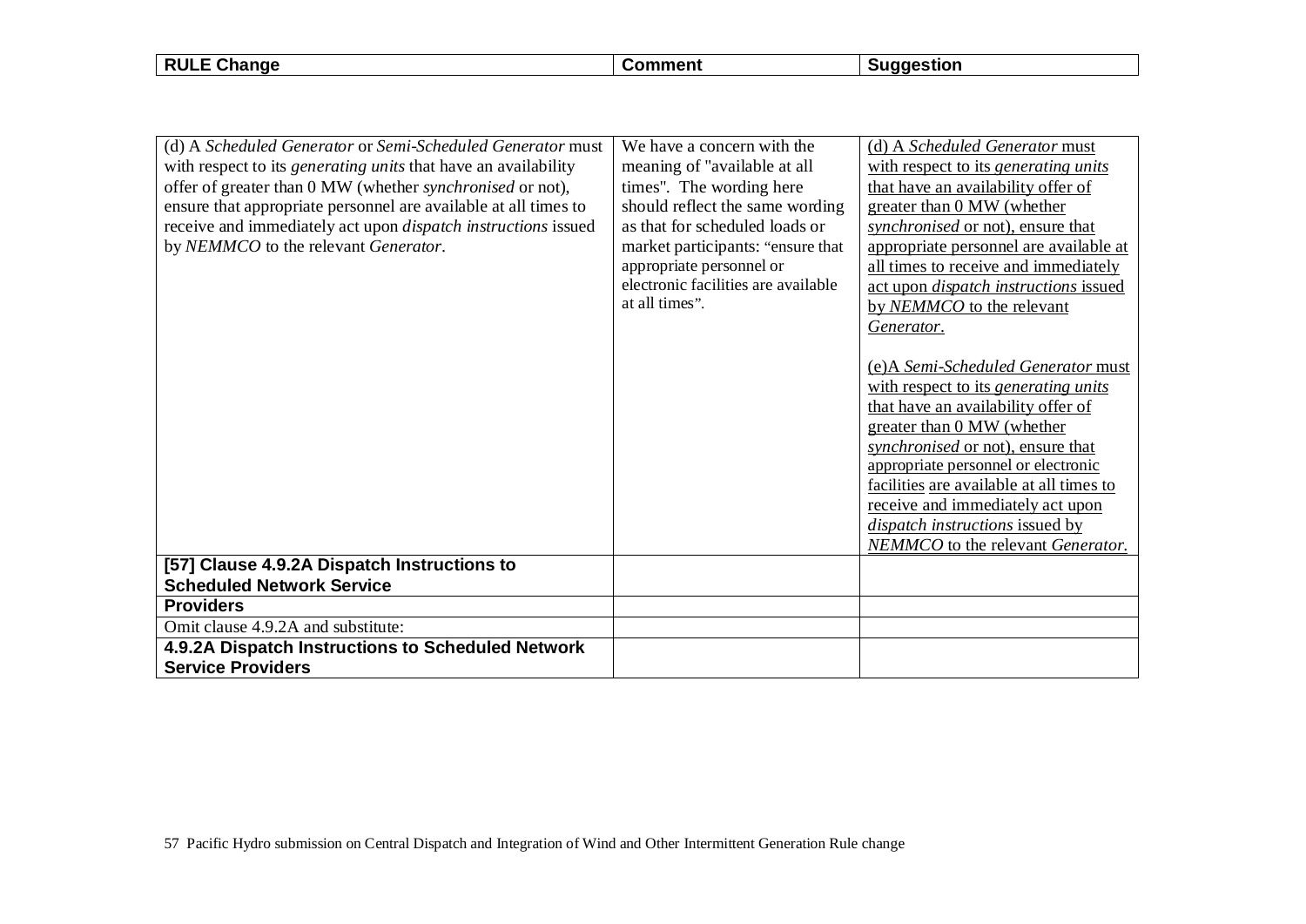| RULE Change | Comment | Suggestion |
|---|---|---|
| (d) A *Scheduled Generator* or *Semi-Scheduled Generator* must with respect to its *generating units* that have an availability offer of greater than 0 MW (whether *synchronised* or not), ensure that appropriate personnel are available at all times to receive and immediately act upon *dispatch instructions* issued by *NEMMCO* to the relevant *Generator*. | We have a concern with the meaning of "available at all times". The wording here should reflect the same wording as that for scheduled loads or market participants: "ensure that appropriate personnel or electronic facilities are available at all times". | (d) A *Scheduled Generator* must with respect to its *generating units* that have an availability offer of greater than 0 MW (whether *synchronised* or not), ensure that appropriate personnel are available at all times to receive and immediately act upon *dispatch instructions* issued by *NEMMCO* to the relevant *Generator*.<br><br>(e)A *Semi-Scheduled Generator* must with respect to its *generating units* that have an availability offer of greater than 0 MW (whether *synchronised* or not), ensure that appropriate personnel or electronic facilities are available at all times to receive and immediately act upon *dispatch instructions* issued by *NEMMCO* to the relevant *Generator*. |
| **[57] Clause 4.9.2A Dispatch Instructions to Scheduled Network Service** | | |
| **Providers** | | |
| Omit clause 4.9.2A and substitute: | | |
| **4.9.2A Dispatch Instructions to Scheduled Network Service Providers** | | |

57 Pacific Hydro submission on Central Dispatch and Integration of Wind and Other Intermittent Generation Rule change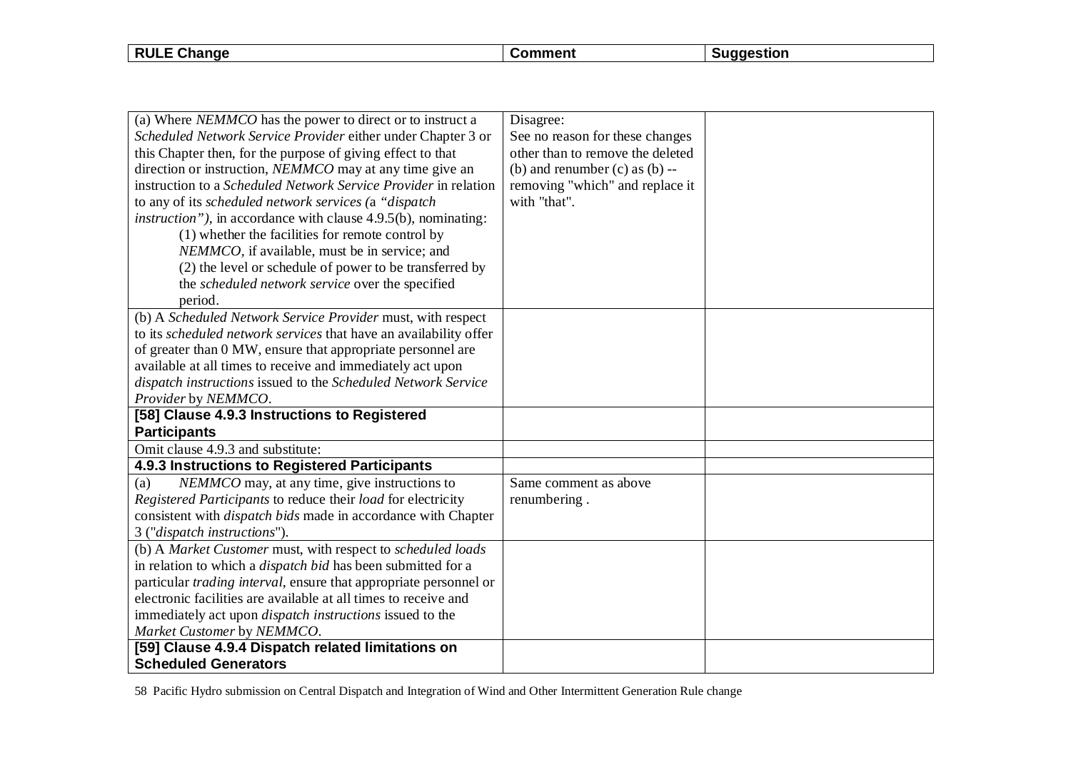| RULE Change | Comment | Suggestion |
|---|---|---|
| (a) Where *NEMMCO* has the power to direct or to instruct a *Scheduled Network Service Provider* either under Chapter 3 or this Chapter then, for the purpose of giving effect to that direction or instruction, *NEMMCO* may at any time give an instruction to a *Scheduled Network Service Provider* in relation to any of its *scheduled network services (*a *"dispatch instruction")*, in accordance with clause 4.9.5(b), nominating:<br>(1) whether the facilities for remote control by *NEMMCO*, if available, must be in service; and<br>(2) the level or schedule of power to be transferred by the *scheduled network service* over the specified period. | Disagree:<br>See no reason for these changes other than to remove the deleted (b) and renumber (c) as (b) -- removing "which" and replace it with "that". | |
| (b) A *Scheduled Network Service Provider* must, with respect to its *scheduled network services* that have an availability offer of greater than 0 MW, ensure that appropriate personnel are available at all times to receive and immediately act upon *dispatch instructions* issued to the *Scheduled Network Service Provider* by *NEMMCO*. | | |
| **[58] Clause 4.9.3 Instructions to Registered Participants** | | |
| Omit clause 4.9.3 and substitute: | | |
| **4.9.3 Instructions to Registered Participants** | | |
| (a) *NEMMCO* may, at any time, give instructions to *Registered Participants* to reduce their *load* for electricity consistent with *dispatch bids* made in accordance with Chapter 3 ("*dispatch instructions*"). | Same comment as above renumbering . | |
| (b) A *Market Customer* must, with respect to *scheduled loads* in relation to which a *dispatch bid* has been submitted for a particular *trading interval*, ensure that appropriate personnel or electronic facilities are available at all times to receive and immediately act upon *dispatch instructions* issued to the *Market Customer* by *NEMMCO*. | | |
| **[59] Clause 4.9.4 Dispatch related limitations on Scheduled Generators** | | |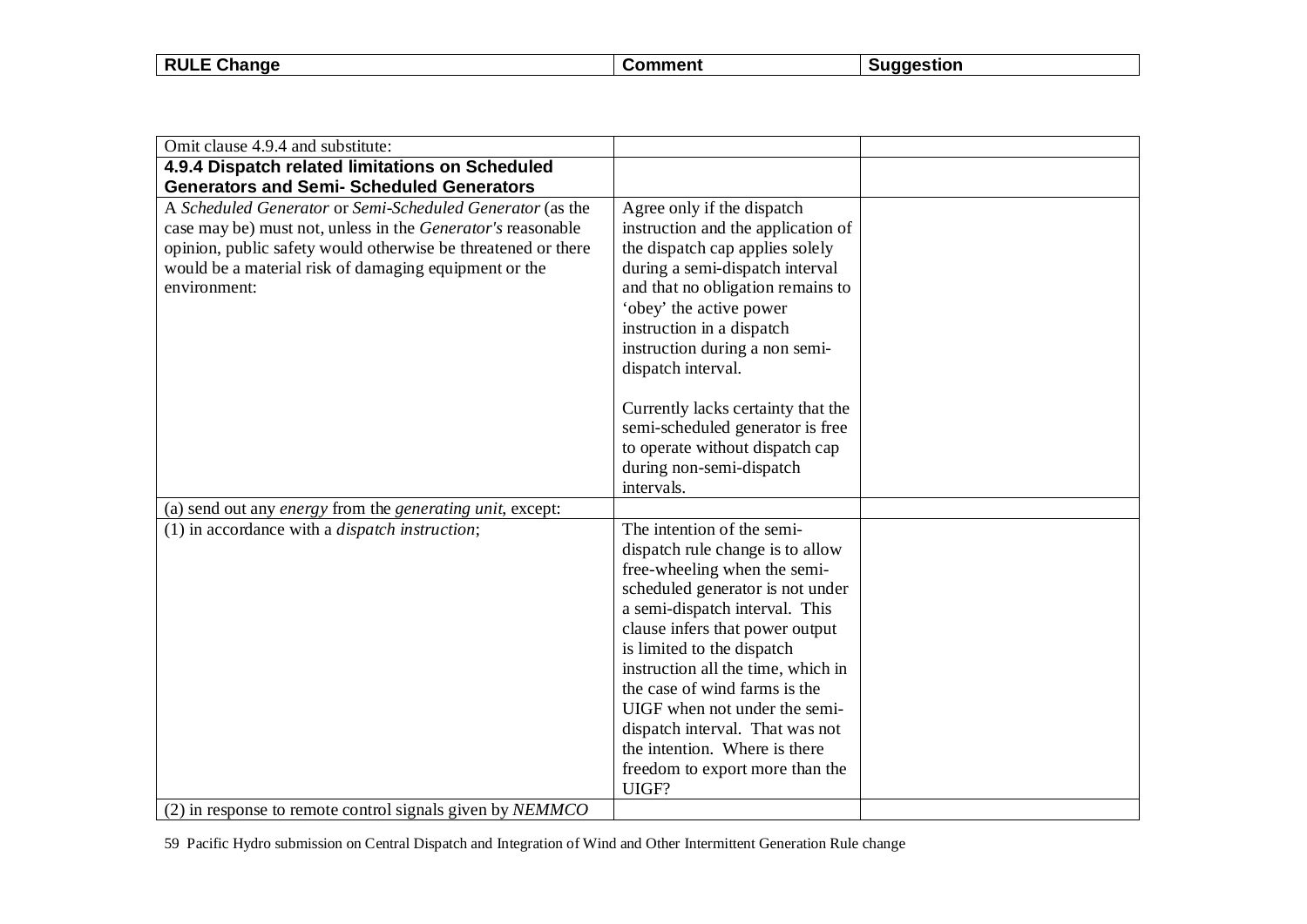| RULE Change | Comment | Suggestion |
|---|---|---|
| Omit clause 4.9.4 and substitute: | | |
| **4.9.4 Dispatch related limitations on Scheduled Generators and Semi- Scheduled Generators** | | |
| A *Scheduled Generator* or *Semi-Scheduled Generator* (as the case may be) must not, unless in the *Generator's* reasonable opinion, public safety would otherwise be threatened or there would be a material risk of damaging equipment or the environment: | Agree only if the dispatch instruction and the application of the dispatch cap applies solely during a semi-dispatch interval and that no obligation remains to 'obey' the active power instruction in a dispatch instruction during a non semi-dispatch interval.<br><br>Currently lacks certainty that the semi-scheduled generator is free to operate without dispatch cap during non-semi-dispatch intervals. | |
| (a) send out any *energy* from the *generating unit*, except: | | |
| (1) in accordance with a *dispatch instruction*; | The intention of the semi-dispatch rule change is to allow free-wheeling when the semi-scheduled generator is not under a semi-dispatch interval. This clause infers that power output is limited to the dispatch instruction all the time, which in the case of wind farms is the UIGF when not under the semi-dispatch interval. That was not the intention. Where is there freedom to export more than the UIGF? | |
| (2) in response to remote control signals given by *NEMMCO* | | |

Pacific Hydro submission on Central Dispatch and Integration of Wind and Other Intermittent Generation Rule change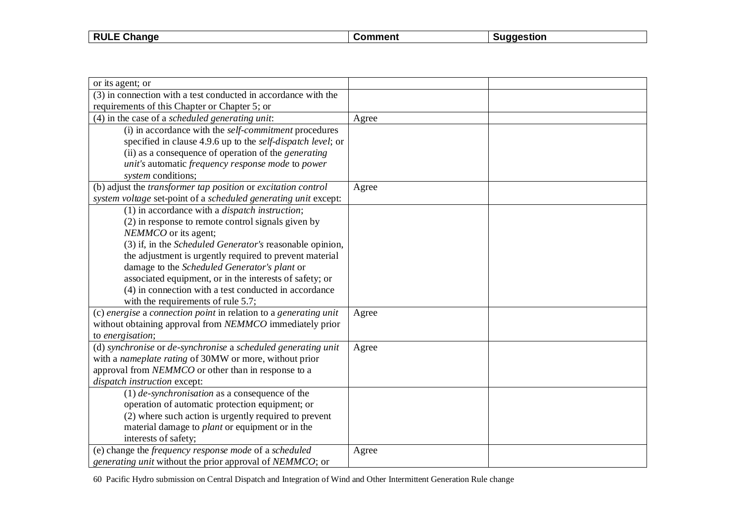| RULE Change | Comment | Suggestion |
|---|---|---|
| or its agent; or | | |
| (3) in connection with a test conducted in accordance with the requirements of this Chapter or Chapter 5; or | | |
| (4) in the case of a *scheduled generating unit*: | Agree | |
| (i) in accordance with the *self-commitment* procedures specified in clause 4.9.6 up to the *self-dispatch level*; or (ii) as a consequence of operation of the *generating unit's* automatic *frequency response mode* to *power system* conditions; | | |
| (b) adjust the *transformer tap position* or *excitation control system voltage* set-point of a *scheduled generating unit* except: | Agree | |
| (1) in accordance with a *dispatch instruction*; (2) in response to remote control signals given by *NEMMCO* or its agent; (3) if, in the *Scheduled Generator's* reasonable opinion, the adjustment is urgently required to prevent material damage to the *Scheduled Generator's plant* or associated equipment, or in the interests of safety; or (4) in connection with a test conducted in accordance with the requirements of rule 5.7; | | |
| (c) *energise* a *connection point* in relation to a *generating unit* without obtaining approval from *NEMMCO* immediately prior to *energisation*; | Agree | |
| (d) *synchronise* or *de-synchronise* a *scheduled generating unit* with a *nameplate rating* of 30MW or more, without prior approval from *NEMMCO* or other than in response to a *dispatch instruction* except: | Agree | |
| (1) *de-synchronisation* as a consequence of the operation of automatic protection equipment; or (2) where such action is urgently required to prevent material damage to *plant* or equipment or in the interests of safety; | | |
| (e) change the *frequency response mode* of a *scheduled generating unit* without the prior approval of *NEMMCO*; or | Agree | |

60 Pacific Hydro submission on Central Dispatch and Integration of Wind and Other Intermittent Generation Rule change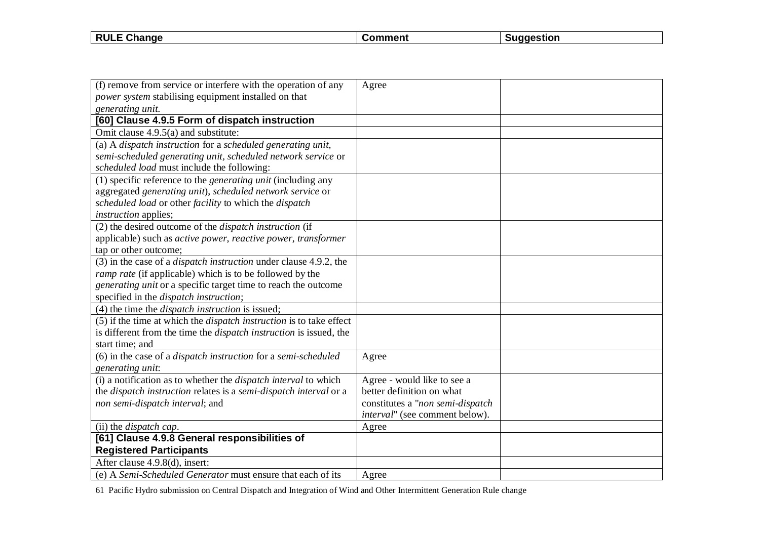| RULE Change | Comment | Suggestion |
|---|---|---|
| (f) remove from service or interfere with the operation of any *power system* stabilising equipment installed on that *generating unit.* | Agree | |
| **[60] Clause 4.9.5 Form of dispatch instruction** | | |
| Omit clause 4.9.5(a) and substitute: | | |
| (a) A *dispatch instruction* for a *scheduled generating unit, semi-scheduled generating unit, scheduled network service* or *scheduled load* must include the following: | | |
| (1) specific reference to the *generating unit* (including any aggregated *generating unit*), *scheduled network service* or *scheduled load* or other *facility* to which the *dispatch instruction* applies; | | |
| (2) the desired outcome of the *dispatch instruction* (if applicable) such as *active power, reactive power, transformer* tap or other outcome; | | |
| (3) in the case of a *dispatch instruction* under clause 4.9.2, the *ramp rate* (if applicable) which is to be followed by the *generating unit* or a specific target time to reach the outcome specified in the *dispatch instruction*; | | |
| (4) the time the *dispatch instruction* is issued; | | |
| (5) if the time at which the *dispatch instruction* is to take effect is different from the time the *dispatch instruction* is issued, the start time; and | | |
| (6) in the case of a *dispatch instruction* for a *semi-scheduled generating unit*: | Agree | |
| (i) a notification as to whether the *dispatch interval* to which the *dispatch instruction* relates is a *semi-dispatch interval* or a *non semi-dispatch interval*; and | Agree - would like to see a better definition on what constitutes a "*non semi-dispatch interval*" (see comment below). | |
| (ii) the *dispatch cap*. | Agree | |
| **[61] Clause 4.9.8 General responsibilities of Registered Participants** | | |
| After clause 4.9.8(d), insert: | | |
| (e) A *Semi-Scheduled Generator* must ensure that each of its | Agree | |

61 Pacific Hydro submission on Central Dispatch and Integration of Wind and Other Intermittent Generation Rule change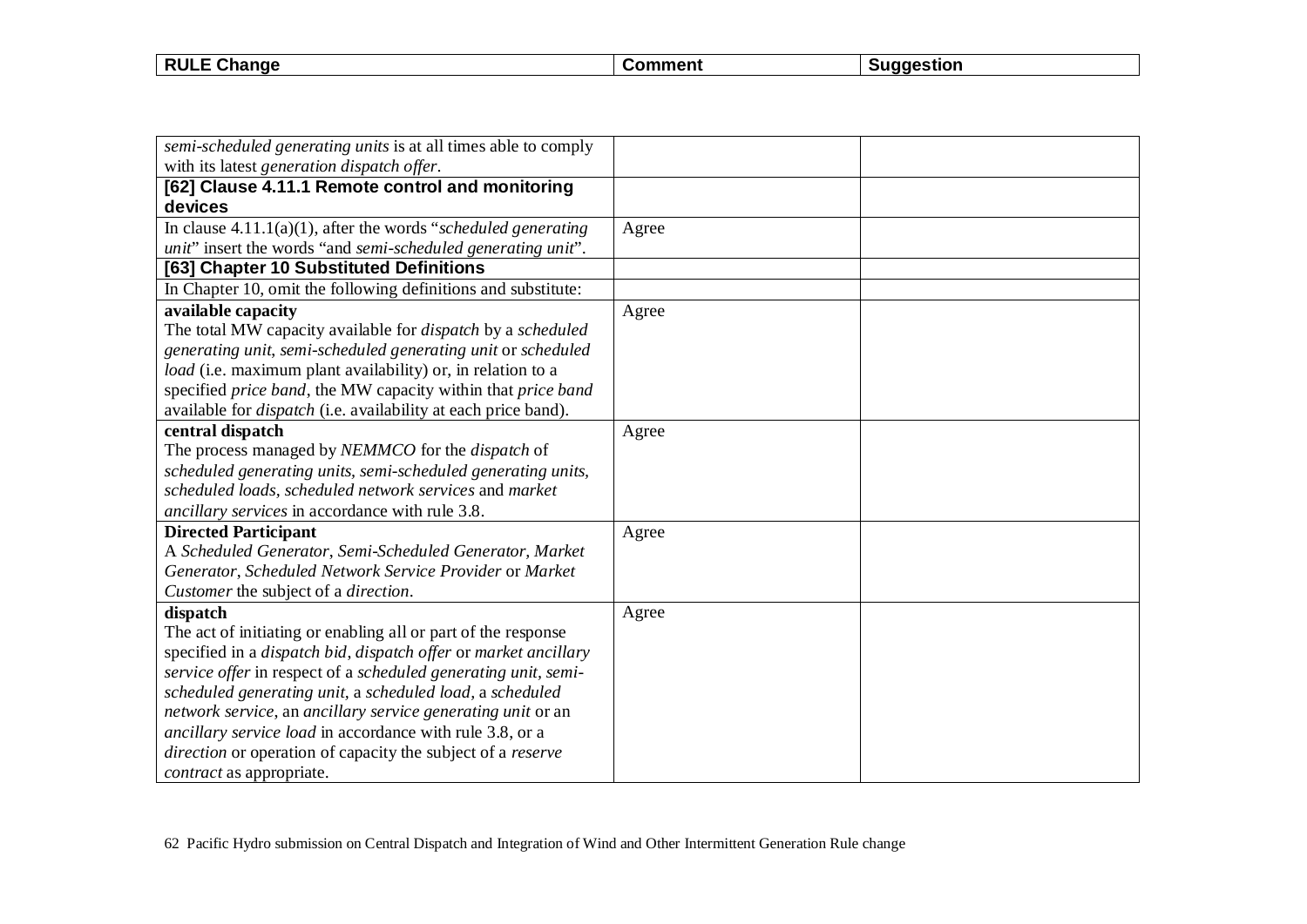| RULE Change | Comment | Suggestion |
|---|---|---|
| *semi-scheduled generating units* is at all times able to comply with its latest *generation dispatch offer*. | | |
| **[62] Clause 4.11.1 Remote control and monitoring devices** | | |
| In clause 4.11.1(a)(1), after the words "*scheduled generating unit*" insert the words "and *semi-scheduled generating unit*". | Agree | |
| **[63] Chapter 10 Substituted Definitions** | | |
| In Chapter 10, omit the following definitions and substitute: | | |
| **available capacity**<br>The total MW capacity available for *dispatch* by a *scheduled generating unit*, *semi-scheduled generating unit* or *scheduled load* (i.e. maximum plant availability) or, in relation to a specified *price band*, the MW capacity within that *price band* available for *dispatch* (i.e. availability at each price band). | Agree | |
| **central dispatch**<br>The process managed by *NEMMCO* for the *dispatch* of *scheduled generating units*, *semi-scheduled generating units*, *scheduled loads*, *scheduled network services* and *market ancillary services* in accordance with rule 3.8. | Agree | |
| **Directed Participant**<br>A *Scheduled Generator*, *Semi-Scheduled Generator*, *Market Generator*, *Scheduled Network Service Provider* or *Market Customer* the subject of a *direction*. | Agree | |
| **dispatch**<br>The act of initiating or enabling all or part of the response specified in a *dispatch bid*, *dispatch offer* or *market ancillary service offer* in respect of a *scheduled generating unit*, *semi-scheduled generating unit*, a *scheduled load*, a *scheduled network service*, an *ancillary service generating unit* or an *ancillary service load* in accordance with rule 3.8, or a *direction* or operation of capacity the subject of a *reserve contract* as appropriate. | Agree | |

Pacific Hydro submission on Central Dispatch and Integration of Wind and Other Intermittent Generation Rule change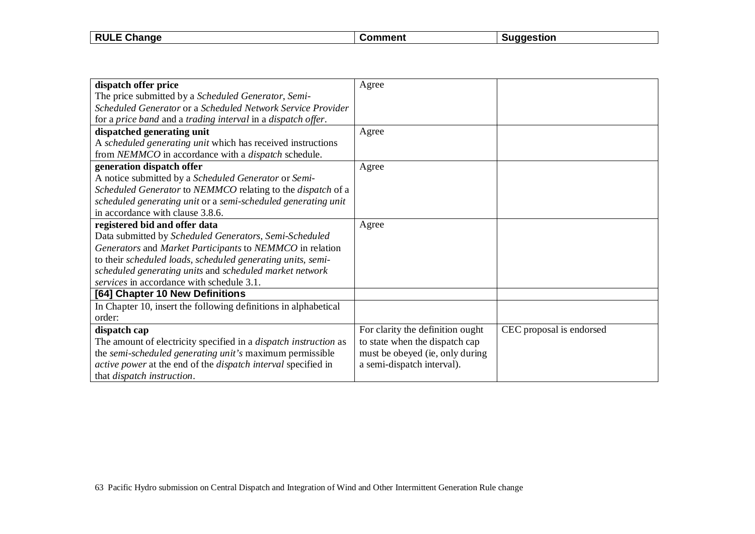| RULE Change | Comment | Suggestion |
|---|---|---|
| **dispatch offer price**<br>The price submitted by a *Scheduled Generator*, *Semi-Scheduled Generator* or a *Scheduled Network Service Provider* for a *price band* and a *trading interval* in a *dispatch offer*. | Agree | |
| **dispatched generating unit**<br>A *scheduled generating unit* which has received instructions from *NEMMCO* in accordance with a *dispatch* schedule. | Agree | |
| **generation dispatch offer**<br>A notice submitted by a *Scheduled Generator* or *Semi-Scheduled Generator* to *NEMMCO* relating to the *dispatch* of a *scheduled generating unit* or a *semi-scheduled generating unit* in accordance with clause 3.8.6. | Agree | |
| **registered bid and offer data**<br>Data submitted by *Scheduled Generators*, *Semi-Scheduled Generators* and *Market Participants* to *NEMMCO* in relation to their *scheduled loads*, *scheduled generating units*, *semi-scheduled generating units* and *scheduled market network services* in accordance with schedule 3.1. | Agree | |
| **[64] Chapter 10 New Definitions** | | |
| In Chapter 10, insert the following definitions in alphabetical order: | | |
| **dispatch cap**<br>The amount of electricity specified in a *dispatch instruction* as the *semi-scheduled generating unit's* maximum permissible *active power* at the end of the *dispatch interval* specified in that *dispatch instruction*. | For clarity the definition ought to state when the dispatch cap must be obeyed (ie, only during a semi-dispatch interval). | CEC proposal is endorsed |

63 Pacific Hydro submission on Central Dispatch and Integration of Wind and Other Intermittent Generation Rule change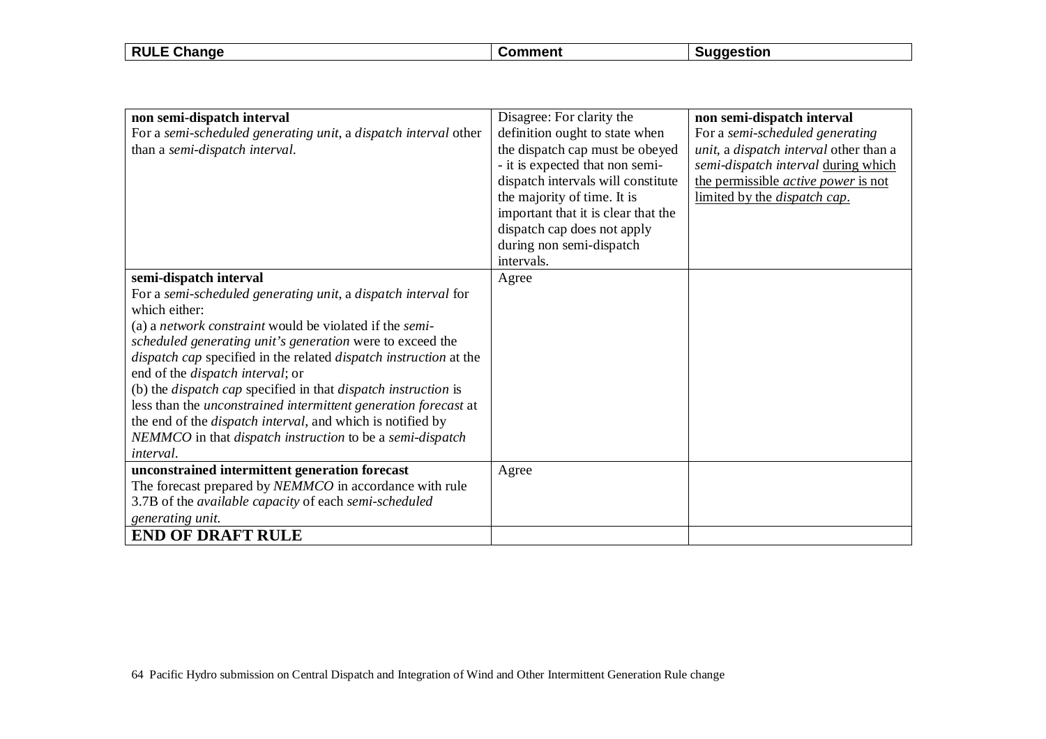| RULE Change | Comment | Suggestion |
|---|---|---|
| **non semi-dispatch interval**<br>For a *semi-scheduled generating unit*, a *dispatch interval* other than a *semi-dispatch interval*. | Disagree: For clarity the definition ought to state when the dispatch cap must be obeyed - it is expected that non semi-dispatch intervals will constitute the majority of time. It is important that it is clear that the dispatch cap does not apply during non semi-dispatch intervals. | **non semi-dispatch interval**<br>For a *semi-scheduled generating unit*, a *dispatch interval* other than a *semi-dispatch interval* <u>during which the permissible *active power* is not limited by the *dispatch cap*</u>. |
| **semi-dispatch interval**<br>For a *semi-scheduled generating unit*, a *dispatch interval* for which either:<br>(a) a *network constraint* would be violated if the *semi-scheduled generating unit's generation* were to exceed the *dispatch cap* specified in the related *dispatch instruction* at the end of the *dispatch interval*; or<br>(b) the *dispatch cap* specified in that *dispatch instruction* is less than the *unconstrained intermittent generation forecast* at the end of the *dispatch interval*, and which is notified by *NEMMCO* in that *dispatch instruction* to be a *semi-dispatch interval*. | Agree | |
| **unconstrained intermittent generation forecast**<br>The forecast prepared by *NEMMCO* in accordance with rule 3.7B of the *available capacity* of each *semi-scheduled generating unit*. | Agree | |
| **END OF DRAFT RULE** | | |

64 Pacific Hydro submission on Central Dispatch and Integration of Wind and Other Intermittent Generation Rule change